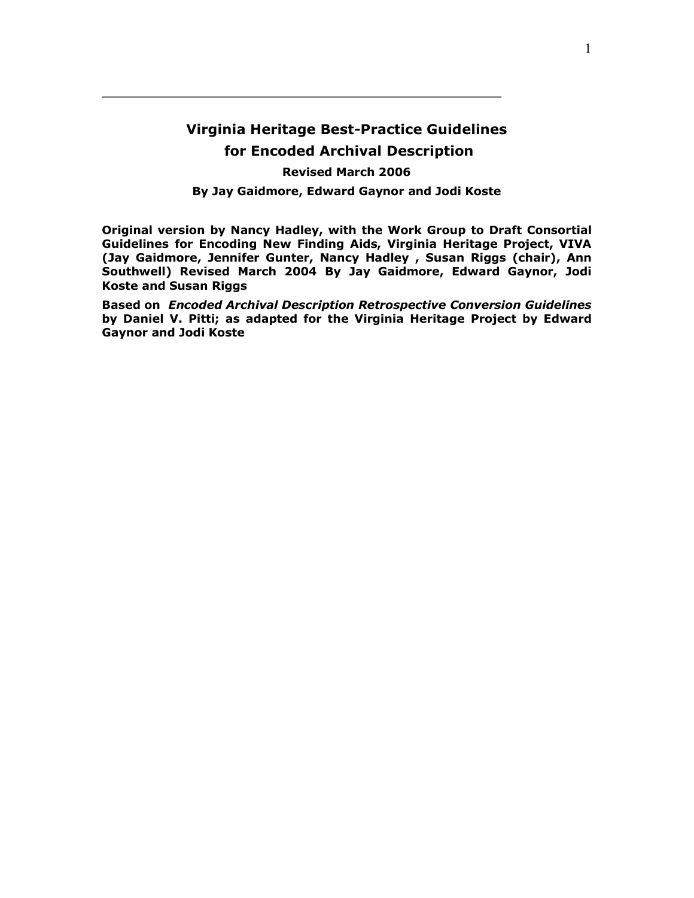# Virginia Heritage Best-Practice Guidelines for Encoded Archival Description

**Revised March 2006**

**By Jay Gaidmore, Edward Gaynor and Jodi Koste**

**Original version by Nancy Hadley, with the Work Group to Draft Consortial Guidelines for Encoding New Finding Aids, Virginia Heritage Project, VIVA (Jay Gaidmore, Jennifer Gunter, Nancy Hadley , Susan Riggs (chair), Ann Southwell) Revised March 2004 By Jay Gaidmore, Edward Gaynor, Jodi Koste and Susan Riggs**

**Based on *Encoded Archival Description Retrospective Conversion Guidelines* by Daniel V. Pitti; as adapted for the Virginia Heritage Project by Edward Gaynor and Jodi Koste**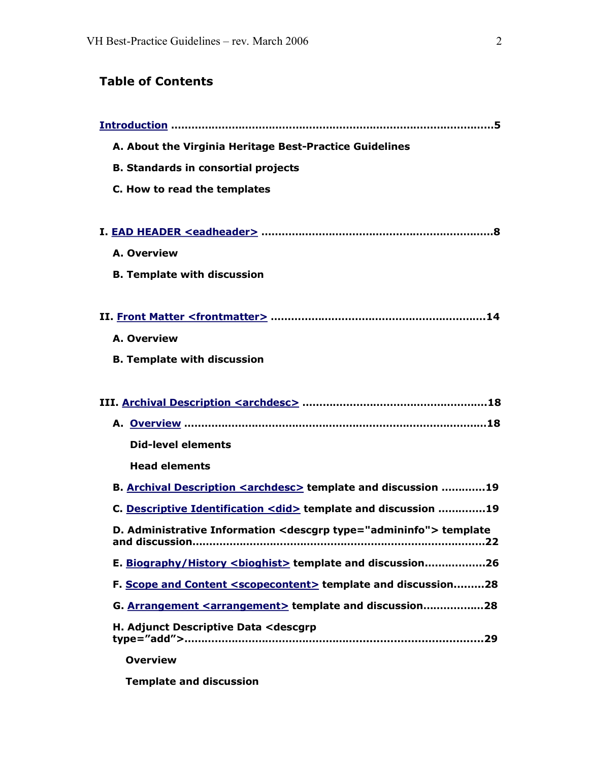## Table of Contents

**Introduction ..........................................................................................5**

- **A. About the Virginia Heritage Best-Practice Guidelines**
- **B. Standards in consortial projects**
- **C. How to read the templates**

**I. EAD HEADER <eadheader> ...................................................................8**

- **A. Overview**
- **B. Template with discussion**

**II. Front Matter <frontmatter> ..............................................................14**

- **A. Overview**
- **B. Template with discussion**

**III. Archival Description <archdesc> .....................................................18**

- **A. Overview .........................................................................................18**
  - **Did-level elements**
  - **Head elements**
- **B. Archival Description <archdesc> template and discussion ............19**
- **C. Descriptive Identification <did> template and discussion .............19**
- **D. Administrative Information <descgrp type="admininfo"> template and discussion.....................................................................................22**
- **E. Biography/History <bioghist> template and discussion.................26**
- **F. Scope and Content <scopecontent> template and discussion.........28**
- **G. Arrangement <arrangement> template and discussion.................28**
- **H. Adjunct Descriptive Data <descgrp type="add">.......................................................................................29**
  - **Overview**
  - **Template and discussion**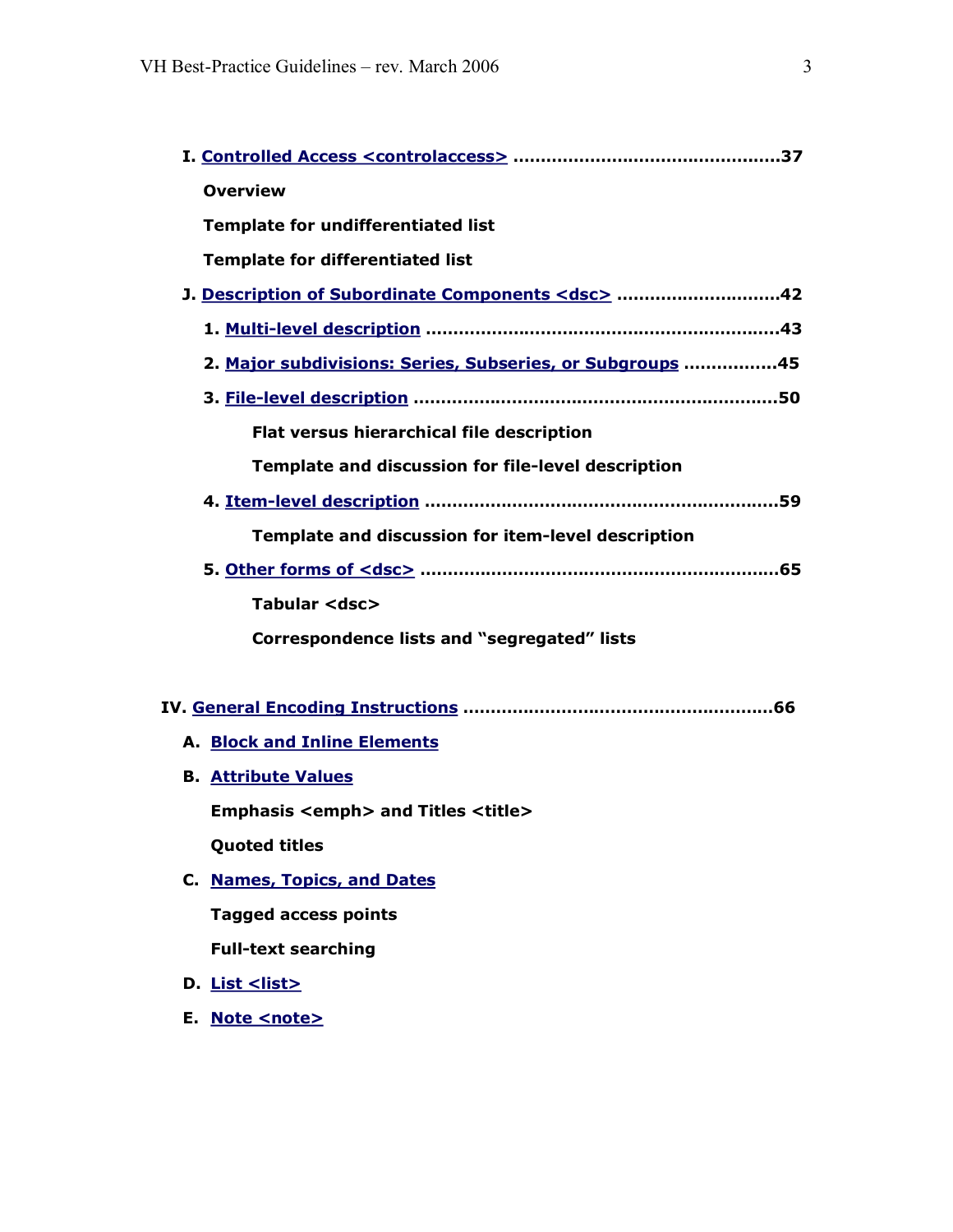**I. Controlled Access <controlaccess> ................................................37**

**Overview**

**Template for undifferentiated list**

**Template for differentiated list**

**J. Description of Subordinate Components <dsc> .............................42**

**1. Multi-level description ................................................................43**

**2. Major subdivisions: Series, Subseries, or Subgroups .................45**

**3. File-level description ..................................................................50**

**Flat versus hierarchical file description**

**Template and discussion for file-level description**

**4. Item-level description ................................................................59**

**Template and discussion for item-level description**

**5. Other forms of <dsc> .................................................................65**

**Tabular <dsc>**

**Correspondence lists and "segregated" lists**

**IV. General Encoding Instructions ........................................................66**

**A. Block and Inline Elements**

**B. Attribute Values**

**Emphasis <emph> and Titles <title>**

**Quoted titles**

**C. Names, Topics, and Dates**

**Tagged access points**

**Full-text searching**

**D. List <list>**

**E. Note <note>**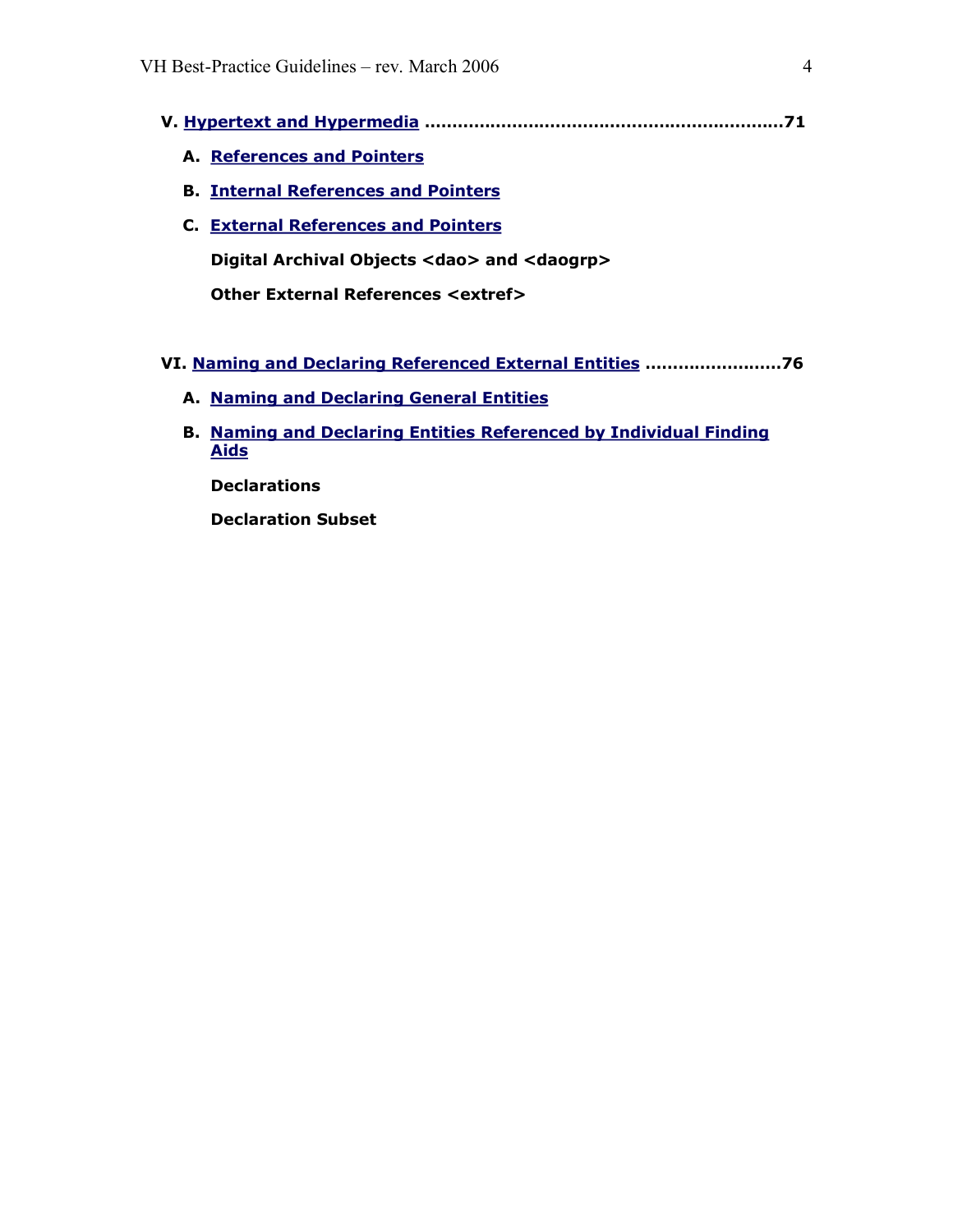**V. Hypertext and Hypermedia ................................................................71**

- **A. References and Pointers**
- **B. Internal References and Pointers**
- **C. External References and Pointers**
  - **Digital Archival Objects <dao> and <daogrp>**
  - **Other External References <extref>**

**VI. Naming and Declaring Referenced External Entities ........................76**

- **A. Naming and Declaring General Entities**
- **B. Naming and Declaring Entities Referenced by Individual Finding Aids**
  - **Declarations**
  - **Declaration Subset**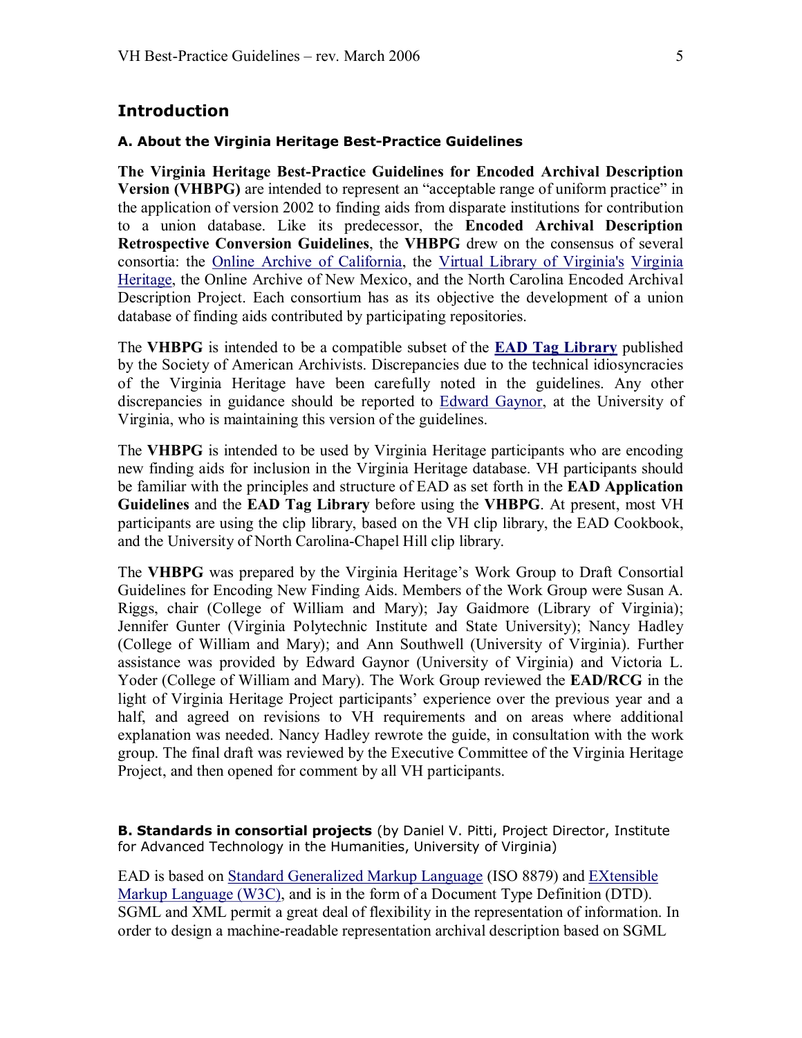## Introduction

### A. About the Virginia Heritage Best-Practice Guidelines

**The Virginia Heritage Best-Practice Guidelines for Encoded Archival Description Version (VHBPG)** are intended to represent an "acceptable range of uniform practice" in the application of version 2002 to finding aids from disparate institutions for contribution to a union database. Like its predecessor, the **Encoded Archival Description Retrospective Conversion Guidelines**, the **VHBPG** drew on the consensus of several consortia: the Online Archive of California, the Virtual Library of Virginia's Virginia Heritage, the Online Archive of New Mexico, and the North Carolina Encoded Archival Description Project. Each consortium has as its objective the development of a union database of finding aids contributed by participating repositories.

The **VHBPG** is intended to be a compatible subset of the **EAD Tag Library** published by the Society of American Archivists. Discrepancies due to the technical idiosyncracies of the Virginia Heritage have been carefully noted in the guidelines. Any other discrepancies in guidance should be reported to Edward Gaynor, at the University of Virginia, who is maintaining this version of the guidelines.

The **VHBPG** is intended to be used by Virginia Heritage participants who are encoding new finding aids for inclusion in the Virginia Heritage database. VH participants should be familiar with the principles and structure of EAD as set forth in the **EAD Application Guidelines** and the **EAD Tag Library** before using the **VHBPG**. At present, most VH participants are using the clip library, based on the VH clip library, the EAD Cookbook, and the University of North Carolina-Chapel Hill clip library.

The **VHBPG** was prepared by the Virginia Heritage's Work Group to Draft Consortial Guidelines for Encoding New Finding Aids. Members of the Work Group were Susan A. Riggs, chair (College of William and Mary); Jay Gaidmore (Library of Virginia); Jennifer Gunter (Virginia Polytechnic Institute and State University); Nancy Hadley (College of William and Mary); and Ann Southwell (University of Virginia). Further assistance was provided by Edward Gaynor (University of Virginia) and Victoria L. Yoder (College of William and Mary). The Work Group reviewed the **EAD/RCG** in the light of Virginia Heritage Project participants' experience over the previous year and a half, and agreed on revisions to VH requirements and on areas where additional explanation was needed. Nancy Hadley rewrote the guide, in consultation with the work group. The final draft was reviewed by the Executive Committee of the Virginia Heritage Project, and then opened for comment by all VH participants.

### B. Standards in consortial projects (by Daniel V. Pitti, Project Director, Institute for Advanced Technology in the Humanities, University of Virginia)

EAD is based on Standard Generalized Markup Language (ISO 8879) and EXtensible Markup Language (W3C), and is in the form of a Document Type Definition (DTD). SGML and XML permit a great deal of flexibility in the representation of information. In order to design a machine-readable representation archival description based on SGML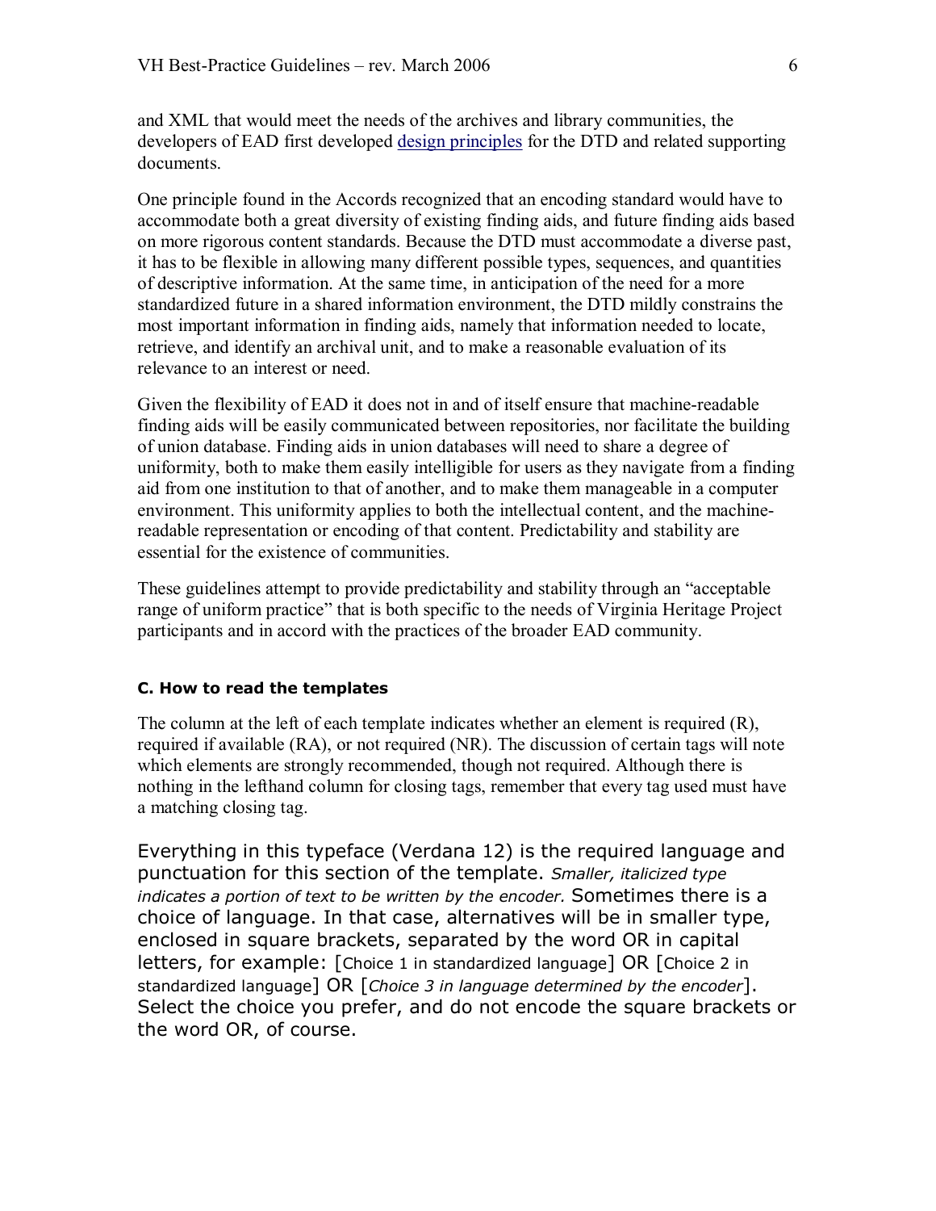and XML that would meet the needs of the archives and library communities, the developers of EAD first developed design principles for the DTD and related supporting documents.

One principle found in the Accords recognized that an encoding standard would have to accommodate both a great diversity of existing finding aids, and future finding aids based on more rigorous content standards. Because the DTD must accommodate a diverse past, it has to be flexible in allowing many different possible types, sequences, and quantities of descriptive information. At the same time, in anticipation of the need for a more standardized future in a shared information environment, the DTD mildly constrains the most important information in finding aids, namely that information needed to locate, retrieve, and identify an archival unit, and to make a reasonable evaluation of its relevance to an interest or need.

Given the flexibility of EAD it does not in and of itself ensure that machine-readable finding aids will be easily communicated between repositories, nor facilitate the building of union database. Finding aids in union databases will need to share a degree of uniformity, both to make them easily intelligible for users as they navigate from a finding aid from one institution to that of another, and to make them manageable in a computer environment. This uniformity applies to both the intellectual content, and the machine-readable representation or encoding of that content. Predictability and stability are essential for the existence of communities.

These guidelines attempt to provide predictability and stability through an "acceptable range of uniform practice" that is both specific to the needs of Virginia Heritage Project participants and in accord with the practices of the broader EAD community.

### C. How to read the templates

The column at the left of each template indicates whether an element is required (R), required if available (RA), or not required (NR). The discussion of certain tags will note which elements are strongly recommended, though not required. Although there is nothing in the lefthand column for closing tags, remember that every tag used must have a matching closing tag.

Everything in this typeface (Verdana 12) is the required language and punctuation for this section of the template. *Smaller, italicized type indicates a portion of text to be written by the encoder.* Sometimes there is a choice of language. In that case, alternatives will be in smaller type, enclosed in square brackets, separated by the word OR in capital letters, for example: [Choice 1 in standardized language] OR [Choice 2 in standardized language] OR [*Choice 3 in language determined by the encoder*]. Select the choice you prefer, and do not encode the square brackets or the word OR, of course.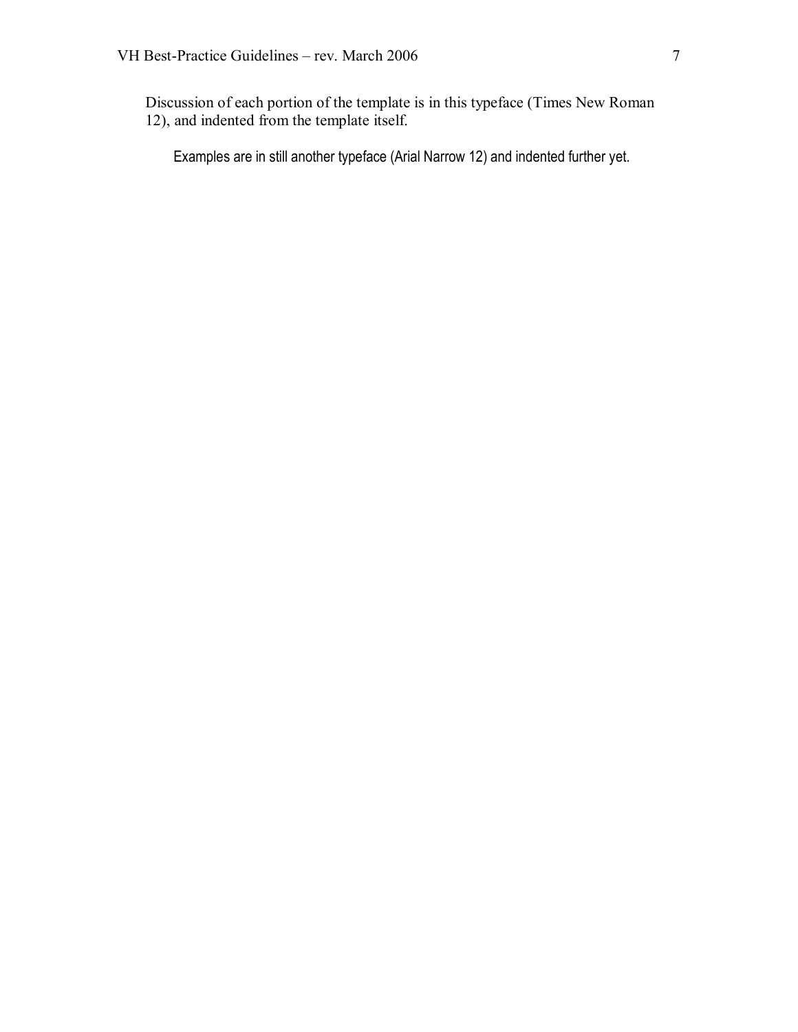Discussion of each portion of the template is in this typeface (Times New Roman 12), and indented from the template itself.

Examples are in still another typeface (Arial Narrow 12) and indented further yet.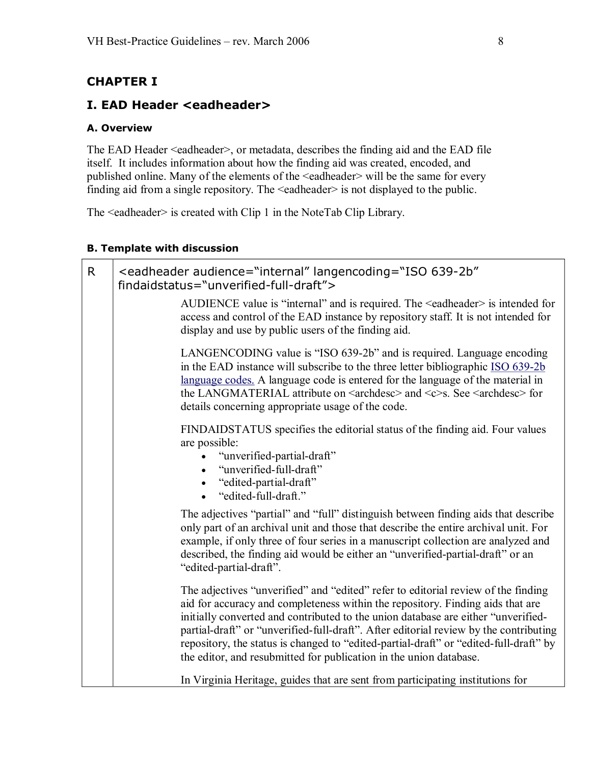# CHAPTER I

## I. EAD Header <eadheader>

### A. Overview

The EAD Header <eadheader>, or metadata, describes the finding aid and the EAD file itself. It includes information about how the finding aid was created, encoded, and published online. Many of the elements of the <eadheader> will be the same for every finding aid from a single repository. The <eadheader> is not displayed to the public.

The <eadheader> is created with Clip 1 in the NoteTab Clip Library.

### B. Template with discussion

| | |
|---|---|
| R | <eadheader audience="internal" langencoding="ISO 639-2b" findaidstatus="unverified-full-draft"> |
| | AUDIENCE value is "internal" and is required. The <eadheader> is intended for access and control of the EAD instance by repository staff. It is not intended for display and use by public users of the finding aid.<br><br>LANGENCODING value is "ISO 639-2b" and is required. Language encoding in the EAD instance will subscribe to the three letter bibliographic ISO 639-2b language codes. A language code is entered for the language of the material in the LANGMATERIAL attribute on <archdesc> and <c>s. See <archdesc> for details concerning appropriate usage of the code.<br><br>FINDAIDSTATUS specifies the editorial status of the finding aid. Four values are possible:<br>• "unverified-partial-draft"<br>• "unverified-full-draft"<br>• "edited-partial-draft"<br>• "edited-full-draft."<br><br>The adjectives "partial" and "full" distinguish between finding aids that describe only part of an archival unit and those that describe the entire archival unit. For example, if only three of four series in a manuscript collection are analyzed and described, the finding aid would be either an "unverified-partial-draft" or an "edited-partial-draft".<br><br>The adjectives "unverified" and "edited" refer to editorial review of the finding aid for accuracy and completeness within the repository. Finding aids that are initially converted and contributed to the union database are either "unverified-partial-draft" or "unverified-full-draft". After editorial review by the contributing repository, the status is changed to "edited-partial-draft" or "edited-full-draft" by the editor, and resubmitted for publication in the union database.<br><br>In Virginia Heritage, guides that are sent from participating institutions for |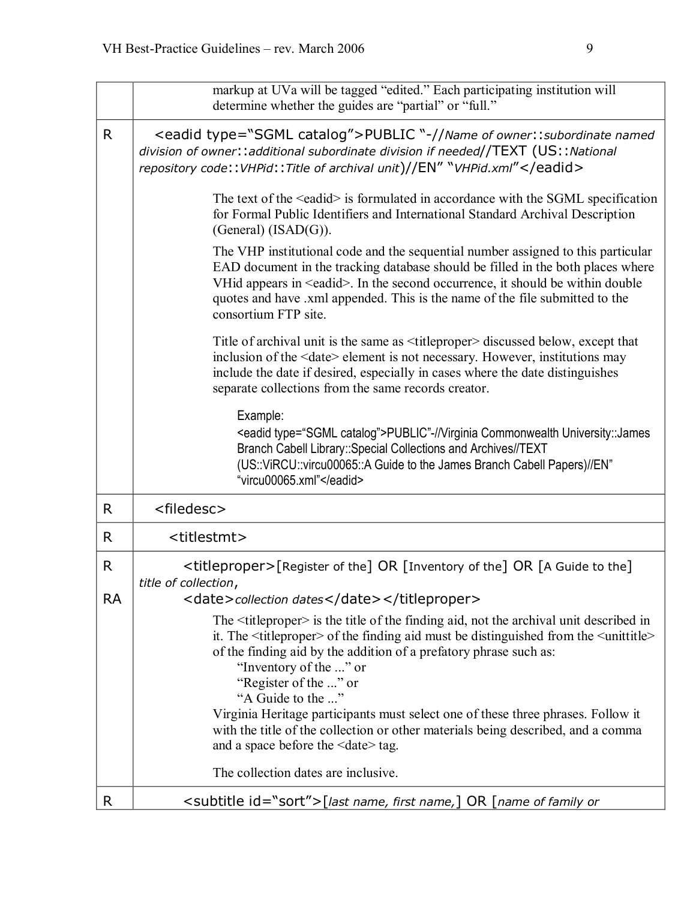| | |
|---|---|
| | markup at UVa will be tagged "edited." Each participating institution will determine whether the guides are "partial" or "full." |
| R | <eadid type="SGML catalog">PUBLIC "-//*Name of owner*::*subordinate named division of owner*::*additional subordinate division if needed*//TEXT (US::*National repository code*::*VHPid*::*Title of archival unit*)//EN" "*VHPid.xml*"</eadid><br><br>The text of the <eadid> is formulated in accordance with the SGML specification for Formal Public Identifiers and International Standard Archival Description (General) (ISAD(G)).<br><br>The VHP institutional code and the sequential number assigned to this particular EAD document in the tracking database should be filled in the both places where VHid appears in <eadid>. In the second occurrence, it should be within double quotes and have .xml appended. This is the name of the file submitted to the consortium FTP site.<br><br>Title of archival unit is the same as <titleproper> discussed below, except that inclusion of the <date> element is not necessary. However, institutions may include the date if desired, especially in cases where the date distinguishes separate collections from the same records creator.<br><br>Example:<br><eadid type="SGML catalog">PUBLIC"-//Virginia Commonwealth University::James Branch Cabell Library::Special Collections and Archives//TEXT (US::ViRCU::vircu00065::A Guide to the James Branch Cabell Papers)//EN" "vircu00065.xml"</eadid> |
| R | <filedesc> |
| R | <titlestmt> |
| R<br><br>RA | <titleproper>[Register of the] OR [Inventory of the] OR [A Guide to the] *title of collection*,<br><date>*collection dates*</date></titleproper><br><br>The <titleproper> is the title of the finding aid, not the archival unit described in it. The <titleproper> of the finding aid must be distinguished from the <unittitle> of the finding aid by the addition of a prefatory phrase such as:<br>"Inventory of the ..." or<br>"Register of the ..." or<br>"A Guide to the ..."<br>Virginia Heritage participants must select one of these three phrases. Follow it with the title of the collection or other materials being described, and a comma and a space before the <date> tag.<br><br>The collection dates are inclusive. |
| R | <subtitle id="sort">[*last name, first name,*] OR [*name of family or* |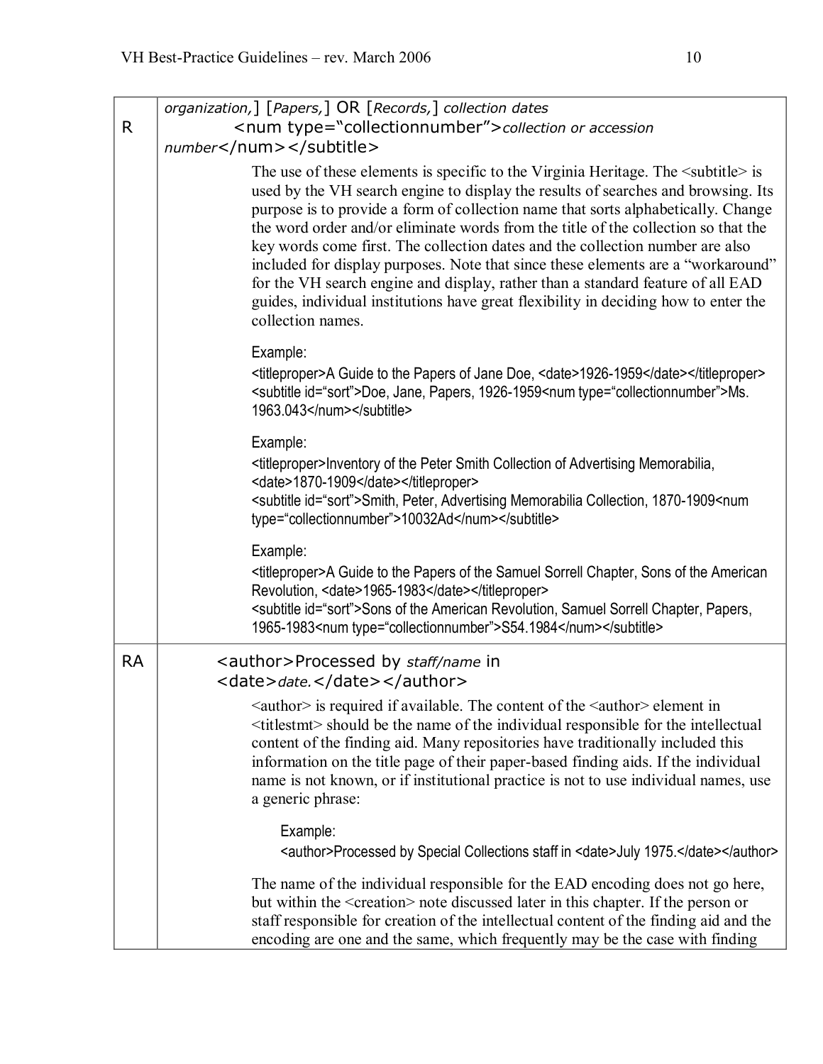| | |
|---|---|
| R | *organization,*] [*Papers,*] OR [*Records,*] *collection dates* <num type="collectionnumber">*collection or accession number*</num></subtitle><br><br>The use of these elements is specific to the Virginia Heritage. The <subtitle> is used by the VH search engine to display the results of searches and browsing. Its purpose is to provide a form of collection name that sorts alphabetically. Change the word order and/or eliminate words from the title of the collection so that the key words come first. The collection dates and the collection number are also included for display purposes. Note that since these elements are a "workaround" for the VH search engine and display, rather than a standard feature of all EAD guides, individual institutions have great flexibility in deciding how to enter the collection names.<br><br>Example:<br><titleproper>A Guide to the Papers of Jane Doe, <date>1926-1959</date></titleproper> <subtitle id="sort">Doe, Jane, Papers, 1926-1959<num type="collectionnumber">Ms. 1963.043</num></subtitle><br><br>Example:<br><titleproper>Inventory of the Peter Smith Collection of Advertising Memorabilia, <date>1870-1909</date></titleproper><br><subtitle id="sort">Smith, Peter, Advertising Memorabilia Collection, 1870-1909<num type="collectionnumber">10032Ad</num></subtitle><br><br>Example:<br><titleproper>A Guide to the Papers of the Samuel Sorrell Chapter, Sons of the American Revolution, <date>1965-1983</date></titleproper><br><subtitle id="sort">Sons of the American Revolution, Samuel Sorrell Chapter, Papers, 1965-1983<num type="collectionnumber">S54.1984</num></subtitle> |
| RA | <author>Processed by *staff/name* in <date>*date.*</date></author><br><br><author> is required if available. The content of the <author> element in <titlestmt> should be the name of the individual responsible for the intellectual content of the finding aid. Many repositories have traditionally included this information on the title page of their paper-based finding aids. If the individual name is not known, or if institutional practice is not to use individual names, use a generic phrase:<br><br>Example:<br><author>Processed by Special Collections staff in <date>July 1975.</date></author><br><br>The name of the individual responsible for the EAD encoding does not go here, but within the <creation> note discussed later in this chapter. If the person or staff responsible for creation of the intellectual content of the finding aid and the encoding are one and the same, which frequently may be the case with finding |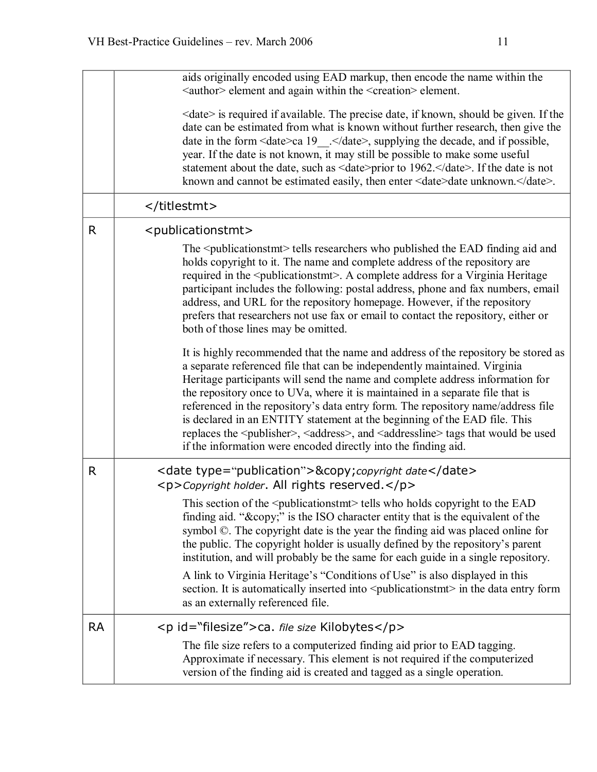| | |
|---|---|
| | aids originally encoded using EAD markup, then encode the name within the <author> element and again within the <creation> element.<br><br><date> is required if available. The precise date, if known, should be given. If the date can be estimated from what is known without further research, then give the date in the form <date>ca 19__.</date>, supplying the decade, and if possible, year. If the date is not known, it may still be possible to make some useful statement about the date, such as <date>prior to 1962.</date>. If the date is not known and cannot be estimated easily, then enter <date>date unknown.</date>. |
| | </titlestmt> |
| R | <publicationstmt><br><br>The <publicationstmt> tells researchers who published the EAD finding aid and holds copyright to it. The name and complete address of the repository are required in the <publicationstmt>. A complete address for a Virginia Heritage participant includes the following: postal address, phone and fax numbers, email address, and URL for the repository homepage. However, if the repository prefers that researchers not use fax or email to contact the repository, either or both of those lines may be omitted.<br><br>It is highly recommended that the name and address of the repository be stored as a separate referenced file that can be independently maintained. Virginia Heritage participants will send the name and complete address information for the repository once to UVa, where it is maintained in a separate file that is referenced in the repository's data entry form. The repository name/address file is declared in an ENTITY statement at the beginning of the EAD file. This replaces the <publisher>, <address>, and <addressline> tags that would be used if the information were encoded directly into the finding aid. |
| R | <date type="publication">&copy;*copyright date*</date><br><p>*Copyright holder*. All rights reserved.</p><br><br>This section of the <publicationstmt> tells who holds copyright to the EAD finding aid. "&copy;" is the ISO character entity that is the equivalent of the symbol ©. The copyright date is the year the finding aid was placed online for the public. The copyright holder is usually defined by the repository's parent institution, and will probably be the same for each guide in a single repository.<br><br>A link to Virginia Heritage's "Conditions of Use" is also displayed in this section. It is automatically inserted into <publicationstmt> in the data entry form as an externally referenced file. |
| RA | <p id="filesize">ca. *file size* Kilobytes</p><br><br>The file size refers to a computerized finding aid prior to EAD tagging. Approximate if necessary. This element is not required if the computerized version of the finding aid is created and tagged as a single operation. |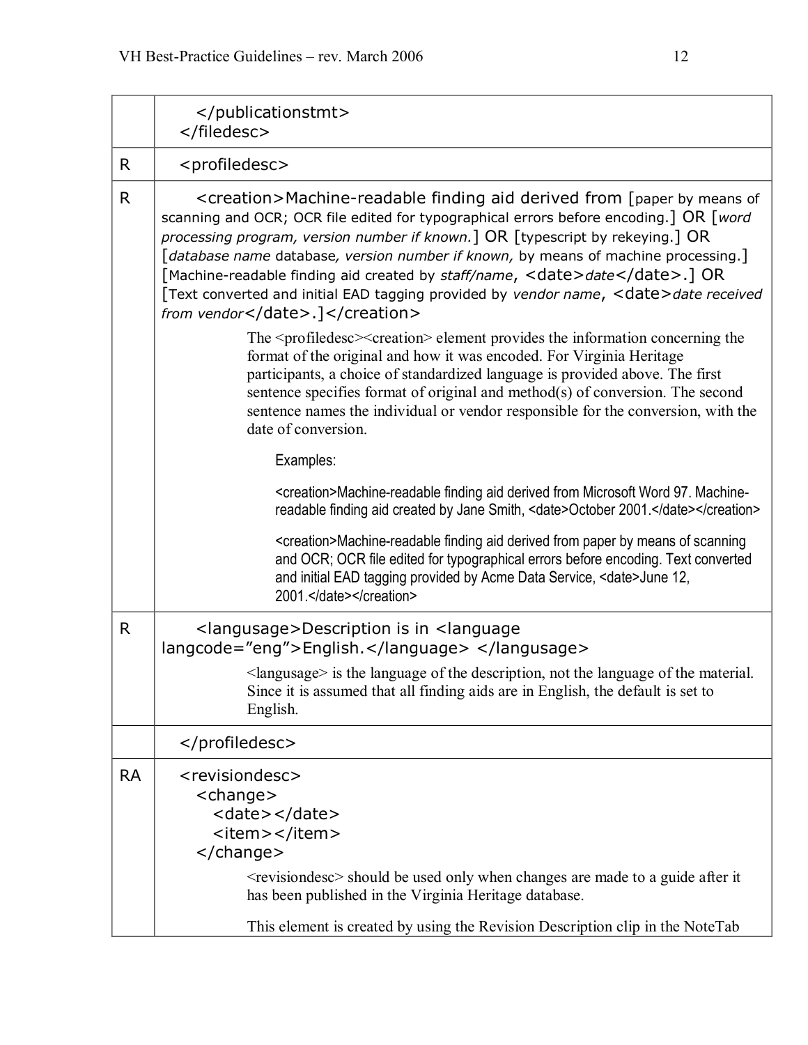| | |
|---|---|
| | </publicationstmt><br></filedesc> |
| R | <profiledesc> |
| R | <creation>Machine-readable finding aid derived from [paper by means of scanning and OCR; OCR file edited for typographical errors before encoding.] OR [*word processing program, version number if known.*] OR [typescript by rekeying.] OR [*database name* database*, version number if known,* by means of machine processing.] [Machine-readable finding aid created by *staff/name*, <date>*date*</date>.] OR [Text converted and initial EAD tagging provided by *vendor name*, <date>*date received from vendor*</date>.]</creation><br><br>The <profiledesc><creation> element provides the information concerning the format of the original and how it was encoded. For Virginia Heritage participants, a choice of standardized language is provided above. The first sentence specifies format of original and method(s) of conversion. The second sentence names the individual or vendor responsible for the conversion, with the date of conversion.<br><br>Examples:<br><br><creation>Machine-readable finding aid derived from Microsoft Word 97. Machine-readable finding aid created by Jane Smith, <date>October 2001.</date></creation><br><br><creation>Machine-readable finding aid derived from paper by means of scanning and OCR; OCR file edited for typographical errors before encoding. Text converted and initial EAD tagging provided by Acme Data Service, <date>June 12, 2001.</date></creation> |
| R | <langusage>Description is in <language langcode="eng">English.</language> </langusage><br><br><langusage> is the language of the description, not the language of the material. Since it is assumed that all finding aids are in English, the default is set to English. |
| | </profiledesc> |
| RA | <revisiondesc><br><change><br><date></date><br><item></item><br></change><br><br><revisiondesc> should be used only when changes are made to a guide after it has been published in the Virginia Heritage database.<br><br>This element is created by using the Revision Description clip in the NoteTab |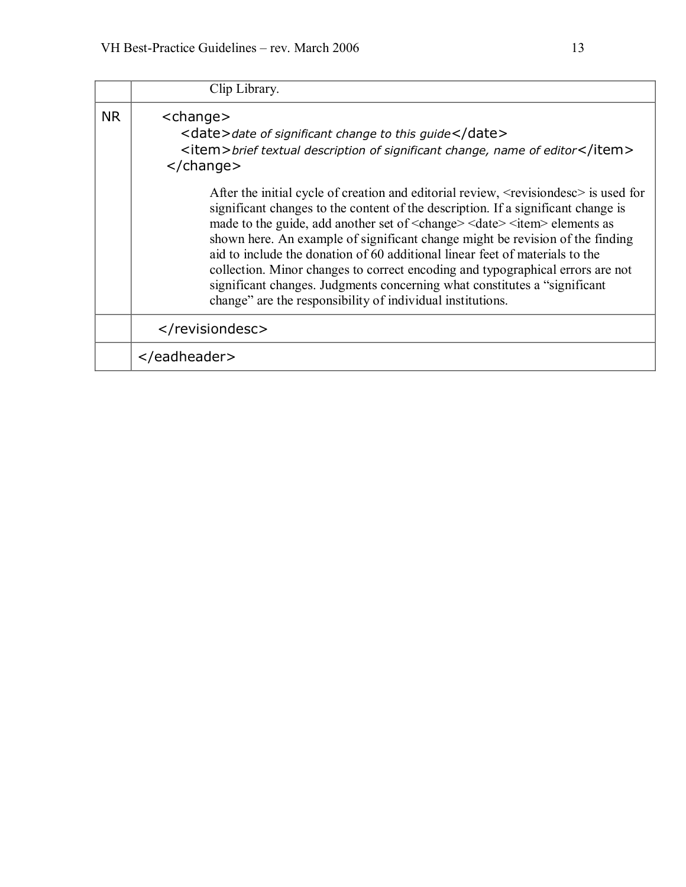|  |  |
| --- | --- |
|  | Clip Library. |
| NR | `<change>`<br>`<date>`*date of significant change to this guide*`</date>`<br>`<item>`*brief textual description of significant change, name of editor*`</item>`<br>`</change>`<br><br>After the initial cycle of creation and editorial review, <revisiondesc> is used for significant changes to the content of the description. If a significant change is made to the guide, add another set of <change> <date> <item> elements as shown here. An example of significant change might be revision of the finding aid to include the donation of 60 additional linear feet of materials to the collection. Minor changes to correct encoding and typographical errors are not significant changes. Judgments concerning what constitutes a "significant change" are the responsibility of individual institutions. |
|  | `</revisiondesc>` |
|  | `</eadheader>` |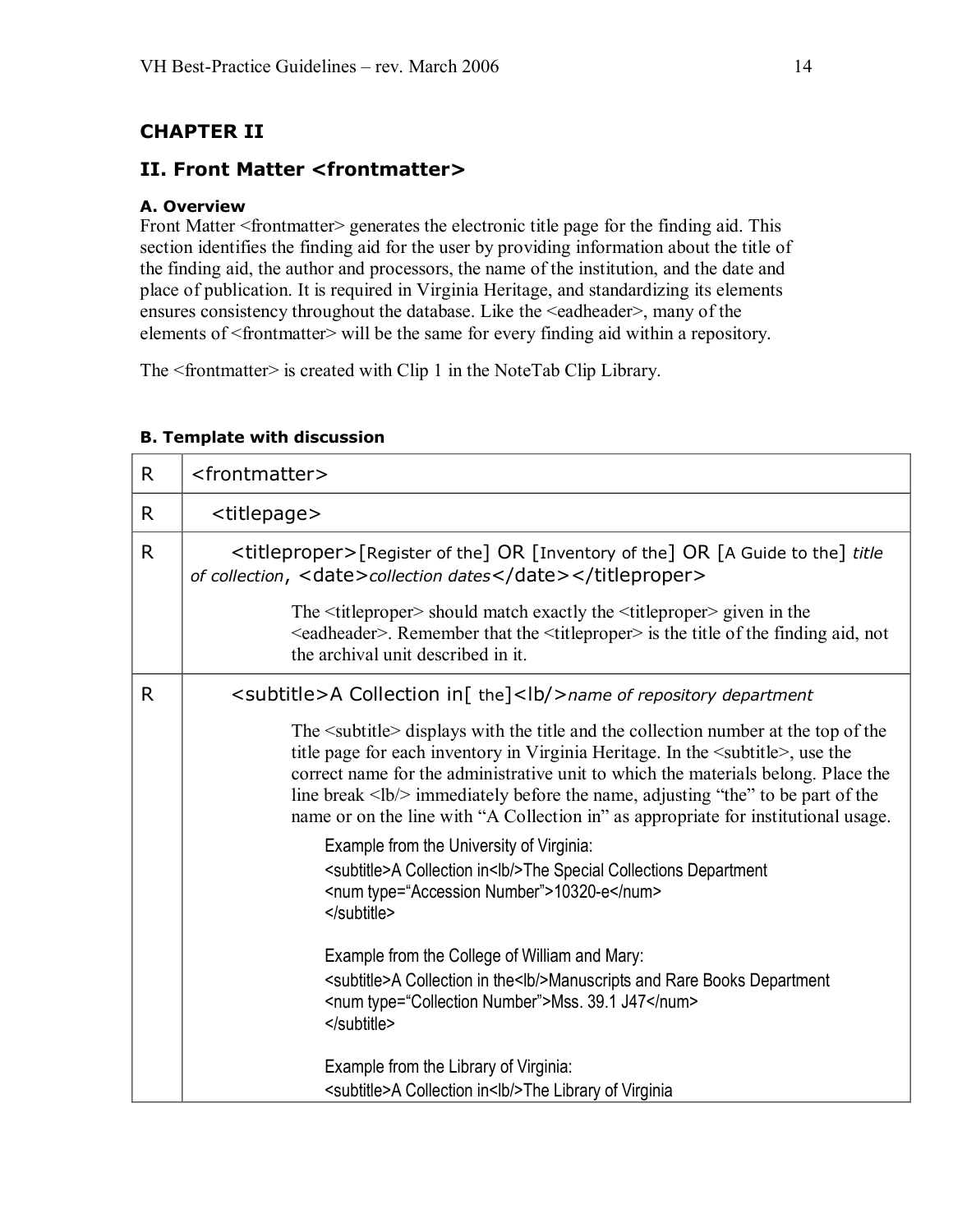## CHAPTER II

## II. Front Matter <frontmatter>

#### A. Overview

Front Matter <frontmatter> generates the electronic title page for the finding aid. This section identifies the finding aid for the user by providing information about the title of the finding aid, the author and processors, the name of the institution, and the date and place of publication. It is required in Virginia Heritage, and standardizing its elements ensures consistency throughout the database. Like the <eadheader>, many of the elements of <frontmatter> will be the same for every finding aid within a repository.

The <frontmatter> is created with Clip 1 in the NoteTab Clip Library.

#### B. Template with discussion

| | |
|---|---|
| R | <frontmatter> |
| R | <titlepage> |
| R | <titleproper>[Register of the] OR [Inventory of the] OR [A Guide to the] *title of collection*, <date>*collection dates*</date></titleproper><br><br>The <titleproper> should match exactly the <titleproper> given in the <eadheader>. Remember that the <titleproper> is the title of the finding aid, not the archival unit described in it. |
| R | <subtitle>A Collection in[ the]<lb/>*name of repository department*<br><br>The <subtitle> displays with the title and the collection number at the top of the title page for each inventory in Virginia Heritage. In the <subtitle>, use the correct name for the administrative unit to which the materials belong. Place the line break <lb/> immediately before the name, adjusting "the" to be part of the name or on the line with "A Collection in" as appropriate for institutional usage.<br><br>Example from the University of Virginia:<br><subtitle>A Collection in<lb/>The Special Collections Department<br><num type="Accession Number">10320-e</num><br></subtitle><br><br>Example from the College of William and Mary:<br><subtitle>A Collection in the<lb/>Manuscripts and Rare Books Department<br><num type="Collection Number">Mss. 39.1 J47</num><br></subtitle><br><br>Example from the Library of Virginia:<br><subtitle>A Collection in<lb/>The Library of Virginia |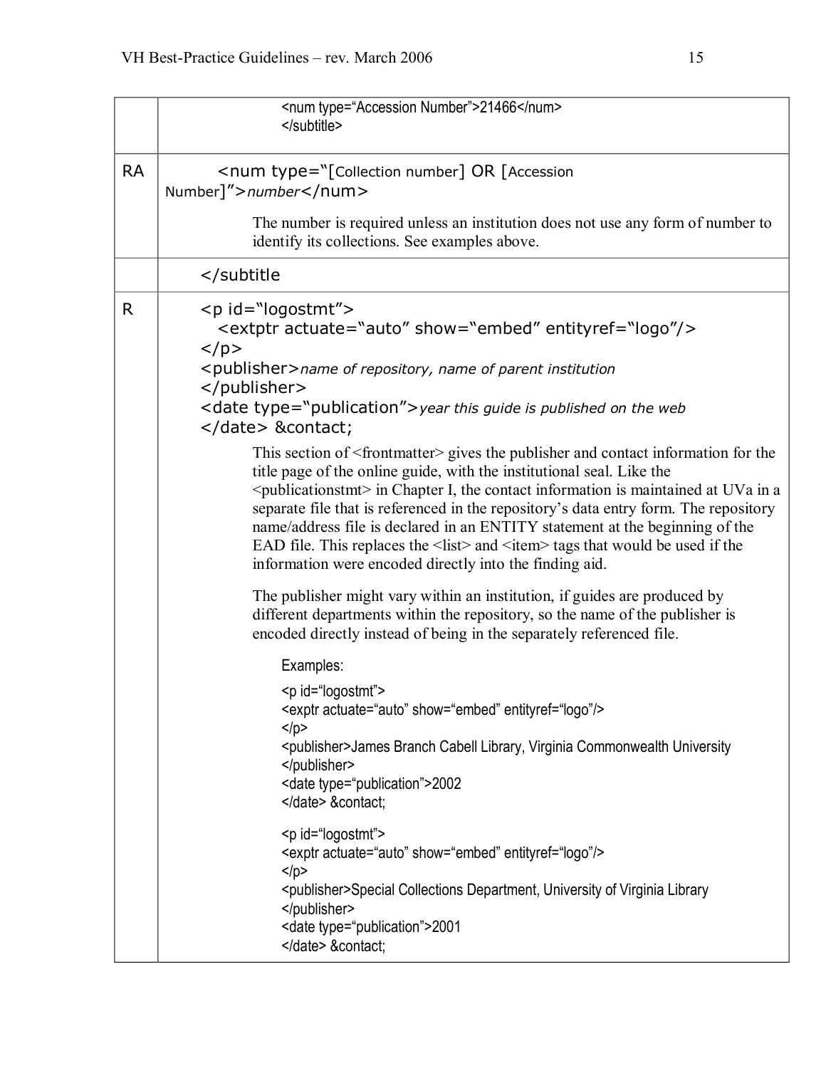| | |
|---|---|
| | `<num type="Accession Number">21466</num>` `</subtitle>` |
| RA | `<num type="[Collection number] OR [Accession Number]">`*number*`</num>` <br><br> The number is required unless an institution does not use any form of number to identify its collections. See examples above. |
| | `</subtitle` |
| R | `<p id="logostmt">` `<extptr actuate="auto" show="embed" entityref="logo"/>` `</p>` `<publisher>`*name of repository, name of parent institution* `</publisher>` `<date type="publication">`*year this guide is published on the web* `</date> &contact;` <br><br> This section of `<frontmatter>` gives the publisher and contact information for the title page of the online guide, with the institutional seal. Like the `<publicationstmt>` in Chapter I, the contact information is maintained at UVa in a separate file that is referenced in the repository's data entry form. The repository name/address file is declared in an ENTITY statement at the beginning of the EAD file. This replaces the `<list>` and `<item>` tags that would be used if the information were encoded directly into the finding aid. <br><br> The publisher might vary within an institution, if guides are produced by different departments within the repository, so the name of the publisher is encoded directly instead of being in the separately referenced file. <br><br> Examples: <br><br> `<p id="logostmt">` `<exptr actuate="auto" show="embed" entityref="logo"/>` `</p>` `<publisher>James Branch Cabell Library, Virginia Commonwealth University` `</publisher>` `<date type="publication">2002` `</date> &contact;` <br><br> `<p id="logostmt">` `<exptr actuate="auto" show="embed" entityref="logo"/>` `</p>` `<publisher>Special Collections Department, University of Virginia Library` `</publisher>` `<date type="publication">2001` `</date> &contact;` |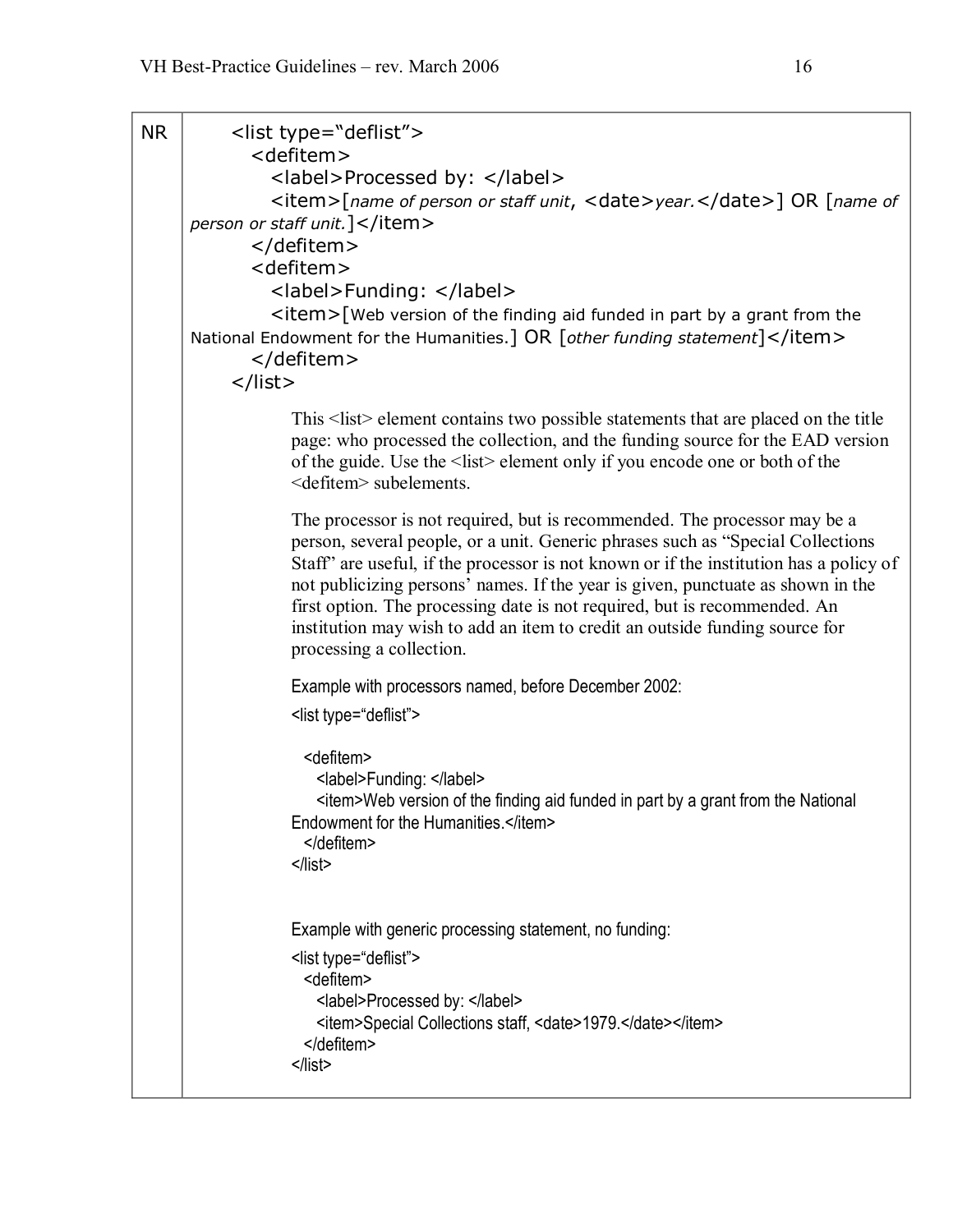| | |
|---|---|
| NR | `<list type="deflist">` `<defitem>` `<label>Processed by: </label>` `<item>`[*name of person or staff unit*, `<date>`*year.*`</date>`] OR [*name of person or staff unit.*]`</item>` `</defitem>` `<defitem>` `<label>Funding: </label>` `<item>`[Web version of the finding aid funded in part by a grant from the National Endowment for the Humanities.] OR [*other funding statement*]`</item>` `</defitem>` `</list>` <br><br> This <list> element contains two possible statements that are placed on the title page: who processed the collection, and the funding source for the EAD version of the guide. Use the <list> element only if you encode one or both of the <defitem> subelements. <br><br> The processor is not required, but is recommended. The processor may be a person, several people, or a unit. Generic phrases such as "Special Collections Staff" are useful, if the processor is not known or if the institution has a policy of not publicizing persons' names. If the year is given, punctuate as shown in the first option. The processing date is not required, but is recommended. An institution may wish to add an item to credit an outside funding source for processing a collection. <br><br> Example with processors named, before December 2002: <br><br> `<list type="deflist">` `<defitem>` `<label>Funding: </label>` `<item>Web version of the finding aid funded in part by a grant from the National Endowment for the Humanities.</item>` `</defitem>` `</list>` <br><br> Example with generic processing statement, no funding: <br><br> `<list type="deflist">` `<defitem>` `<label>Processed by: </label>` `<item>Special Collections staff, <date>1979.</date></item>` `</defitem>` `</list>` |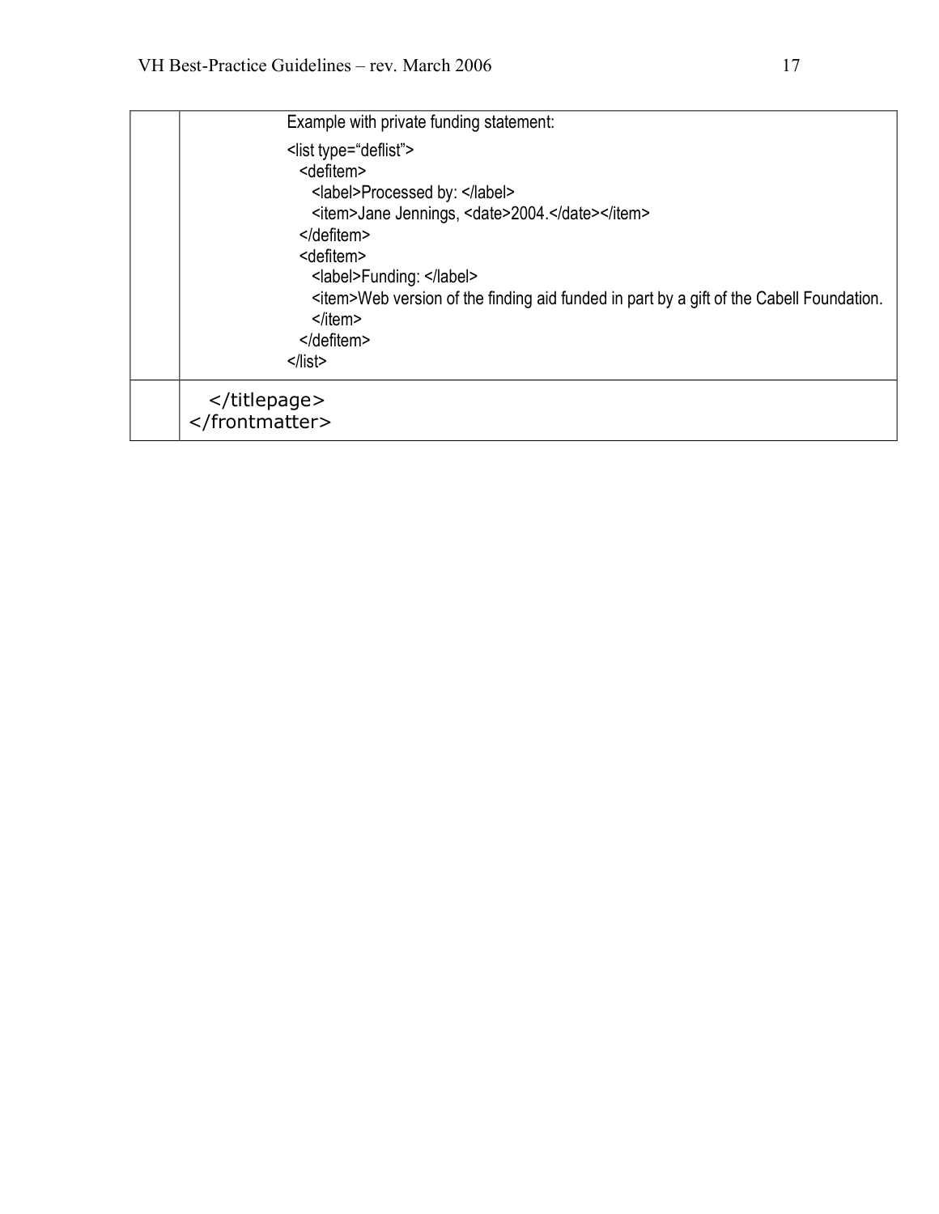| | |
|---|---|
| | Example with private funding statement:<br><br>```<br><list type="deflist"><br>  <defitem><br>    <label>Processed by: </label><br>    <item>Jane Jennings, <date>2004.</date></item><br>  </defitem><br>  <defitem><br>    <label>Funding: </label><br>    <item>Web version of the finding aid funded in part by a gift of the Cabell Foundation.<br>    </item><br>  </defitem><br></list><br>``` |
| | `</titlepage>`<br>`</frontmatter>` |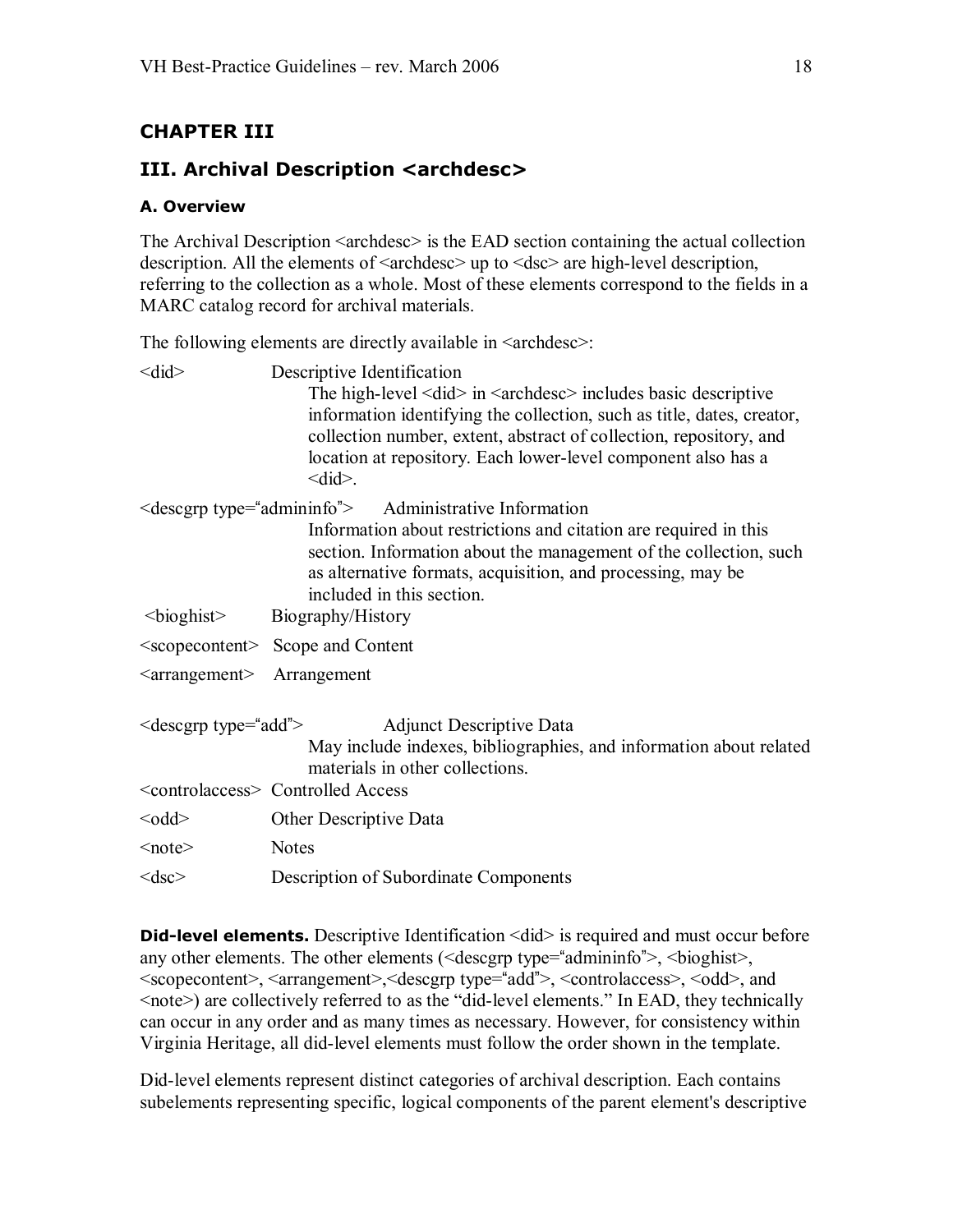## CHAPTER III

## III. Archival Description <archdesc>

### A. Overview

The Archival Description <archdesc> is the EAD section containing the actual collection description. All the elements of <archdesc> up to <dsc> are high-level description, referring to the collection as a whole. Most of these elements correspond to the fields in a MARC catalog record for archival materials.

The following elements are directly available in <archdesc>:

<did> Descriptive Identification
The high-level <did> in <archdesc> includes basic descriptive information identifying the collection, such as title, dates, creator, collection number, extent, abstract of collection, repository, and location at repository. Each lower-level component also has a <did>.

<descgrp type="admininfo"> Administrative Information
Information about restrictions and citation are required in this section. Information about the management of the collection, such as alternative formats, acquisition, and processing, may be included in this section.

<bioghist> Biography/History

<scopecontent> Scope and Content

<arrangement> Arrangement

<descgrp type="add"> Adjunct Descriptive Data
May include indexes, bibliographies, and information about related materials in other collections.

<controlaccess> Controlled Access

<odd> Other Descriptive Data

<note> Notes

<dsc> Description of Subordinate Components

**Did-level elements.** Descriptive Identification <did> is required and must occur before any other elements. The other elements (<descgrp type="admininfo">, <bioghist>, <scopecontent>, <arrangement>,<descgrp type="add">, <controlaccess>, <odd>, and <note>) are collectively referred to as the "did-level elements." In EAD, they technically can occur in any order and as many times as necessary. However, for consistency within Virginia Heritage, all did-level elements must follow the order shown in the template.

Did-level elements represent distinct categories of archival description. Each contains subelements representing specific, logical components of the parent element's descriptive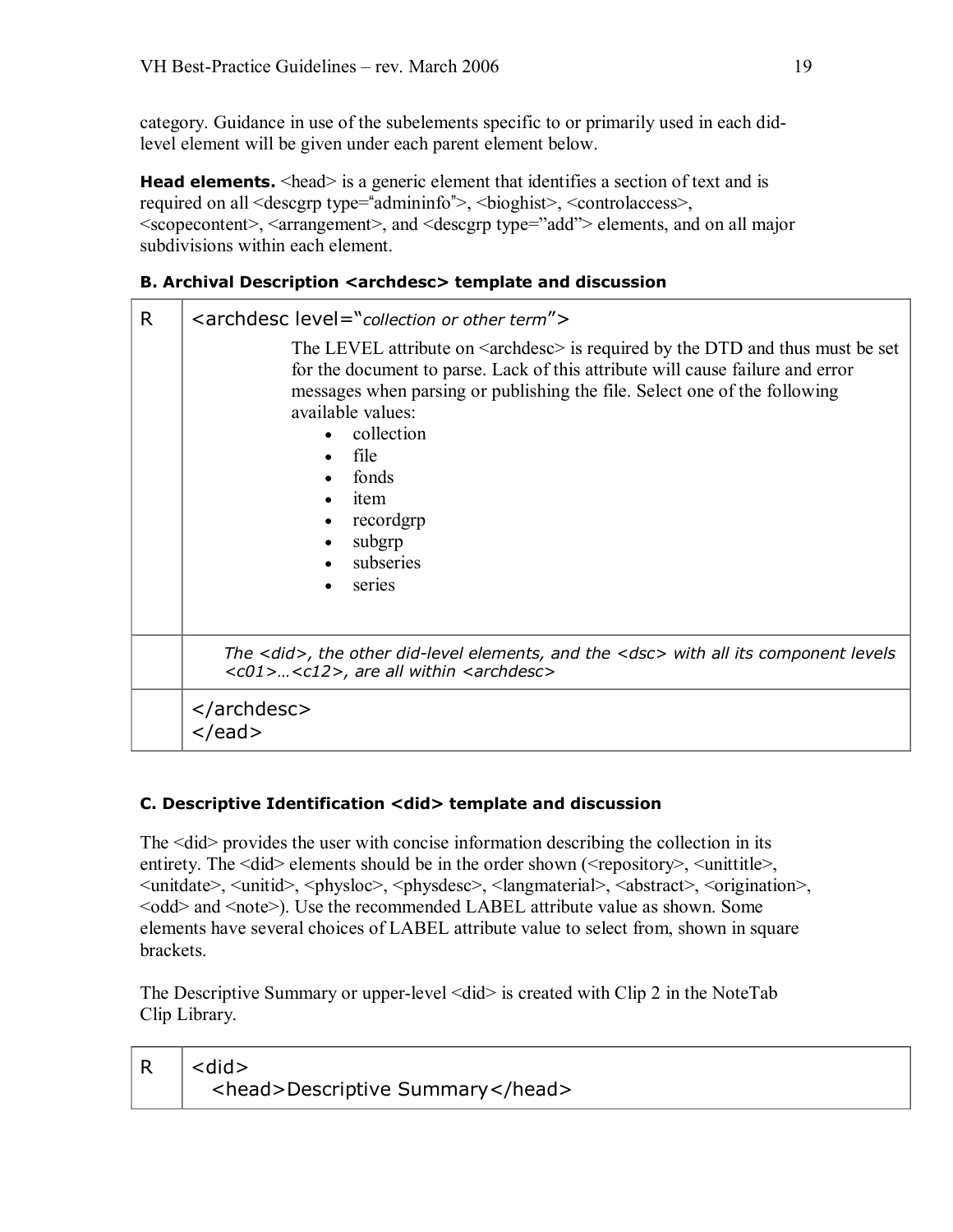category. Guidance in use of the subelements specific to or primarily used in each did-level element will be given under each parent element below.

**Head elements.** <head> is a generic element that identifies a section of text and is required on all <descgrp type="admininfo">, <bioghist>, <controlaccess>, <scopecontent>, <arrangement>, and <descgrp type="add"> elements, and on all major subdivisions within each element.

#### B. Archival Description <archdesc> template and discussion

| | |
|---|---|
| R | <archdesc level="*collection or other term*"><br><br>The LEVEL attribute on <archdesc> is required by the DTD and thus must be set for the document to parse. Lack of this attribute will cause failure and error messages when parsing or publishing the file. Select one of the following available values:<br>• collection<br>• file<br>• fonds<br>• item<br>• recordgrp<br>• subgrp<br>• subseries<br>• series |
| | *The <did>, the other did-level elements, and the <dsc> with all its component levels <c01>…<c12>, are all within <archdesc>* |
| | </archdesc><br></ead> |

#### C. Descriptive Identification <did> template and discussion

The <did> provides the user with concise information describing the collection in its entirety. The <did> elements should be in the order shown (<repository>, <unittitle>, <unitdate>, <unitid>, <physloc>, <physdesc>, <langmaterial>, <abstract>, <origination>, <odd> and <note>). Use the recommended LABEL attribute value as shown. Some elements have several choices of LABEL attribute value to select from, shown in square brackets.

The Descriptive Summary or upper-level <did> is created with Clip 2 in the NoteTab Clip Library.

| | |
|---|---|
| R | <did><br>  <head>Descriptive Summary</head> |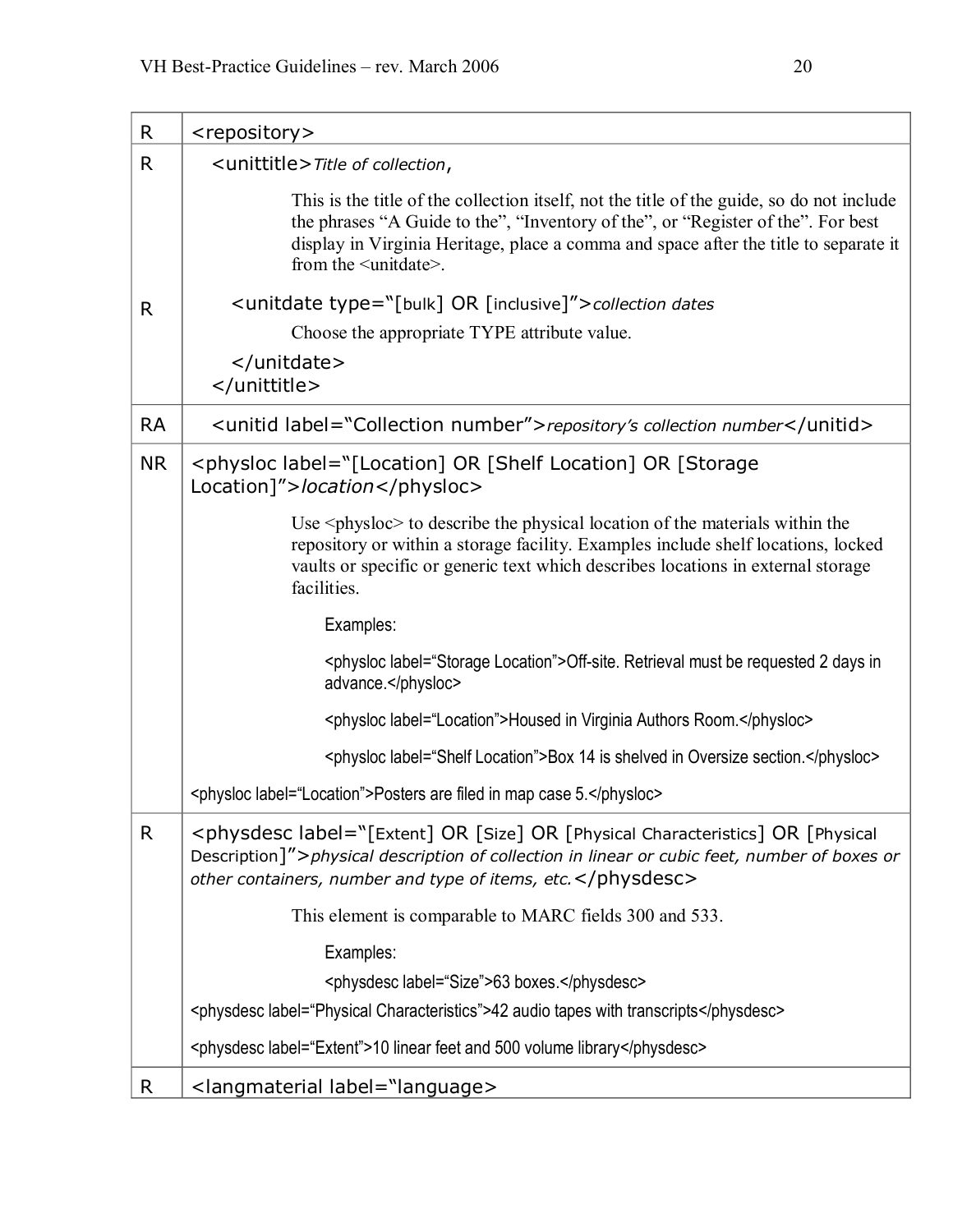| | |
|---|---|
| R | <repository> |
| R | <unittitle>*Title of collection*,<br><br>This is the title of the collection itself, not the title of the guide, so do not include the phrases "A Guide to the", "Inventory of the", or "Register of the". For best display in Virginia Heritage, place a comma and space after the title to separate it from the <unitdate>. |
| R | <unitdate type="[bulk] OR [inclusive]">*collection dates*<br><br>Choose the appropriate TYPE attribute value.<br><br></unitdate><br></unittitle> |
| RA | <unitid label="Collection number">*repository's collection number*</unitid> |
| NR | <physloc label="[Location] OR [Shelf Location] OR [Storage Location]">*location*</physloc><br><br>Use <physloc> to describe the physical location of the materials within the repository or within a storage facility. Examples include shelf locations, locked vaults or specific or generic text which describes locations in external storage facilities.<br><br>Examples:<br><br><physloc label="Storage Location">Off-site. Retrieval must be requested 2 days in advance.</physloc><br><br><physloc label="Location">Housed in Virginia Authors Room.</physloc><br><br><physloc label="Shelf Location">Box 14 is shelved in Oversize section.</physloc><br><br><physloc label="Location">Posters are filed in map case 5.</physloc> |
| R | <physdesc label="[Extent] OR [Size] OR [Physical Characteristics] OR [Physical Description]">*physical description of collection in linear or cubic feet, number of boxes or other containers, number and type of items, etc.*</physdesc><br><br>This element is comparable to MARC fields 300 and 533.<br><br>Examples:<br><br><physdesc label="Size">63 boxes.</physdesc><br><br><physdesc label="Physical Characteristics">42 audio tapes with transcripts</physdesc><br><br><physdesc label="Extent">10 linear feet and 500 volume library</physdesc> |
| R | <langmaterial label="language> |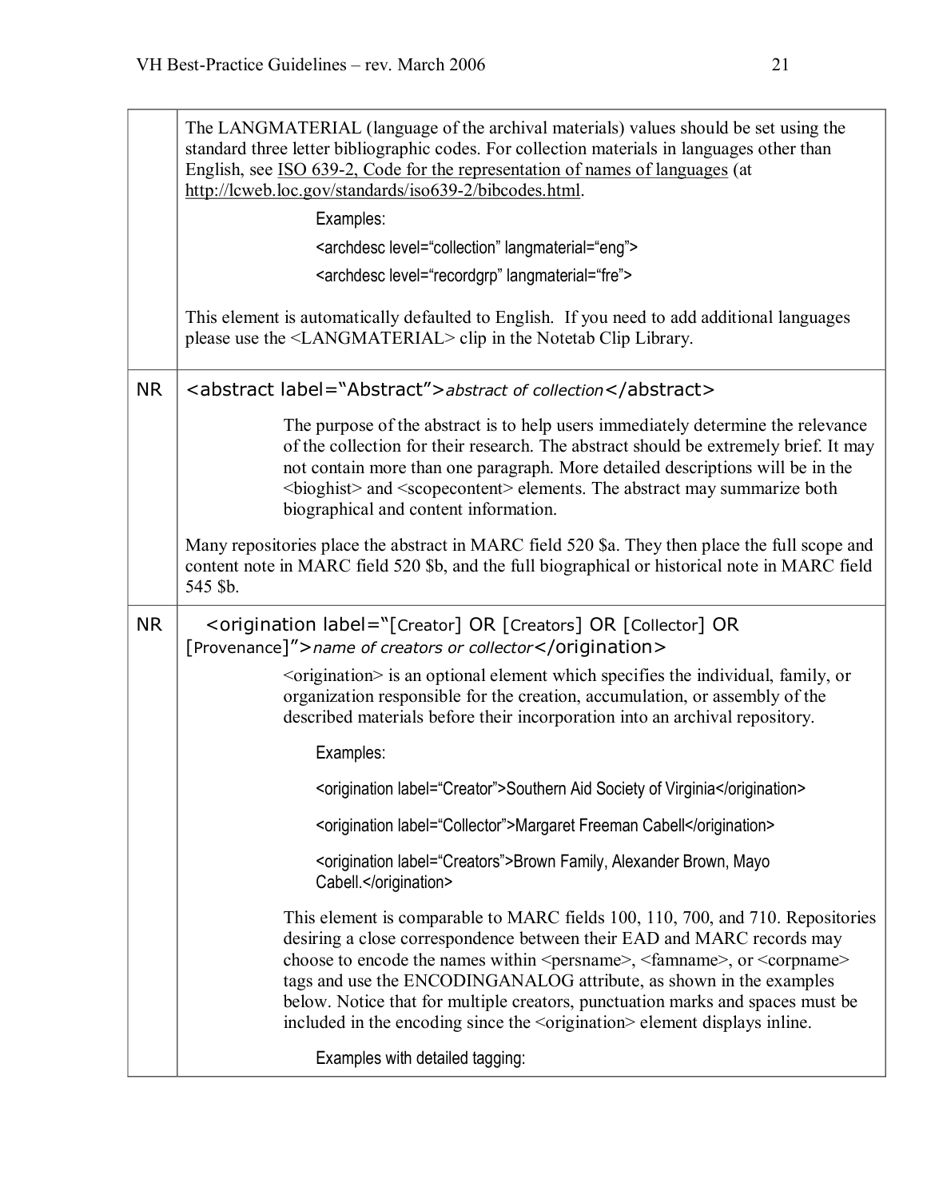| | |
|---|---|
| | The LANGMATERIAL (language of the archival materials) values should be set using the standard three letter bibliographic codes. For collection materials in languages other than English, see ISO 639-2, Code for the representation of names of languages (at http://lcweb.loc.gov/standards/iso639-2/bibcodes.html. <br><br> Examples: <br><br> `<archdesc level="collection" langmaterial="eng">` <br><br> `<archdesc level="recordgrp" langmaterial="fre">` <br><br> This element is automatically defaulted to English. If you need to add additional languages please use the <LANGMATERIAL> clip in the Notetab Clip Library. |
| NR | `<abstract label="Abstract">`*abstract of collection*`</abstract>` <br><br> The purpose of the abstract is to help users immediately determine the relevance of the collection for their research. The abstract should be extremely brief. It may not contain more than one paragraph. More detailed descriptions will be in the <bioghist> and <scopecontent> elements. The abstract may summarize both biographical and content information. <br><br> Many repositories place the abstract in MARC field 520 $a. They then place the full scope and content note in MARC field 520 $b, and the full biographical or historical note in MARC field 545 $b. |
| NR | `<origination label="[Creator] OR [Creators] OR [Collector] OR [Provenance]">`*name of creators or collector*`</origination>` <br><br> <origination> is an optional element which specifies the individual, family, or organization responsible for the creation, accumulation, or assembly of the described materials before their incorporation into an archival repository. <br><br> Examples: <br><br> `<origination label="Creator">Southern Aid Society of Virginia</origination>` <br><br> `<origination label="Collector">Margaret Freeman Cabell</origination>` <br><br> `<origination label="Creators">Brown Family, Alexander Brown, Mayo Cabell.</origination>` <br><br> This element is comparable to MARC fields 100, 110, 700, and 710. Repositories desiring a close correspondence between their EAD and MARC records may choose to encode the names within <persname>, <famname>, or <corpname> tags and use the ENCODINGANALOG attribute, as shown in the examples below. Notice that for multiple creators, punctuation marks and spaces must be included in the encoding since the <origination> element displays inline. <br><br> Examples with detailed tagging: |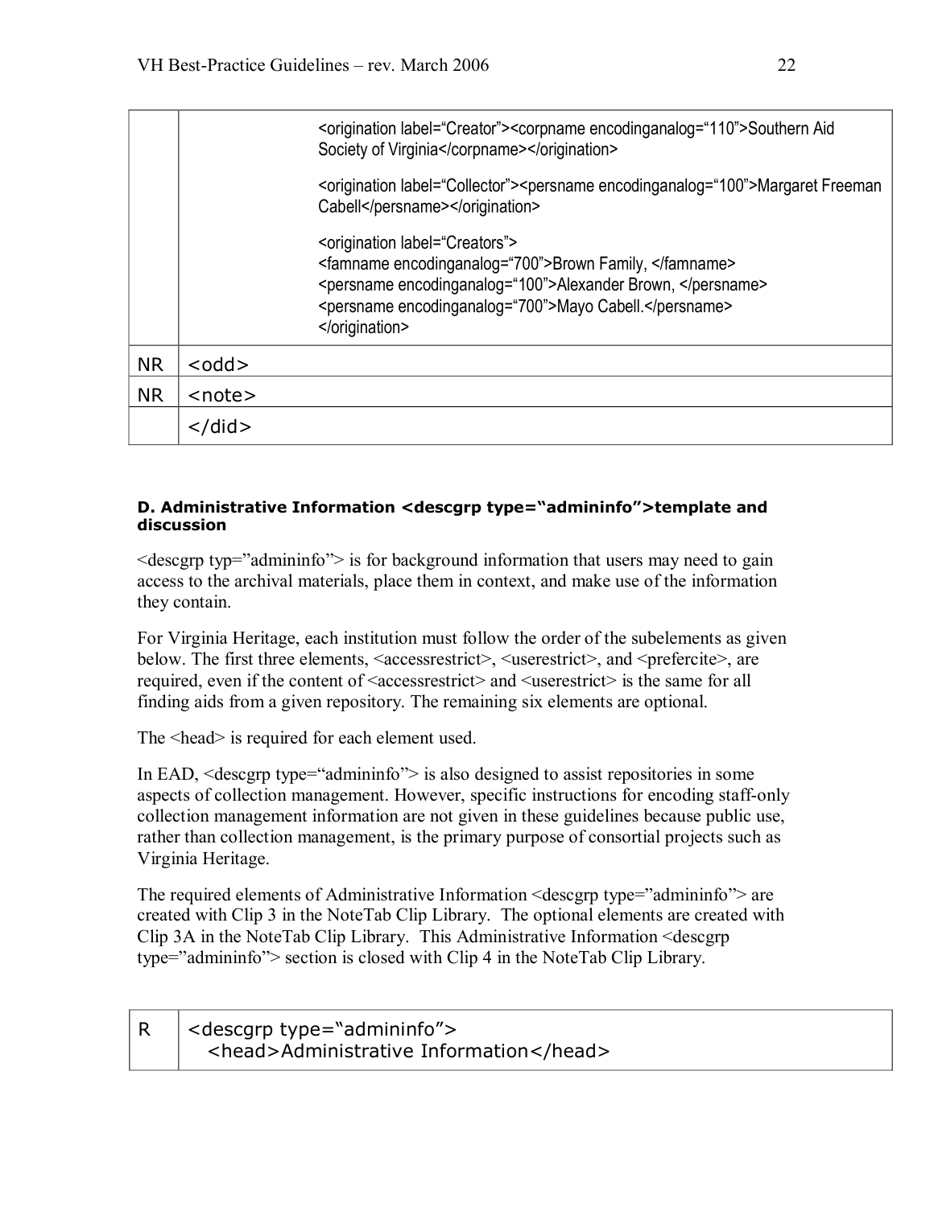| | |
|---|---|
| | <origination label="Creator"><corpname encodinganalog="110">Southern Aid Society of Virginia</corpname></origination><br><br><origination label="Collector"><persname encodinganalog="100">Margaret Freeman Cabell</persname></origination><br><br><origination label="Creators"><br><famname encodinganalog="700">Brown Family, </famname><br><persname encodinganalog="100">Alexander Brown, </persname><br><persname encodinganalog="700">Mayo Cabell.</persname><br></origination> |
| NR | <odd> |
| NR | <note> |
| | </did> |

**D. Administrative Information <descgrp type="admininfo">template and discussion**

<descgrp typ="admininfo"> is for background information that users may need to gain access to the archival materials, place them in context, and make use of the information they contain.

For Virginia Heritage, each institution must follow the order of the subelements as given below. The first three elements, <accessrestrict>, <userestrict>, and <prefercite>, are required, even if the content of <accessrestrict> and <userestrict> is the same for all finding aids from a given repository. The remaining six elements are optional.

The <head> is required for each element used.

In EAD, <descgrp type="admininfo"> is also designed to assist repositories in some aspects of collection management. However, specific instructions for encoding staff-only collection management information are not given in these guidelines because public use, rather than collection management, is the primary purpose of consortial projects such as Virginia Heritage.

The required elements of Administrative Information <descgrp type="admininfo"> are created with Clip 3 in the NoteTab Clip Library. The optional elements are created with Clip 3A in the NoteTab Clip Library. This Administrative Information <descgrp type="admininfo"> section is closed with Clip 4 in the NoteTab Clip Library.

| | |
|---|---|
| R | <descgrp type="admininfo"><br>&nbsp;&nbsp;<head>Administrative Information</head> |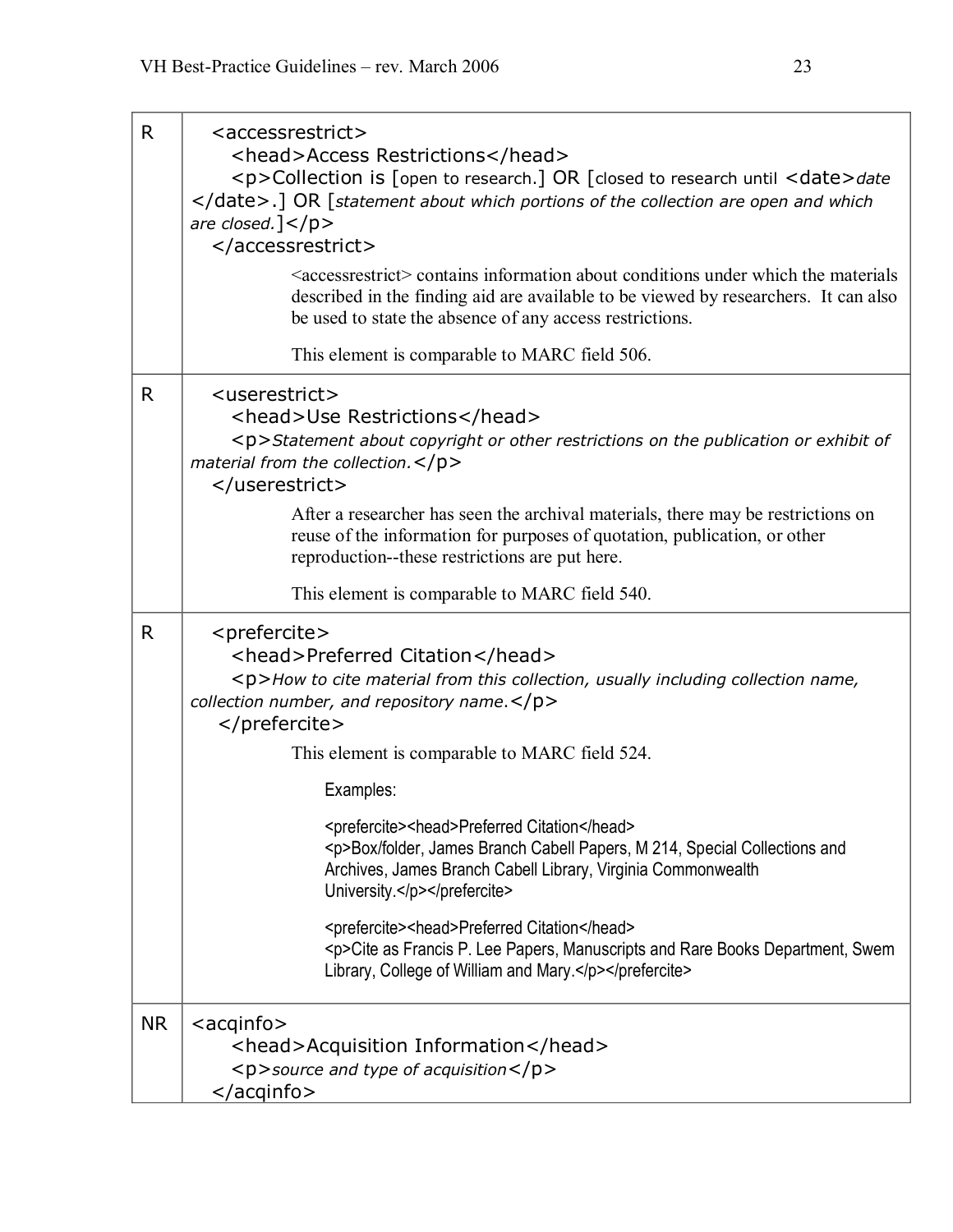| | |
|---|---|
| R | `<accessrestrict>`<br>`<head>Access Restrictions</head>`<br>`<p>Collection is [open to research.] OR [closed to research until <date>`*date*`</date>.] OR [`*statement about which portions of the collection are open and which are closed.*`]</p>`<br>`</accessrestrict>`<br><br>&lt;accessrestrict&gt; contains information about conditions under which the materials described in the finding aid are available to be viewed by researchers. It can also be used to state the absence of any access restrictions.<br><br>This element is comparable to MARC field 506. |
| R | `<userestrict>`<br>`<head>Use Restrictions</head>`<br>`<p>`*Statement about copyright or other restrictions on the publication or exhibit of material from the collection.*`</p>`<br>`</userestrict>`<br><br>After a researcher has seen the archival materials, there may be restrictions on reuse of the information for purposes of quotation, publication, or other reproduction--these restrictions are put here.<br><br>This element is comparable to MARC field 540. |
| R | `<prefercite>`<br>`<head>Preferred Citation</head>`<br>`<p>`*How to cite material from this collection, usually including collection name, collection number, and repository name.*`</p>`<br>`</prefercite>`<br><br>This element is comparable to MARC field 524.<br><br>Examples:<br><br>`<prefercite><head>Preferred Citation</head>`<br>`<p>Box/folder, James Branch Cabell Papers, M 214, Special Collections and Archives, James Branch Cabell Library, Virginia Commonwealth University.</p></prefercite>`<br><br>`<prefercite><head>Preferred Citation</head>`<br>`<p>Cite as Francis P. Lee Papers, Manuscripts and Rare Books Department, Swem Library, College of William and Mary.</p></prefercite>` |
| NR | `<acqinfo>`<br>`<head>Acquisition Information</head>`<br>`<p>`*source and type of acquisition*`</p>`<br>`</acqinfo>` |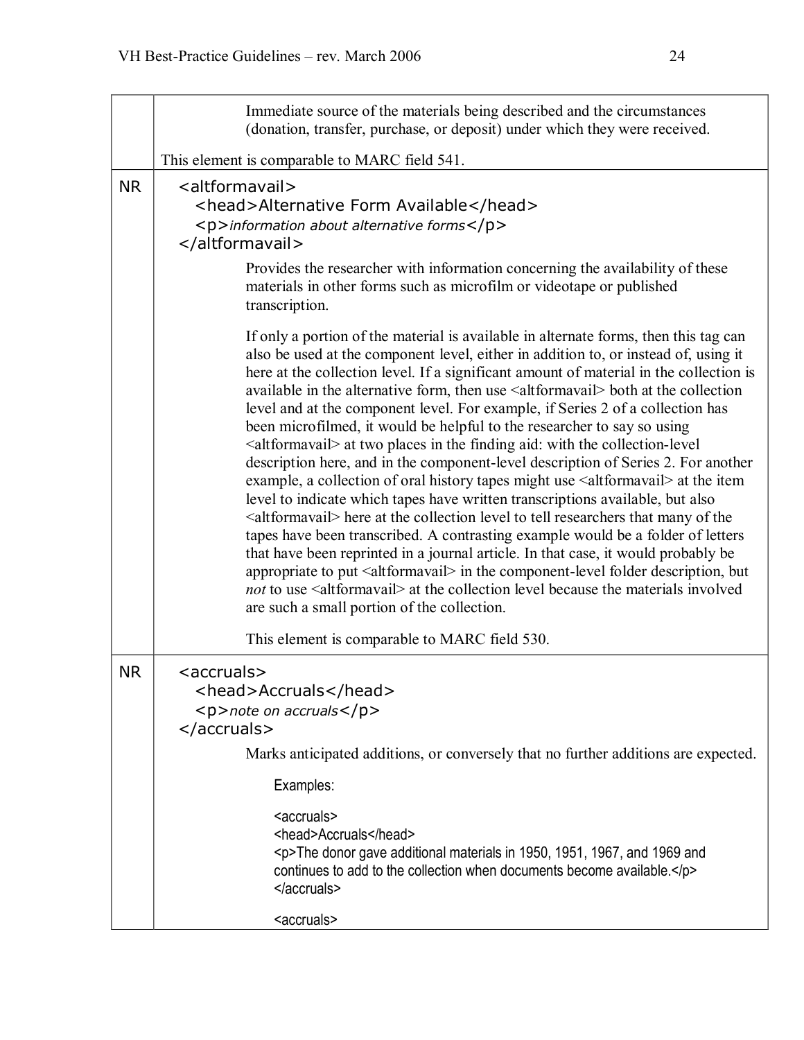| | |
|---|---|
| | Immediate source of the materials being described and the circumstances (donation, transfer, purchase, or deposit) under which they were received.<br><br>This element is comparable to MARC field 541. |
| NR | `<altformavail>`<br>`<head>Alternative Form Available</head>`<br>`<p>`*information about alternative forms*`</p>`<br>`</altformavail>`<br><br>Provides the researcher with information concerning the availability of these materials in other forms such as microfilm or videotape or published transcription.<br><br>If only a portion of the material is available in alternate forms, then this tag can also be used at the component level, either in addition to, or instead of, using it here at the collection level. If a significant amount of material in the collection is available in the alternative form, then use `<altformavail>` both at the collection level and at the component level. For example, if Series 2 of a collection has been microfilmed, it would be helpful to the researcher to say so using `<altformavail>` at two places in the finding aid: with the collection-level description here, and in the component-level description of Series 2. For another example, a collection of oral history tapes might use `<altformavail>` at the item level to indicate which tapes have written transcriptions available, but also `<altformavail>` here at the collection level to tell researchers that many of the tapes have been transcribed. A contrasting example would be a folder of letters that have been reprinted in a journal article. In that case, it would probably be appropriate to put `<altformavail>` in the component-level folder description, but *not* to use `<altformavail>` at the collection level because the materials involved are such a small portion of the collection.<br><br>This element is comparable to MARC field 530. |
| NR | `<accruals>`<br>`<head>Accruals</head>`<br>`<p>`*note on accruals*`</p>`<br>`</accruals>`<br><br>Marks anticipated additions, or conversely that no further additions are expected.<br><br>Examples:<br><br>`<accruals>`<br>`<head>Accruals</head>`<br>`<p>The donor gave additional materials in 1950, 1951, 1967, and 1969 and continues to add to the collection when documents become available.</p>`<br>`</accruals>`<br><br>`<accruals>` |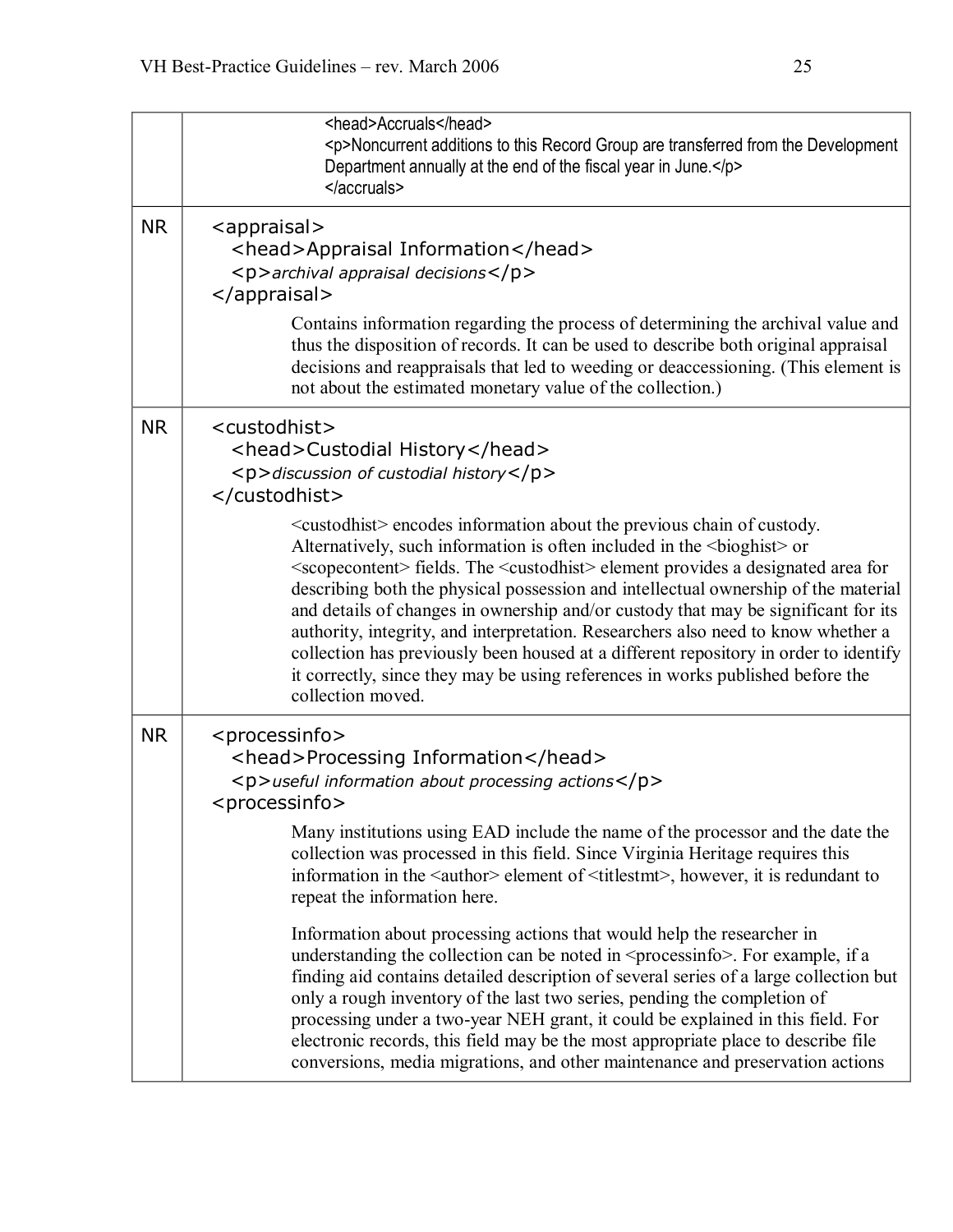| | |
|---|---|
| | `<head>Accruals</head>`<br>`<p>Noncurrent additions to this Record Group are transferred from the Development Department annually at the end of the fiscal year in June.</p>`<br>`</accruals>` |
| NR | `<appraisal>`<br>`<head>Appraisal Information</head>`<br>`<p>`*archival appraisal decisions*`</p>`<br>`</appraisal>`<br><br>Contains information regarding the process of determining the archival value and thus the disposition of records. It can be used to describe both original appraisal decisions and reappraisals that led to weeding or deaccessioning. (This element is not about the estimated monetary value of the collection.) |
| NR | `<custodhist>`<br>`<head>Custodial History</head>`<br>`<p>`*discussion of custodial history*`</p>`<br>`</custodhist>`<br><br>&lt;custodhist&gt; encodes information about the previous chain of custody. Alternatively, such information is often included in the &lt;bioghist&gt; or &lt;scopecontent&gt; fields. The &lt;custodhist&gt; element provides a designated area for describing both the physical possession and intellectual ownership of the material and details of changes in ownership and/or custody that may be significant for its authority, integrity, and interpretation. Researchers also need to know whether a collection has previously been housed at a different repository in order to identify it correctly, since they may be using references in works published before the collection moved. |
| NR | `<processinfo>`<br>`<head>Processing Information</head>`<br>`<p>`*useful information about processing actions*`</p>`<br>`<processinfo>`<br><br>Many institutions using EAD include the name of the processor and the date the collection was processed in this field. Since Virginia Heritage requires this information in the &lt;author&gt; element of &lt;titlestmt&gt;, however, it is redundant to repeat the information here.<br><br>Information about processing actions that would help the researcher in understanding the collection can be noted in &lt;processinfo&gt;. For example, if a finding aid contains detailed description of several series of a large collection but only a rough inventory of the last two series, pending the completion of processing under a two-year NEH grant, it could be explained in this field. For electronic records, this field may be the most appropriate place to describe file conversions, media migrations, and other maintenance and preservation actions |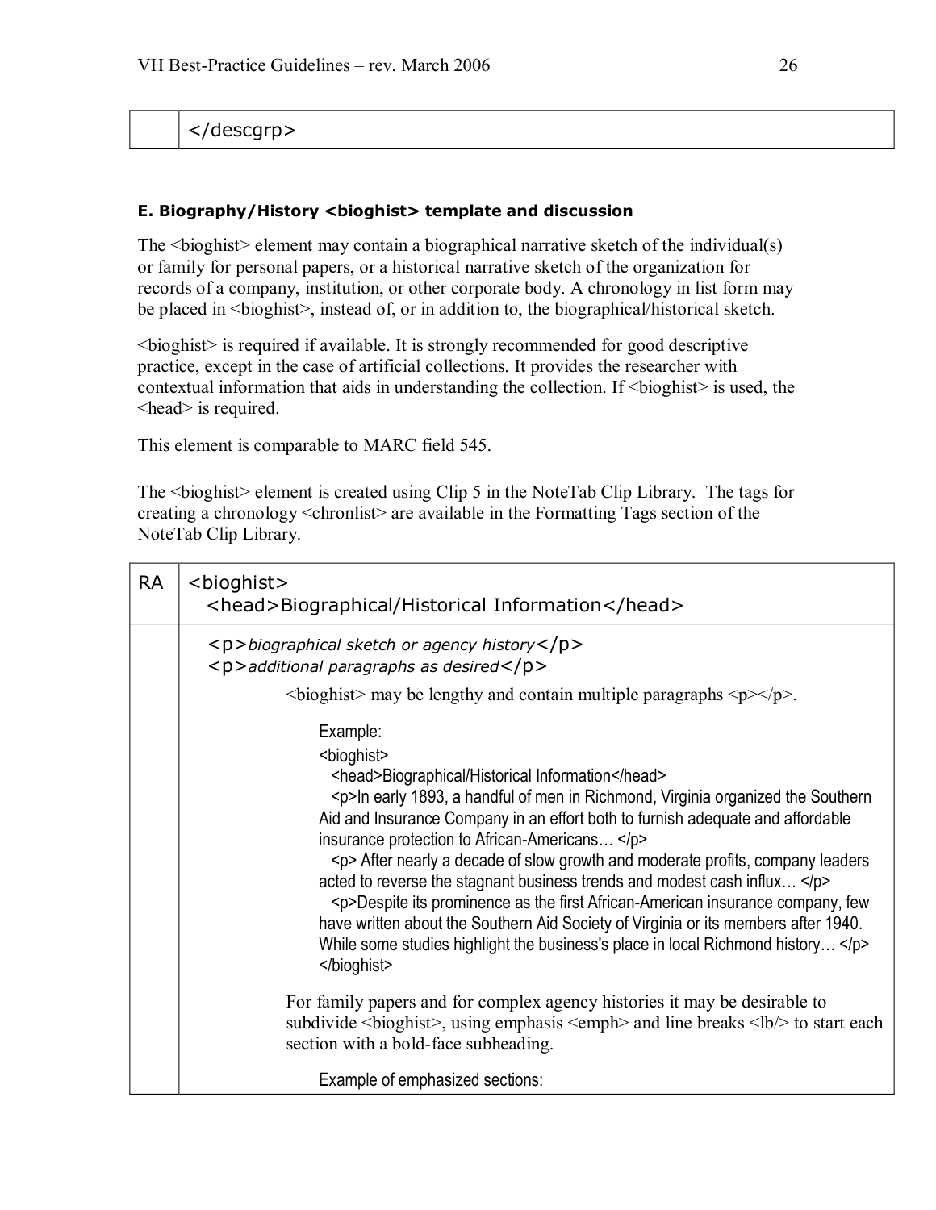| | `</descgrp>` |
|---|---|

#### E. Biography/History <bioghist> template and discussion

The <bioghist> element may contain a biographical narrative sketch of the individual(s) or family for personal papers, or a historical narrative sketch of the organization for records of a company, institution, or other corporate body. A chronology in list form may be placed in <bioghist>, instead of, or in addition to, the biographical/historical sketch.

<bioghist> is required if available. It is strongly recommended for good descriptive practice, except in the case of artificial collections. It provides the researcher with contextual information that aids in understanding the collection. If <bioghist> is used, the <head> is required.

This element is comparable to MARC field 545.

The <bioghist> element is created using Clip 5 in the NoteTab Clip Library. The tags for creating a chronology <chronlist> are available in the Formatting Tags section of the NoteTab Clip Library.

| RA | `<bioghist>`<br>`<head>Biographical/Historical Information</head>` |
|---|---|
| | `<p>`*biographical sketch or agency history*`</p>`<br>`<p>`*additional paragraphs as desired*`</p>`<br><br><bioghist> may be lengthy and contain multiple paragraphs <p></p>.<br><br>Example:<br><bioghist><br><head>Biographical/Historical Information</head><br><p>In early 1893, a handful of men in Richmond, Virginia organized the Southern Aid and Insurance Company in an effort both to furnish adequate and affordable insurance protection to African-Americans… </p><br><p> After nearly a decade of slow growth and moderate profits, company leaders acted to reverse the stagnant business trends and modest cash influx… </p><br><p>Despite its prominence as the first African-American insurance company, few have written about the Southern Aid Society of Virginia or its members after 1940. While some studies highlight the business's place in local Richmond history… </p><br></bioghist><br><br>For family papers and for complex agency histories it may be desirable to subdivide <bioghist>, using emphasis <emph> and line breaks <lb/> to start each section with a bold-face subheading.<br><br>Example of emphasized sections: |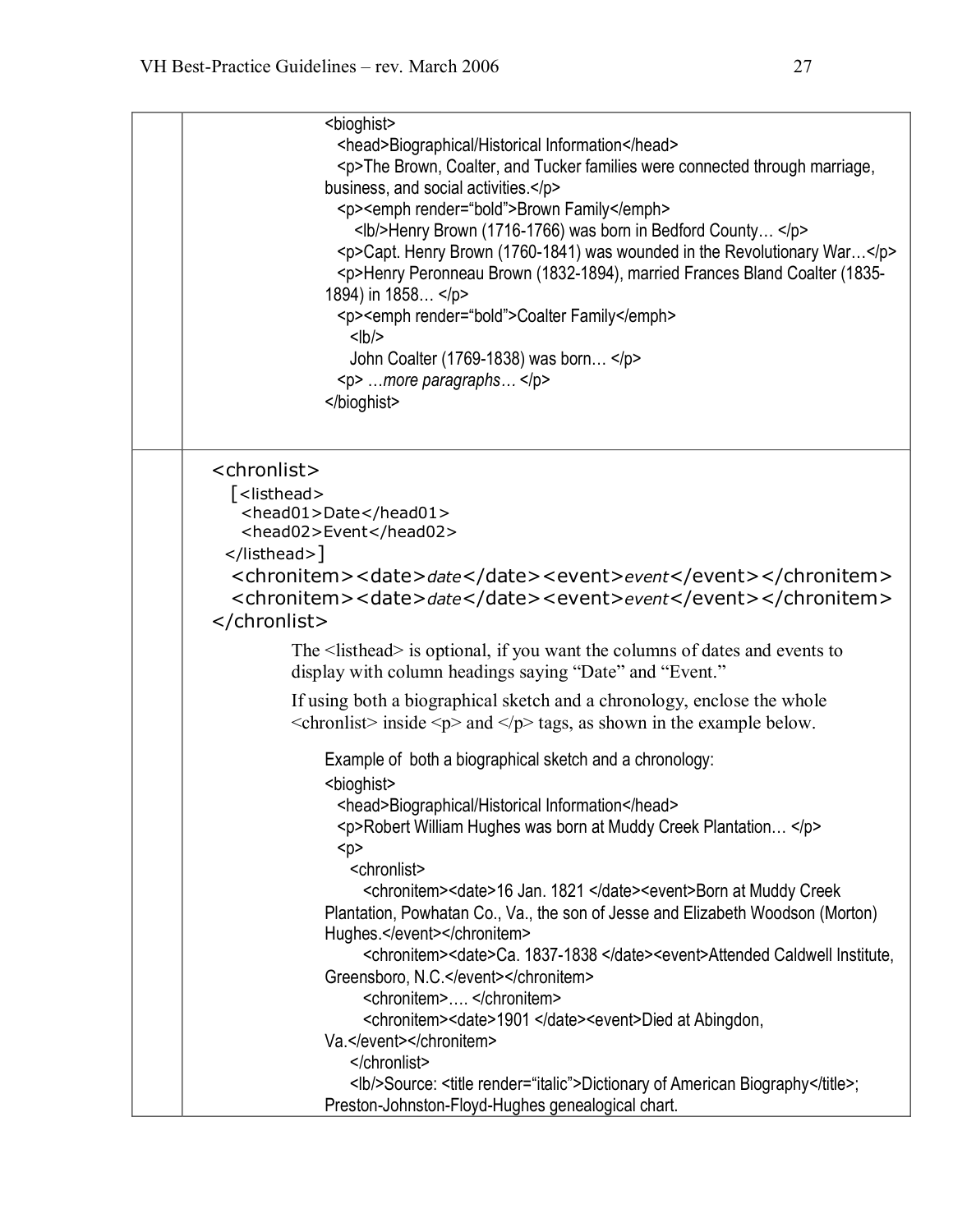```
<bioghist>
  <head>Biographical/Historical Information</head>
  <p>The Brown, Coalter, and Tucker families were connected through marriage, business, and social activities.</p>
  <p><emph render="bold">Brown Family</emph>
     <lb/>Henry Brown (1716-1766) was born in Bedford County… </p>
  <p>Capt. Henry Brown (1760-1841) was wounded in the Revolutionary War…</p>
  <p>Henry Peronneau Brown (1832-1894), married Frances Bland Coalter (1835-1894) in 1858… </p>
  <p><emph render="bold">Coalter Family</emph>
    <lb/>
    John Coalter (1769-1838) was born… </p>
  <p> …more paragraphs… </p>
</bioghist>
```

```
<chronlist>
  [<listhead>
    <head01>Date</head01>
    <head02>Event</head02>
  </listhead>]
  <chronitem><date>date</date><event>event</event></chronitem>
  <chronitem><date>date</date><event>event</event></chronitem>
</chronlist>
```

The <listhead> is optional, if you want the columns of dates and events to display with column headings saying "Date" and "Event."

If using both a biographical sketch and a chronology, enclose the whole <chronlist> inside <p> and </p> tags, as shown in the example below.

Example of both a biographical sketch and a chronology:

```
<bioghist>
  <head>Biographical/Historical Information</head>
  <p>Robert William Hughes was born at Muddy Creek Plantation… </p>
  <p>
    <chronlist>
      <chronitem><date>16 Jan. 1821 </date><event>Born at Muddy Creek Plantation, Powhatan Co., Va., the son of Jesse and Elizabeth Woodson (Morton) Hughes.</event></chronitem>
      <chronitem><date>Ca. 1837-1838 </date><event>Attended Caldwell Institute, Greensboro, N.C.</event></chronitem>
      <chronitem>…. </chronitem>
      <chronitem><date>1901 </date><event>Died at Abingdon, Va.</event></chronitem>
    </chronlist>
    <lb/>Source: <title render="italic">Dictionary of American Biography</title>; Preston-Johnston-Floyd-Hughes genealogical chart.
```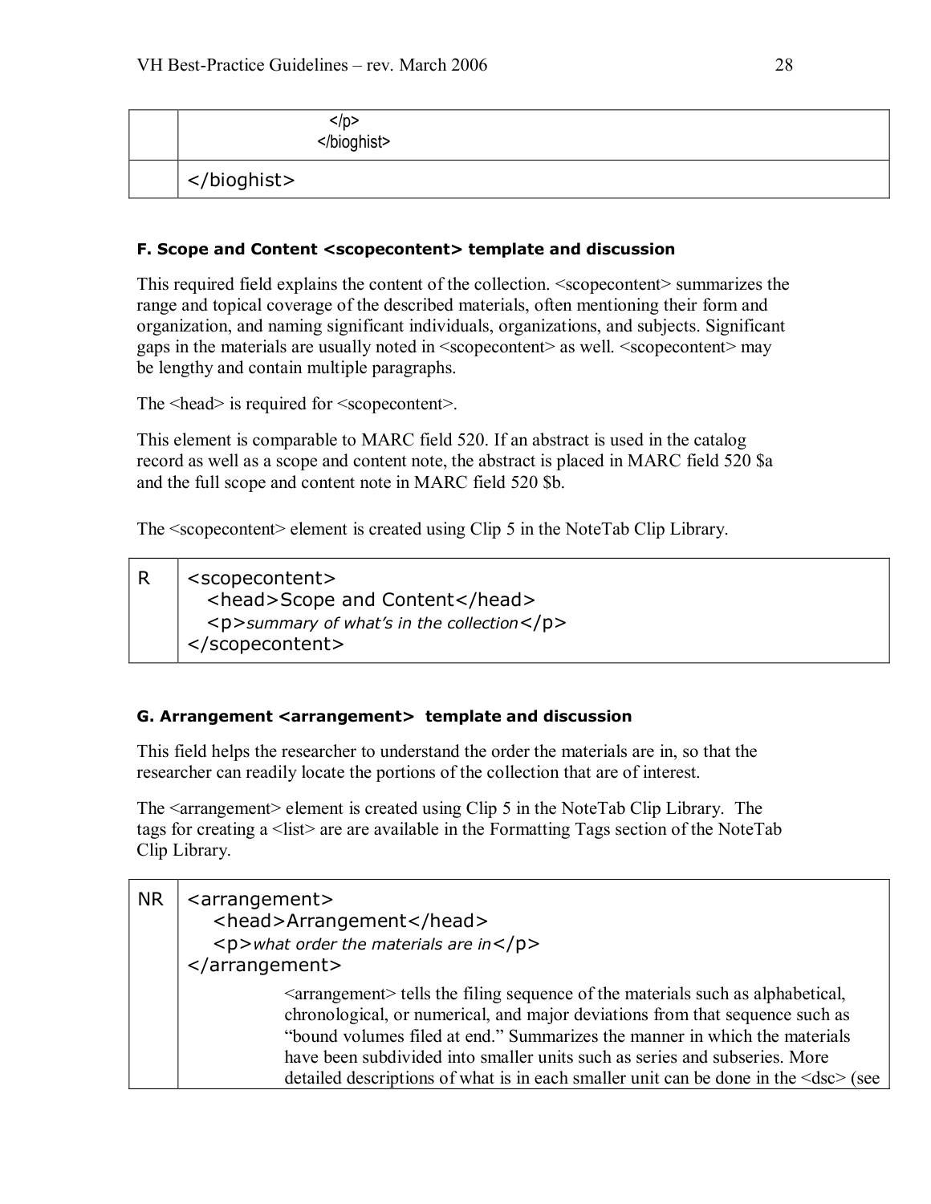| | |
|---|---|
| | `</p>`<br>`</bioghist>` |
| | `</bioghist>` |

#### F. Scope and Content <scopecontent> template and discussion

This required field explains the content of the collection. <scopecontent> summarizes the range and topical coverage of the described materials, often mentioning their form and organization, and naming significant individuals, organizations, and subjects. Significant gaps in the materials are usually noted in <scopecontent> as well. <scopecontent> may be lengthy and contain multiple paragraphs.

The <head> is required for <scopecontent>.

This element is comparable to MARC field 520. If an abstract is used in the catalog record as well as a scope and content note, the abstract is placed in MARC field 520 $a and the full scope and content note in MARC field 520 $b.

The <scopecontent> element is created using Clip 5 in the NoteTab Clip Library.

| | |
|---|---|
| R | `<scopecontent>`<br>&nbsp;&nbsp;`<head>Scope and Content</head>`<br>&nbsp;&nbsp;`<p>`*summary of what's in the collection*`</p>`<br>`</scopecontent>` |

#### G. Arrangement <arrangement> template and discussion

This field helps the researcher to understand the order the materials are in, so that the researcher can readily locate the portions of the collection that are of interest.

The <arrangement> element is created using Clip 5 in the NoteTab Clip Library. The tags for creating a <list> are are available in the Formatting Tags section of the NoteTab Clip Library.

| | |
|---|---|
| NR | `<arrangement>`<br>&nbsp;&nbsp;`<head>Arrangement</head>`<br>&nbsp;&nbsp;`<p>`*what order the materials are in*`</p>`<br>`</arrangement>` |
| | <arrangement> tells the filing sequence of the materials such as alphabetical, chronological, or numerical, and major deviations from that sequence such as "bound volumes filed at end." Summarizes the manner in which the materials have been subdivided into smaller units such as series and subseries. More detailed descriptions of what is in each smaller unit can be done in the <dsc> (see |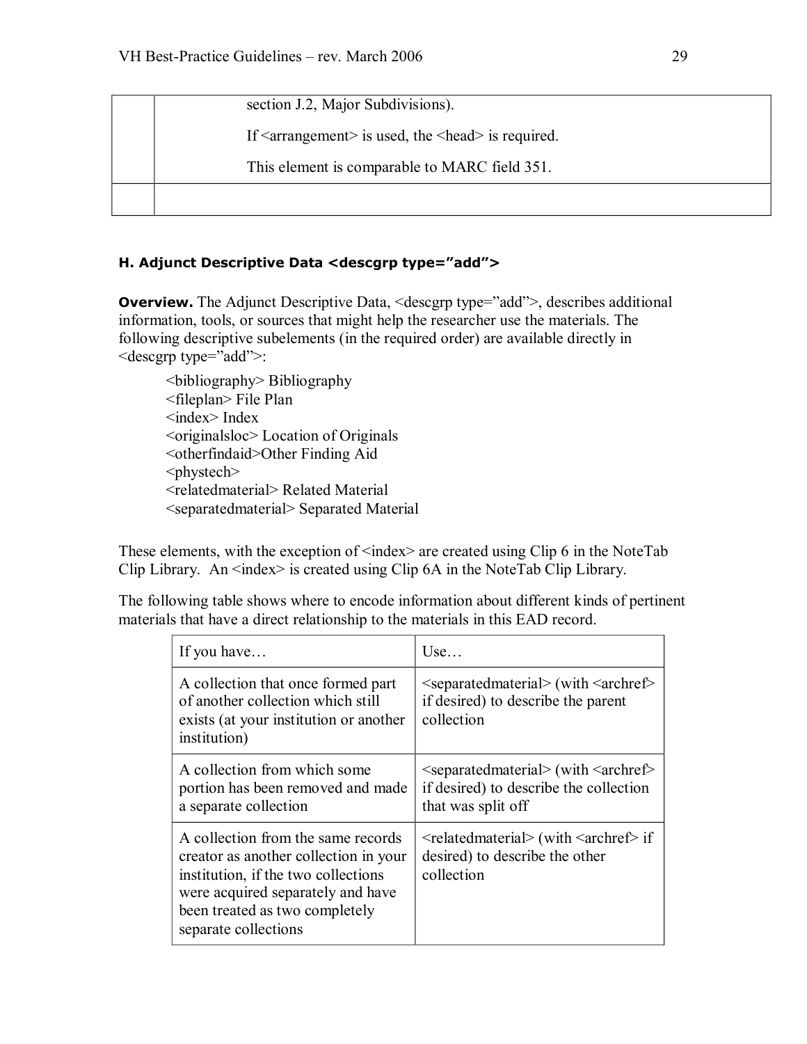| | |
|---|---|
| | section J.2, Major Subdivisions).<br><br>If <arrangement> is used, the <head> is required.<br><br>This element is comparable to MARC field 351. |
| | |

### H. Adjunct Descriptive Data <descgrp type="add">

**Overview.** The Adjunct Descriptive Data, <descgrp type="add">, describes additional information, tools, or sources that might help the researcher use the materials. The following descriptive subelements (in the required order) are available directly in <descgrp type="add">:

<bibliography> Bibliography
<fileplan> File Plan
<index> Index
<originalsloc> Location of Originals
<otherfindaid>Other Finding Aid
<phystech>
<relatedmaterial> Related Material
<separatedmaterial> Separated Material

These elements, with the exception of <index> are created using Clip 6 in the NoteTab Clip Library. An <index> is created using Clip 6A in the NoteTab Clip Library.

The following table shows where to encode information about different kinds of pertinent materials that have a direct relationship to the materials in this EAD record.

| If you have… | Use… |
|---|---|
| A collection that once formed part of another collection which still exists (at your institution or another institution) | <separatedmaterial> (with <archref> if desired) to describe the parent collection |
| A collection from which some portion has been removed and made a separate collection | <separatedmaterial> (with <archref> if desired) to describe the collection that was split off |
| A collection from the same records creator as another collection in your institution, if the two collections were acquired separately and have been treated as two completely separate collections | <relatedmaterial> (with <archref> if desired) to describe the other collection |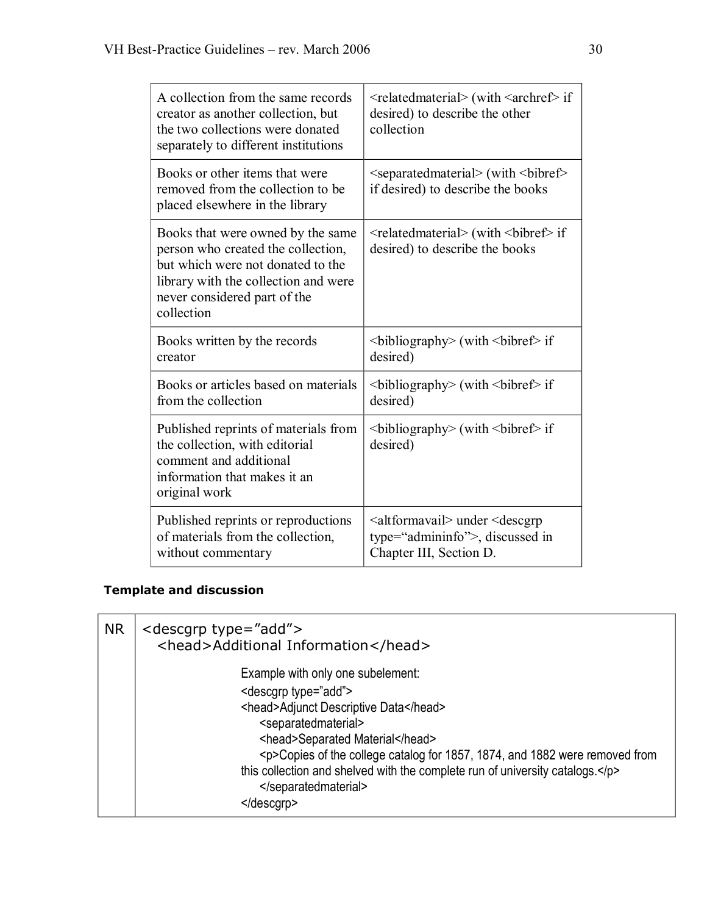| | |
|---|---|
| A collection from the same records creator as another collection, but the two collections were donated separately to different institutions | <relatedmaterial> (with <archref> if desired) to describe the other collection |
| Books or other items that were removed from the collection to be placed elsewhere in the library | <separatedmaterial> (with <bibref> if desired) to describe the books |
| Books that were owned by the same person who created the collection, but which were not donated to the library with the collection and were never considered part of the collection | <relatedmaterial> (with <bibref> if desired) to describe the books |
| Books written by the records creator | <bibliography> (with <bibref> if desired) |
| Books or articles based on materials from the collection | <bibliography> (with <bibref> if desired) |
| Published reprints of materials from the collection, with editorial comment and additional information that makes it an original work | <bibliography> (with <bibref> if desired) |
| Published reprints or reproductions of materials from the collection, without commentary | <altformavail> under <descgrp type="admininfo">, discussed in Chapter III, Section D. |

**Template and discussion**

| | |
|---|---|
| NR | <descgrp type="add"><br>&nbsp;&nbsp;<head>Additional Information</head><br><br>Example with only one subelement:<br><descgrp type="add"><br><head>Adjunct Descriptive Data</head><br>&nbsp;&nbsp;<separatedmaterial><br>&nbsp;&nbsp;<head>Separated Material</head><br>&nbsp;&nbsp;<p>Copies of the college catalog for 1857, 1874, and 1882 were removed from this collection and shelved with the complete run of university catalogs.</p><br>&nbsp;&nbsp;</separatedmaterial><br></descgrp> |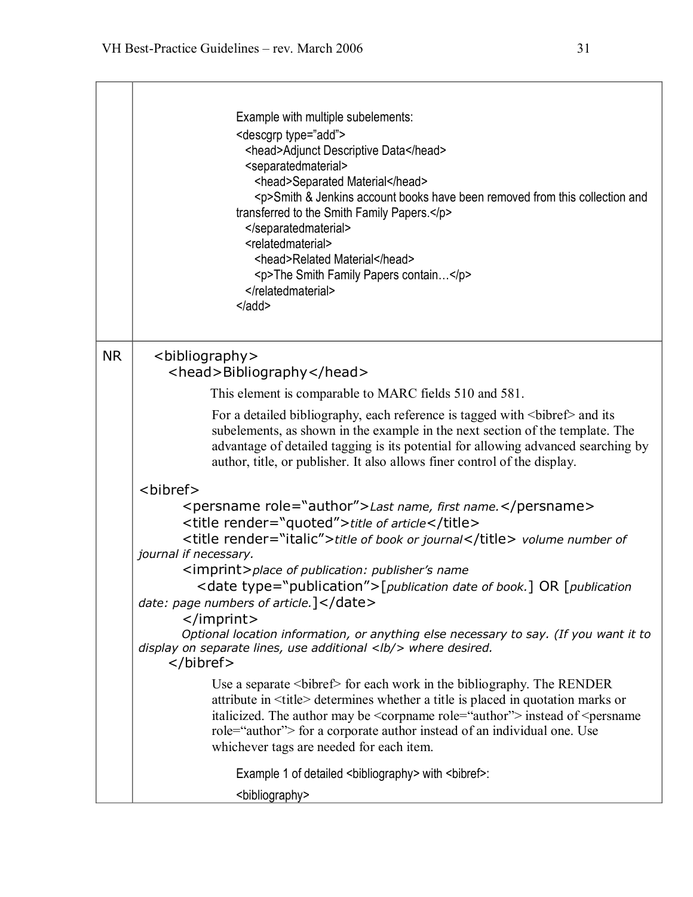| | |
|---|---|
| | Example with multiple subelements:<br>```<descgrp type="add">```<br>```  <head>Adjunct Descriptive Data</head>```<br>```  <separatedmaterial>```<br>```    <head>Separated Material</head>```<br>```    <p>Smith & Jenkins account books have been removed from this collection and transferred to the Smith Family Papers.</p>```<br>```  </separatedmaterial>```<br>```  <relatedmaterial>```<br>```    <head>Related Material</head>```<br>```    <p>The Smith Family Papers contain…</p>```<br>```  </relatedmaterial>```<br>```</add>``` |
| NR | `<bibliography>`<br>`<head>Bibliography</head>`<br><br>This element is comparable to MARC fields 510 and 581.<br><br>For a detailed bibliography, each reference is tagged with `<bibref>` and its subelements, as shown in the example in the next section of the template. The advantage of detailed tagging is its potential for allowing advanced searching by author, title, or publisher. It also allows finer control of the display.<br><br>`<bibref>`<br>`<persname role="author">`*Last name, first name.*`</persname>`<br>`<title render="quoted">`*title of article*`</title>`<br>`<title render="italic">`*title of book or journal*`</title>` *volume number of journal if necessary.*<br>`<imprint>`*place of publication: publisher's name*<br>`<date type="publication">`[*publication date of book.*] OR [*publication date: page numbers of article.*]`</date>`<br>`</imprint>`<br>*Optional location information, or anything else necessary to say. (If you want it to display on separate lines, use additional `<lb/>` where desired.*<br>`</bibref>`<br><br>Use a separate `<bibref>` for each work in the bibliography. The RENDER attribute in `<title>` determines whether a title is placed in quotation marks or italicized. The author may be `<corpname role="author">` instead of `<persname role="author">` for a corporate author instead of an individual one. Use whichever tags are needed for each item.<br><br>Example 1 of detailed `<bibliography>` with `<bibref>`:<br>`<bibliography>` |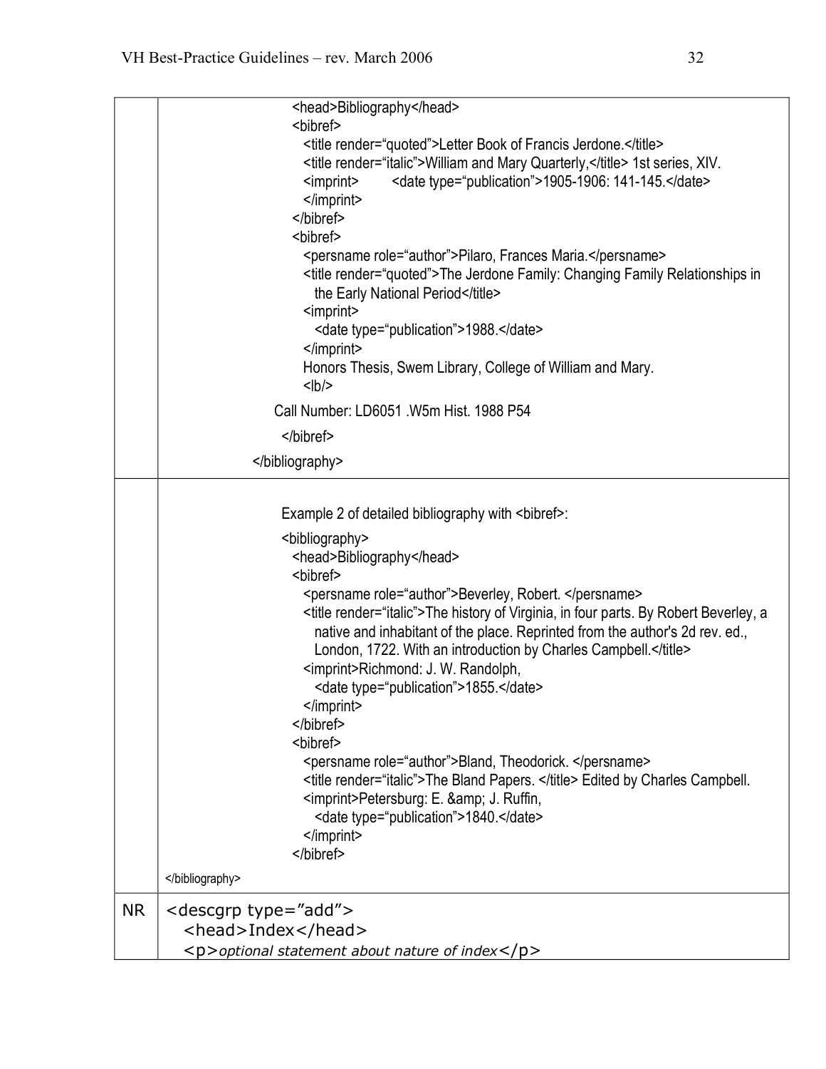| | |
|---|---|
| | ```<br><head>Bibliography</head><br><bibref><br>  <title render="quoted">Letter Book of Francis Jerdone.</title><br>  <title render="italic">William and Mary Quarterly,</title> 1st series, XIV.<br>  <imprint>    <date type="publication">1905-1906: 141-145.</date><br>  </imprint><br></bibref><br><bibref><br>  <persname role="author">Pilaro, Frances Maria.</persname><br>  <title render="quoted">The Jerdone Family: Changing Family Relationships in<br>    the Early National Period</title><br>  <imprint><br>    <date type="publication">1988.</date><br>  </imprint><br>  Honors Thesis, Swem Library, College of William and Mary.<br>  <lb/><br>Call Number: LD6051 .W5m Hist. 1988 P54<br>  </bibref><br></bibliography><br>``` |
| | Example 2 of detailed bibliography with <bibref>:<br>```<br><bibliography><br>  <head>Bibliography</head><br>  <bibref><br>    <persname role="author">Beverley, Robert. </persname><br>    <title render="italic">The history of Virginia, in four parts. By Robert Beverley, a<br>      native and inhabitant of the place. Reprinted from the author's 2d rev. ed.,<br>      London, 1722. With an introduction by Charles Campbell.</title><br>    <imprint>Richmond: J. W. Randolph,<br>      <date type="publication">1855.</date><br>    </imprint><br>  </bibref><br>  <bibref><br>    <persname role="author">Bland, Theodorick. </persname><br>    <title render="italic">The Bland Papers. </title> Edited by Charles Campbell.<br>    <imprint>Petersburg: E. &amp; J. Ruffin,<br>      <date type="publication">1840.</date><br>    </imprint><br>  </bibref><br></bibliography><br>``` |
| NR | ```<br><descgrp type="add"><br>  <head>Index</head><br>  <p>optional statement about nature of index</p><br>``` |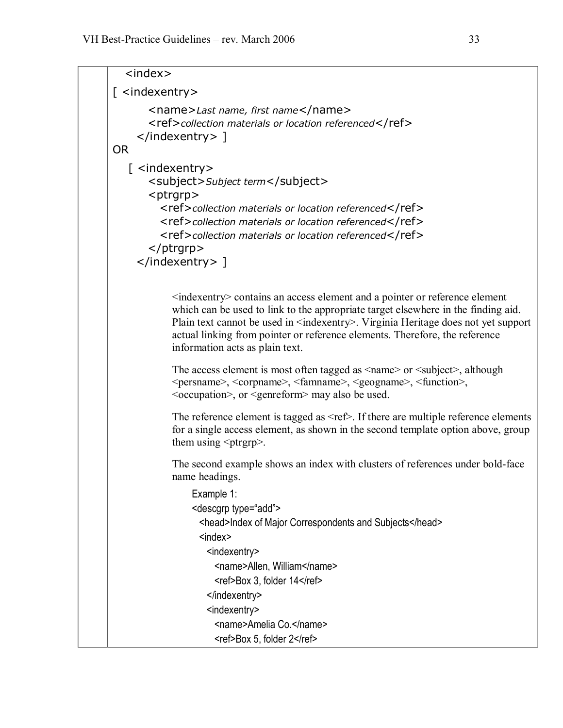```
<index>
[ <indexentry>
      <name>Last name, first name</name>
      <ref>collection materials or location referenced</ref>
   </indexentry> ]
OR
  [ <indexentry>
      <subject>Subject term</subject>
      <ptrgrp>
        <ref>collection materials or location referenced</ref>
        <ref>collection materials or location referenced</ref>
        <ref>collection materials or location referenced</ref>
      </ptrgrp>
    </indexentry> ]
```

<indexentry> contains an access element and a pointer or reference element which can be used to link to the appropriate target elsewhere in the finding aid. Plain text cannot be used in <indexentry>. Virginia Heritage does not yet support actual linking from pointer or reference elements. Therefore, the reference information acts as plain text.

The access element is most often tagged as <name> or <subject>, although <persname>, <corpname>, <famname>, <geogname>, <function>, <occupation>, or <genreform> may also be used.

The reference element is tagged as <ref>. If there are multiple reference elements for a single access element, as shown in the second template option above, group them using <ptrgrp>.

The second example shows an index with clusters of references under bold-face name headings.

Example 1:

```
<descgrp type="add">
  <head>Index of Major Correspondents and Subjects</head>
  <index>
    <indexentry>
      <name>Allen, William</name>
      <ref>Box 3, folder 14</ref>
    </indexentry>
    <indexentry>
      <name>Amelia Co.</name>
      <ref>Box 5, folder 2</ref>
```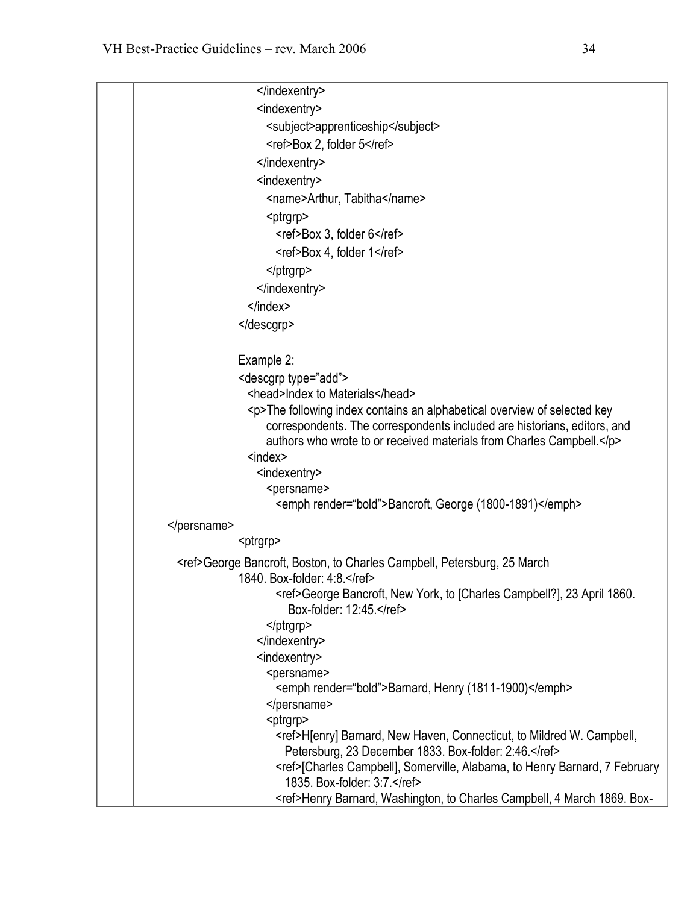```
        </indexentry>
        <indexentry>
          <subject>apprenticeship</subject>
          <ref>Box 2, folder 5</ref>
        </indexentry>
        <indexentry>
          <name>Arthur, Tabitha</name>
          <ptrgrp>
            <ref>Box 3, folder 6</ref>
            <ref>Box 4, folder 1</ref>
          </ptrgrp>
        </indexentry>
      </index>
    </descgrp>
```

Example 2:

```
<descgrp type="add">
  <head>Index to Materials</head>
  <p>The following index contains an alphabetical overview of selected key
      correspondents. The correspondents included are historians, editors, and
      authors who wrote to or received materials from Charles Campbell.</p>
  <index>
    <indexentry>
      <persname>
        <emph render="bold">Bancroft, George (1800-1891)</emph>
</persname>
    <ptrgrp>
  <ref>George Bancroft, Boston, to Charles Campbell, Petersburg, 25 March
    1840. Box-folder: 4:8.</ref>
        <ref>George Bancroft, New York, to [Charles Campbell?], 23 April 1860.
          Box-folder: 12:45.</ref>
      </ptrgrp>
    </indexentry>
    <indexentry>
      <persname>
        <emph render="bold">Barnard, Henry (1811-1900)</emph>
      </persname>
      <ptrgrp>
        <ref>H[enry] Barnard, New Haven, Connecticut, to Mildred W. Campbell,
          Petersburg, 23 December 1833. Box-folder: 2:46.</ref>
        <ref>[Charles Campbell], Somerville, Alabama, to Henry Barnard, 7 February
          1835. Box-folder: 3:7.</ref>
        <ref>Henry Barnard, Washington, to Charles Campbell, 4 March 1869. Box-
```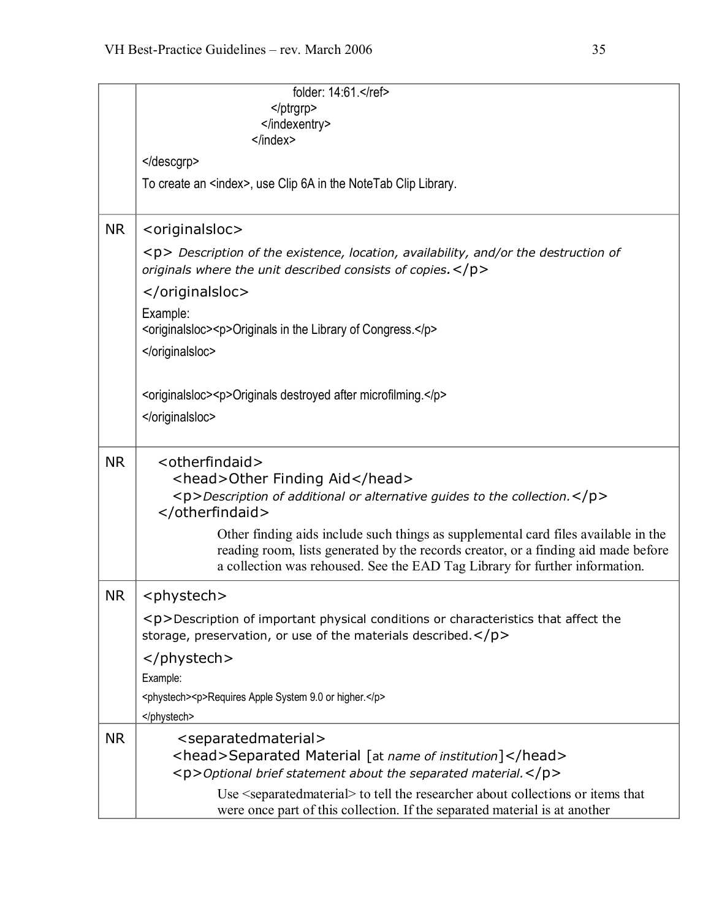| | |
|---|---|
| | folder: 14:61.</ref> </ptrgrp> </indexentry> </index> </descgrp> To create an <index>, use Clip 6A in the NoteTab Clip Library. |
| NR | <originalsloc> <p> *Description of the existence, location, availability, and/or the destruction of originals where the unit described consists of copies.*</p> </originalsloc> Example: <originalsloc><p>Originals in the Library of Congress.</p> </originalsloc> <originalsloc><p>Originals destroyed after microfilming.</p> </originalsloc> |
| NR | <otherfindaid> <head>Other Finding Aid</head> <p>*Description of additional or alternative guides to the collection.*</p> </otherfindaid> Other finding aids include such things as supplemental card files available in the reading room, lists generated by the records creator, or a finding aid made before a collection was rehoused. See the EAD Tag Library for further information. |
| NR | <phystech> <p>Description of important physical conditions or characteristics that affect the storage, preservation, or use of the materials described.</p> </phystech> Example: <phystech><p>Requires Apple System 9.0 or higher.</p> </phystech> |
| NR | <separatedmaterial> <head>Separated Material [at *name of institution*]</head> <p>*Optional brief statement about the separated material.*</p> Use <separatedmaterial> to tell the researcher about collections or items that were once part of this collection. If the separated material is at another |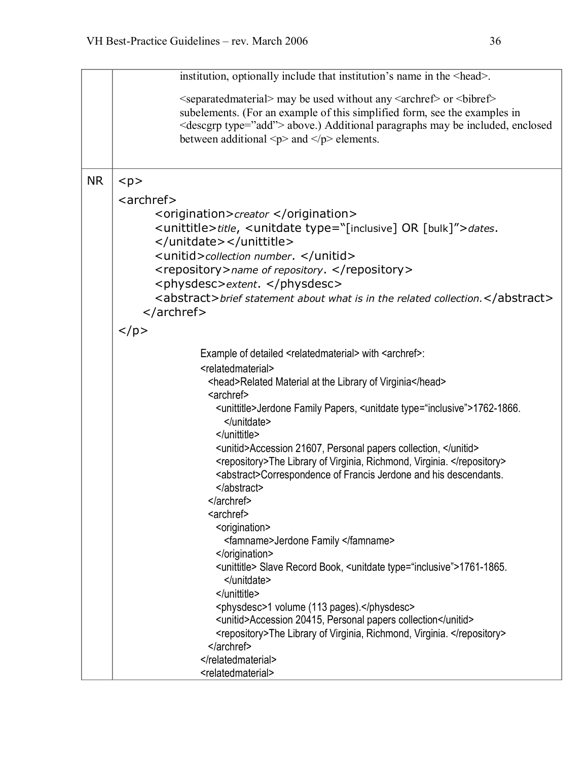| | |
|---|---|
| | institution, optionally include that institution's name in the <head>.<br><br><separatedmaterial> may be used without any <archref> or <bibref> subelements. (For an example of this simplified form, see the examples in <descgrp type="add"> above.) Additional paragraphs may be included, enclosed between additional <p> and </p> elements. |
| NR | <p><br><archref><br>&nbsp;&nbsp;&nbsp;&nbsp;<origination>*creator* </origination><br>&nbsp;&nbsp;&nbsp;&nbsp;<unittitle>*title*, <unitdate type="[inclusive] OR [bulk]">*dates*.<br>&nbsp;&nbsp;&nbsp;&nbsp;</unitdate></unittitle><br>&nbsp;&nbsp;&nbsp;&nbsp;<unitid>*collection number*. </unitid><br>&nbsp;&nbsp;&nbsp;&nbsp;<repository>*name of repository*. </repository><br>&nbsp;&nbsp;&nbsp;&nbsp;<physdesc>*extent*. </physdesc><br>&nbsp;&nbsp;&nbsp;&nbsp;<abstract>*brief statement about what is in the related collection.*</abstract><br>&nbsp;&nbsp;</archref><br></p><br><br>Example of detailed <relatedmaterial> with <archref>:<br><relatedmaterial><br>&nbsp;&nbsp;<head>Related Material at the Library of Virginia</head><br>&nbsp;&nbsp;<archref><br>&nbsp;&nbsp;&nbsp;&nbsp;<unittitle>Jerdone Family Papers, <unitdate type="inclusive">1762-1866.<br>&nbsp;&nbsp;&nbsp;&nbsp;&nbsp;&nbsp;</unitdate><br>&nbsp;&nbsp;&nbsp;&nbsp;</unittitle><br>&nbsp;&nbsp;&nbsp;&nbsp;<unitid>Accession 21607, Personal papers collection, </unitid><br>&nbsp;&nbsp;&nbsp;&nbsp;<repository>The Library of Virginia, Richmond, Virginia. </repository><br>&nbsp;&nbsp;&nbsp;&nbsp;<abstract>Correspondence of Francis Jerdone and his descendants.<br>&nbsp;&nbsp;&nbsp;&nbsp;</abstract><br>&nbsp;&nbsp;</archref><br>&nbsp;&nbsp;<archref><br>&nbsp;&nbsp;&nbsp;&nbsp;<origination><br>&nbsp;&nbsp;&nbsp;&nbsp;&nbsp;&nbsp;<famname>Jerdone Family </famname><br>&nbsp;&nbsp;&nbsp;&nbsp;</origination><br>&nbsp;&nbsp;&nbsp;&nbsp;<unittitle> Slave Record Book, <unitdate type="inclusive">1761-1865.<br>&nbsp;&nbsp;&nbsp;&nbsp;&nbsp;&nbsp;</unitdate><br>&nbsp;&nbsp;&nbsp;&nbsp;</unittitle><br>&nbsp;&nbsp;&nbsp;&nbsp;<physdesc>1 volume (113 pages).</physdesc><br>&nbsp;&nbsp;&nbsp;&nbsp;<unitid>Accession 20415, Personal papers collection</unitid><br>&nbsp;&nbsp;&nbsp;&nbsp;<repository>The Library of Virginia, Richmond, Virginia. </repository><br>&nbsp;&nbsp;</archref><br></relatedmaterial><br><relatedmaterial> |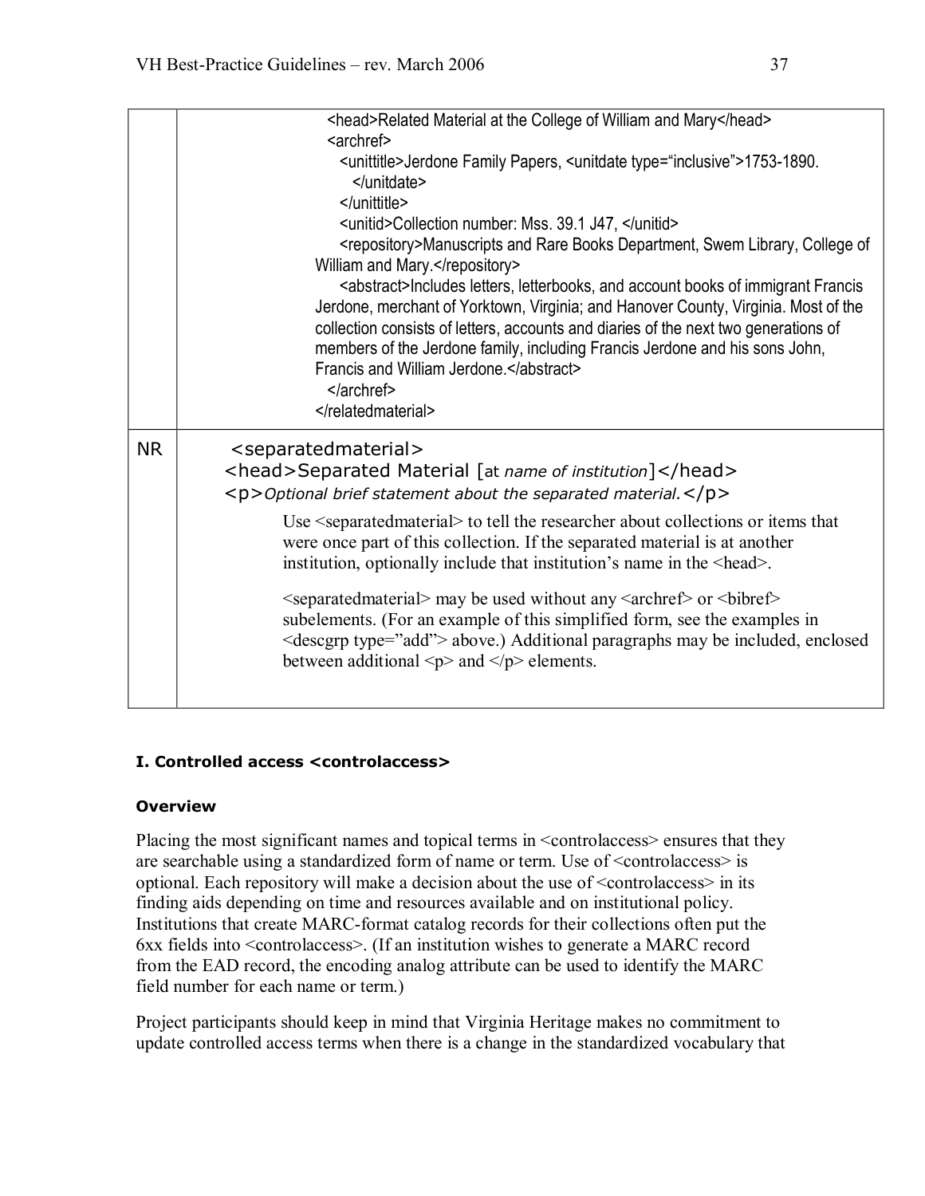| | |
|---|---|
| | `<head>Related Material at the College of William and Mary</head>`<br>`<archref>`<br>`<unittitle>Jerdone Family Papers, <unitdate type="inclusive">1753-1890.`<br>`</unitdate>`<br>`</unittitle>`<br>`<unitid>Collection number: Mss. 39.1 J47, </unitid>`<br>`<repository>Manuscripts and Rare Books Department, Swem Library, College of William and Mary.</repository>`<br>`<abstract>Includes letters, letterbooks, and account books of immigrant Francis Jerdone, merchant of Yorktown, Virginia; and Hanover County, Virginia. Most of the collection consists of letters, accounts and diaries of the next two generations of members of the Jerdone family, including Francis Jerdone and his sons John, Francis and William Jerdone.</abstract>`<br>`</archref>`<br>`</relatedmaterial>` |
| NR | `<separatedmaterial>`<br>`<head>Separated Material [at` *name of institution*`]</head>`<br>`<p>`*Optional brief statement about the separated material.*`</p>`<br><br>Use <separatedmaterial> to tell the researcher about collections or items that were once part of this collection. If the separated material is at another institution, optionally include that institution's name in the <head>.<br><br><separatedmaterial> may be used without any <archref> or <bibref> subelements. (For an example of this simplified form, see the examples in <descgrp type="add"> above.) Additional paragraphs may be included, enclosed between additional <p> and </p> elements. |

**I. Controlled access <controlaccess>**

**Overview**

Placing the most significant names and topical terms in <controlaccess> ensures that they are searchable using a standardized form of name or term. Use of <controlaccess> is optional. Each repository will make a decision about the use of <controlaccess> in its finding aids depending on time and resources available and on institutional policy. Institutions that create MARC-format catalog records for their collections often put the 6xx fields into <controlaccess>. (If an institution wishes to generate a MARC record from the EAD record, the encoding analog attribute can be used to identify the MARC field number for each name or term.)

Project participants should keep in mind that Virginia Heritage makes no commitment to update controlled access terms when there is a change in the standardized vocabulary that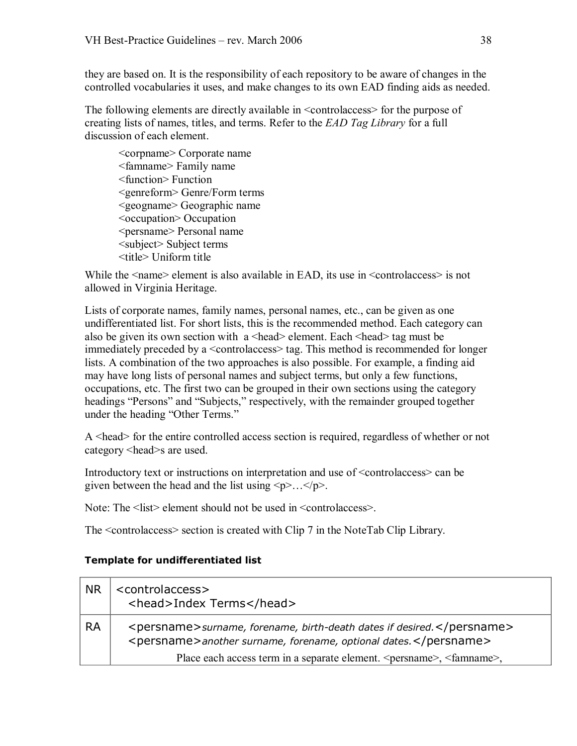they are based on. It is the responsibility of each repository to be aware of changes in the controlled vocabularies it uses, and make changes to its own EAD finding aids as needed.

The following elements are directly available in <controlaccess> for the purpose of creating lists of names, titles, and terms. Refer to the *EAD Tag Library* for a full discussion of each element.

<corpname> Corporate name
<famname> Family name
<function> Function
<genreform> Genre/Form terms
<geogname> Geographic name
<occupation> Occupation
<persname> Personal name
<subject> Subject terms
<title> Uniform title

While the <name> element is also available in EAD, its use in <controlaccess> is not allowed in Virginia Heritage.

Lists of corporate names, family names, personal names, etc., can be given as one undifferentiated list. For short lists, this is the recommended method. Each category can also be given its own section with a <head> element. Each <head> tag must be immediately preceded by a <controlaccess> tag. This method is recommended for longer lists. A combination of the two approaches is also possible. For example, a finding aid may have long lists of personal names and subject terms, but only a few functions, occupations, etc. The first two can be grouped in their own sections using the category headings "Persons" and "Subjects," respectively, with the remainder grouped together under the heading "Other Terms."

A <head> for the entire controlled access section is required, regardless of whether or not category <head>s are used.

Introductory text or instructions on interpretation and use of <controlaccess> can be given between the head and the list using <p>…</p>.

Note: The <list> element should not be used in <controlaccess>.

The <controlaccess> section is created with Clip 7 in the NoteTab Clip Library.

**Template for undifferentiated list**

| | |
|---|---|
| NR | <controlaccess><br>&nbsp;&nbsp;<head>Index Terms</head> |
| RA | &nbsp;&nbsp;<persname>*surname, forename, birth-death dates if desired.*</persname><br>&nbsp;&nbsp;<persname>*another surname, forename, optional dates.*</persname><br>Place each access term in a separate element. <persname>, <famname>, |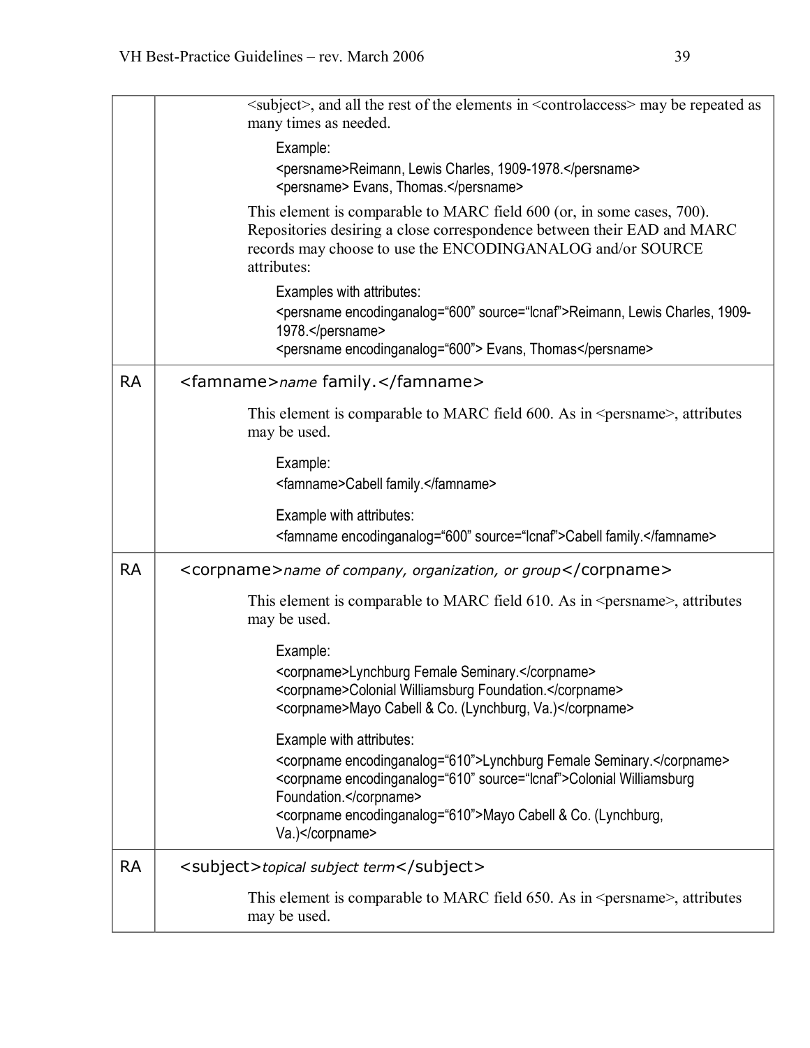| | |
|---|---|
| | <subject>, and all the rest of the elements in <controlaccess> may be repeated as many times as needed.<br><br>Example:<br><persname>Reimann, Lewis Charles, 1909-1978.</persname><br><persname> Evans, Thomas.</persname><br><br>This element is comparable to MARC field 600 (or, in some cases, 700). Repositories desiring a close correspondence between their EAD and MARC records may choose to use the ENCODINGANALOG and/or SOURCE attributes:<br><br>Examples with attributes:<br><persname encodinganalog="600" source="lcnaf">Reimann, Lewis Charles, 1909-1978.</persname><br><persname encodinganalog="600"> Evans, Thomas</persname> |
| RA | <famname>*name* family.</famname><br><br>This element is comparable to MARC field 600. As in <persname>, attributes may be used.<br><br>Example:<br><famname>Cabell family.</famname><br><br>Example with attributes:<br><famname encodinganalog="600" source="lcnaf">Cabell family.</famname> |
| RA | <corpname>*name of company, organization, or group*</corpname><br><br>This element is comparable to MARC field 610. As in <persname>, attributes may be used.<br><br>Example:<br><corpname>Lynchburg Female Seminary.</corpname><br><corpname>Colonial Williamsburg Foundation.</corpname><br><corpname>Mayo Cabell & Co. (Lynchburg, Va.)</corpname><br><br>Example with attributes:<br><corpname encodinganalog="610">Lynchburg Female Seminary.</corpname><br><corpname encodinganalog="610" source="lcnaf">Colonial Williamsburg Foundation.</corpname><br><corpname encodinganalog="610">Mayo Cabell & Co. (Lynchburg, Va.)</corpname> |
| RA | <subject>*topical subject term*</subject><br><br>This element is comparable to MARC field 650. As in <persname>, attributes may be used. |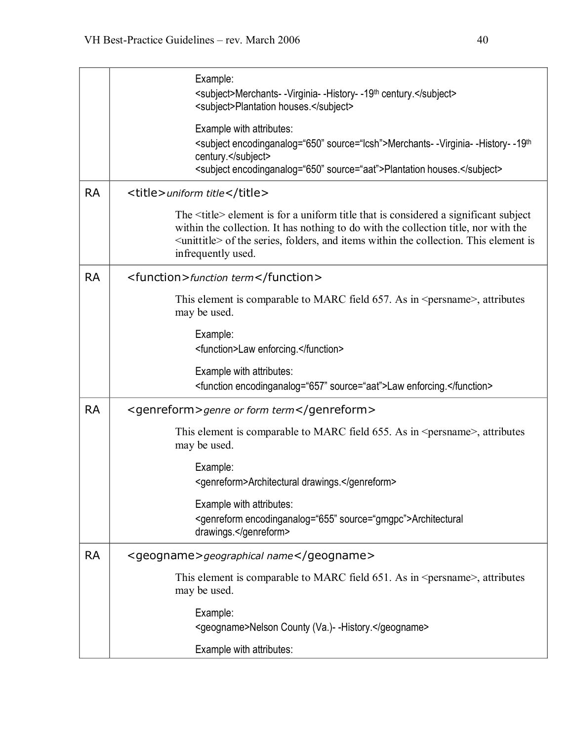| | |
|---|---|
| | Example:<br>`<subject>Merchants- -Virginia- -History- -19th century.</subject>`<br>`<subject>Plantation houses.</subject>`<br><br>Example with attributes:<br>`<subject encodinganalog="650" source="lcsh">Merchants- -Virginia- -History- -19th century.</subject>`<br>`<subject encodinganalog="650" source="aat">Plantation houses.</subject>` |
| RA | `<title>`*uniform title*`</title>`<br><br>The `<title>` element is for a uniform title that is considered a significant subject within the collection. It has nothing to do with the collection title, nor with the `<unittitle>` of the series, folders, and items within the collection. This element is infrequently used. |
| RA | `<function>`*function term*`</function>`<br><br>This element is comparable to MARC field 657. As in `<persname>`, attributes may be used.<br><br>Example:<br>`<function>Law enforcing.</function>`<br><br>Example with attributes:<br>`<function encodinganalog="657" source="aat">Law enforcing.</function>` |
| RA | `<genreform>`*genre or form term*`</genreform>`<br><br>This element is comparable to MARC field 655. As in `<persname>`, attributes may be used.<br><br>Example:<br>`<genreform>Architectural drawings.</genreform>`<br><br>Example with attributes:<br>`<genreform encodinganalog="655" source="gmgpc">Architectural drawings.</genreform>` |
| RA | `<geogname>`*geographical name*`</geogname>`<br><br>This element is comparable to MARC field 651. As in `<persname>`, attributes may be used.<br><br>Example:<br>`<geogname>Nelson County (Va.)- -History.</geogname>`<br><br>Example with attributes: |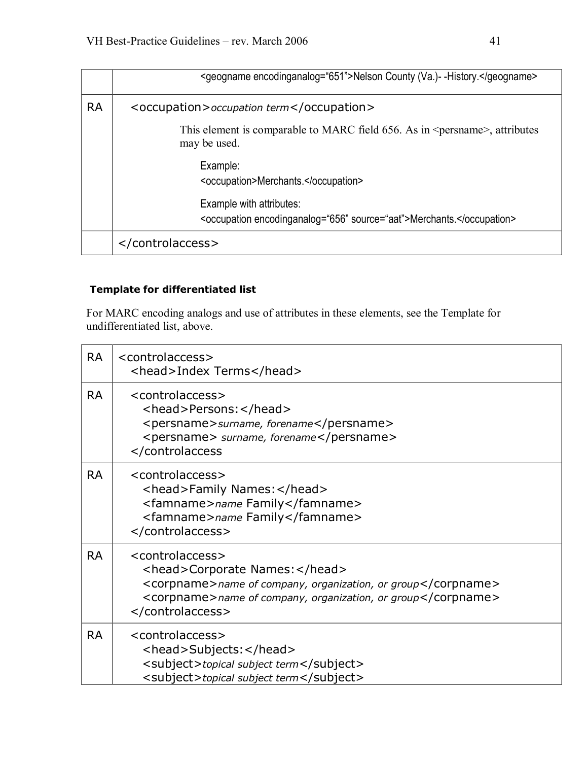| | |
|---|---|
| | <geogname encodinganalog="651">Nelson County (Va.)- -History.</geogname> |
| RA | <occupation>*occupation term*</occupation><br><br>This element is comparable to MARC field 656. As in <persname>, attributes may be used.<br><br>Example:<br><occupation>Merchants.</occupation><br><br>Example with attributes:<br><occupation encodinganalog="656" source="aat">Merchants.</occupation> |
| | </controlaccess> |

**Template for differentiated list**

For MARC encoding analogs and use of attributes in these elements, see the Template for undifferentiated list, above.

| | |
|---|---|
| RA | <controlaccess><br>&nbsp;&nbsp;<head>Index Terms</head> |
| RA | &nbsp;&nbsp;<controlaccess><br>&nbsp;&nbsp;&nbsp;&nbsp;<head>Persons:</head><br>&nbsp;&nbsp;&nbsp;&nbsp;<persname>*surname, forename*</persname><br>&nbsp;&nbsp;&nbsp;&nbsp;<persname> *surname, forename*</persname><br>&nbsp;&nbsp;</controlaccess |
| RA | &nbsp;&nbsp;<controlaccess><br>&nbsp;&nbsp;&nbsp;&nbsp;<head>Family Names:</head><br>&nbsp;&nbsp;&nbsp;&nbsp;<famname>*name* Family</famname><br>&nbsp;&nbsp;&nbsp;&nbsp;<famname>*name* Family</famname><br>&nbsp;&nbsp;</controlaccess> |
| RA | &nbsp;&nbsp;<controlaccess><br>&nbsp;&nbsp;&nbsp;&nbsp;<head>Corporate Names:</head><br>&nbsp;&nbsp;&nbsp;&nbsp;<corpname>*name of company, organization, or group*</corpname><br>&nbsp;&nbsp;&nbsp;&nbsp;<corpname>*name of company, organization, or group*</corpname><br>&nbsp;&nbsp;</controlaccess> |
| RA | &nbsp;&nbsp;<controlaccess><br>&nbsp;&nbsp;&nbsp;&nbsp;<head>Subjects:</head><br>&nbsp;&nbsp;&nbsp;&nbsp;<subject>*topical subject term*</subject><br>&nbsp;&nbsp;&nbsp;&nbsp;<subject>*topical subject term*</subject> |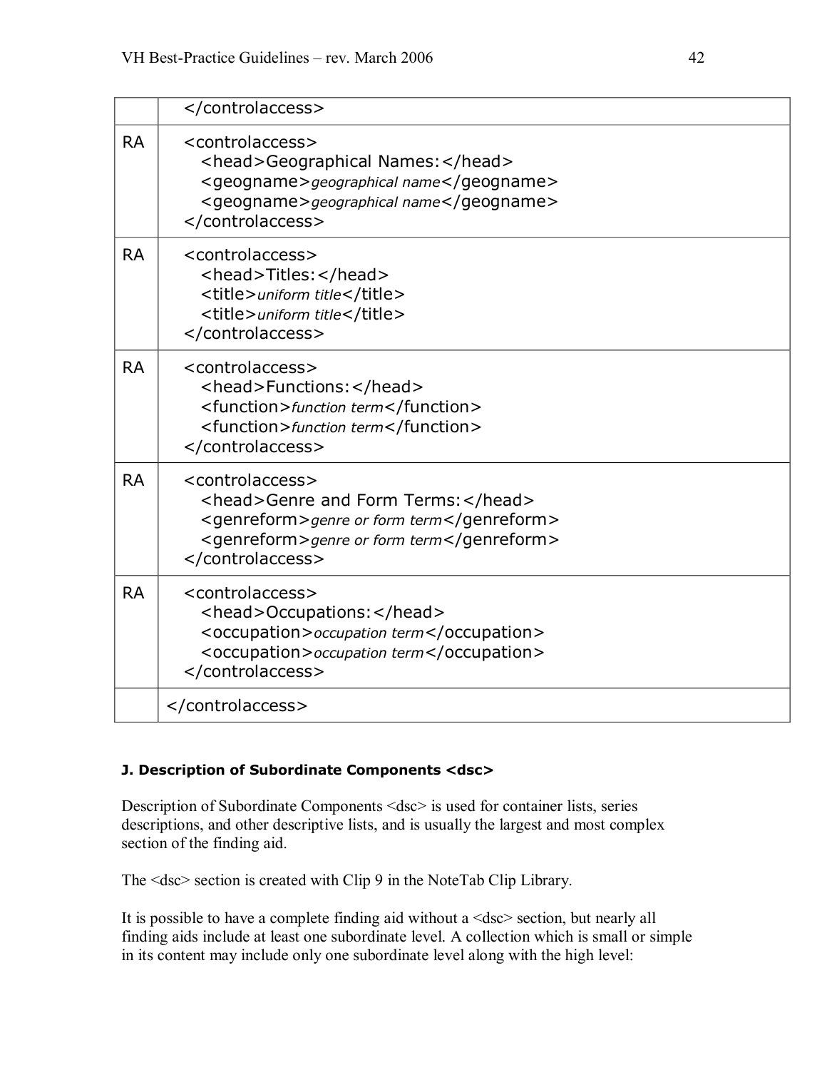| | |
|---|---|
| | `</controlaccess>` |
| RA | `<controlaccess>`<br>`<head>Geographical Names:</head>`<br>`<geogname>`*geographical name*`</geogname>`<br>`<geogname>`*geographical name*`</geogname>`<br>`</controlaccess>` |
| RA | `<controlaccess>`<br>`<head>Titles:</head>`<br>`<title>`*uniform title*`</title>`<br>`<title>`*uniform title*`</title>`<br>`</controlaccess>` |
| RA | `<controlaccess>`<br>`<head>Functions:</head>`<br>`<function>`*function term*`</function>`<br>`<function>`*function term*`</function>`<br>`</controlaccess>` |
| RA | `<controlaccess>`<br>`<head>Genre and Form Terms:</head>`<br>`<genreform>`*genre or form term*`</genreform>`<br>`<genreform>`*genre or form term*`</genreform>`<br>`</controlaccess>` |
| RA | `<controlaccess>`<br>`<head>Occupations:</head>`<br>`<occupation>`*occupation term*`</occupation>`<br>`<occupation>`*occupation term*`</occupation>`<br>`</controlaccess>` |
| | `</controlaccess>` |

### J. Description of Subordinate Components <dsc>

Description of Subordinate Components <dsc> is used for container lists, series descriptions, and other descriptive lists, and is usually the largest and most complex section of the finding aid.

The <dsc> section is created with Clip 9 in the NoteTab Clip Library.

It is possible to have a complete finding aid without a <dsc> section, but nearly all finding aids include at least one subordinate level. A collection which is small or simple in its content may include only one subordinate level along with the high level: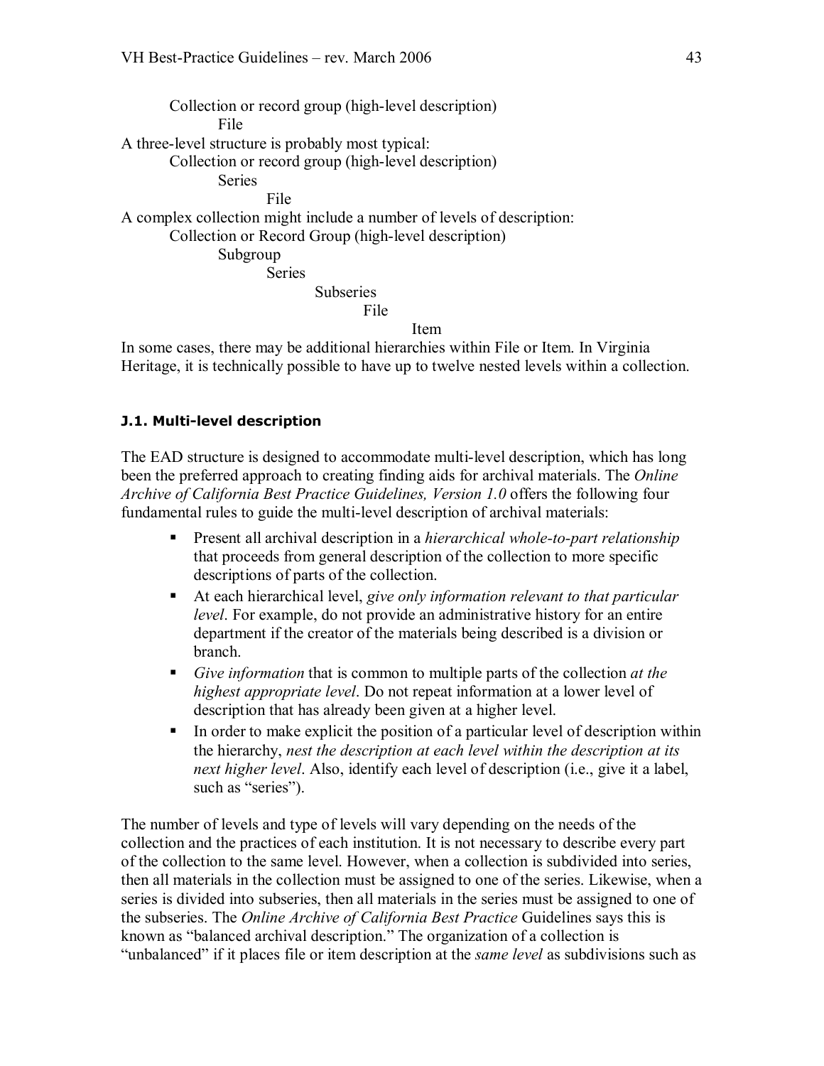Collection or record group (high-level description)
- File

A three-level structure is probably most typical:

Collection or record group (high-level description)
- Series
  - File

A complex collection might include a number of levels of description:

Collection or Record Group (high-level description)
- Subgroup
  - Series
    - Subseries
      - File
        - Item

In some cases, there may be additional hierarchies within File or Item. In Virginia Heritage, it is technically possible to have up to twelve nested levels within a collection.

#### J.1. Multi-level description

The EAD structure is designed to accommodate multi-level description, which has long been the preferred approach to creating finding aids for archival materials. The *Online Archive of California Best Practice Guidelines, Version 1.0* offers the following four fundamental rules to guide the multi-level description of archival materials:

- Present all archival description in a *hierarchical whole-to-part relationship* that proceeds from general description of the collection to more specific descriptions of parts of the collection.
- At each hierarchical level, *give only information relevant to that particular level*. For example, do not provide an administrative history for an entire department if the creator of the materials being described is a division or branch.
- *Give information* that is common to multiple parts of the collection *at the highest appropriate level*. Do not repeat information at a lower level of description that has already been given at a higher level.
- In order to make explicit the position of a particular level of description within the hierarchy, *nest the description at each level within the description at its next higher level*. Also, identify each level of description (i.e., give it a label, such as "series").

The number of levels and type of levels will vary depending on the needs of the collection and the practices of each institution. It is not necessary to describe every part of the collection to the same level. However, when a collection is subdivided into series, then all materials in the collection must be assigned to one of the series. Likewise, when a series is divided into subseries, then all materials in the series must be assigned to one of the subseries. The *Online Archive of California Best Practice* Guidelines says this is known as "balanced archival description." The organization of a collection is "unbalanced" if it places file or item description at the *same level* as subdivisions such as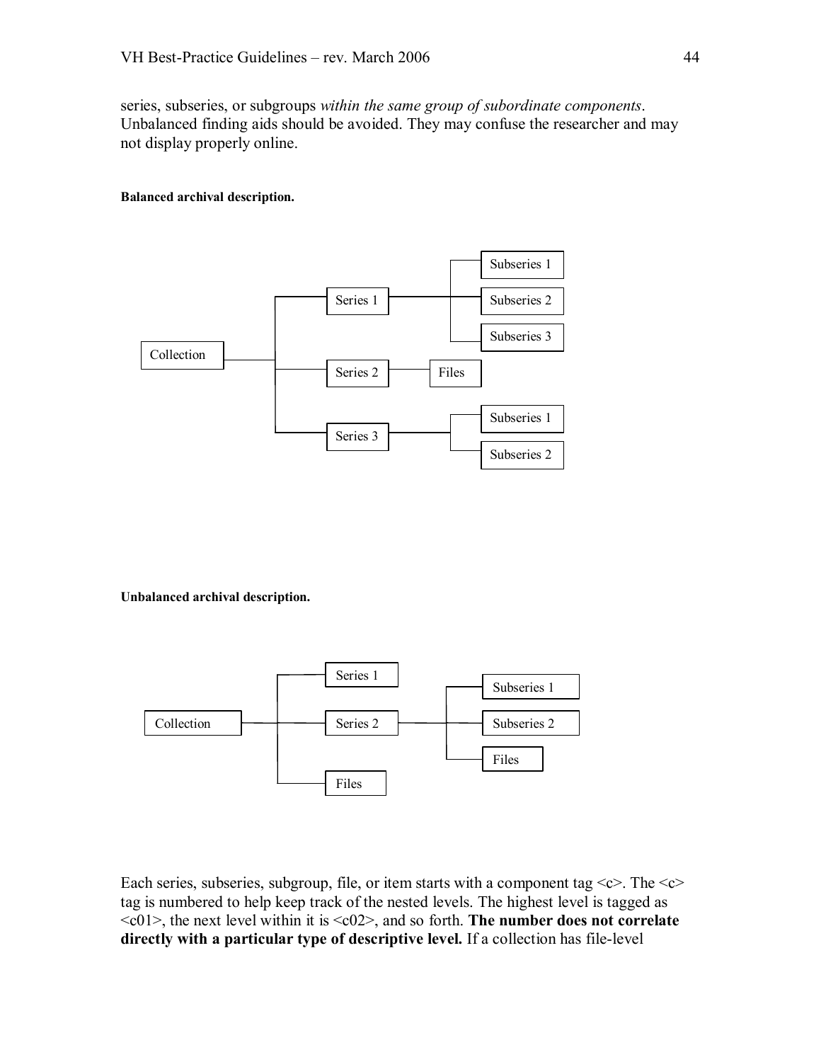series, subseries, or subgroups *within the same group of subordinate components*. Unbalanced finding aids should be avoided. They may confuse the researcher and may not display properly online.

**Balanced archival description.**

Collection
- Series 1
  - Subseries 1
  - Subseries 2
  - Subseries 3
- Series 2
  - Files
- Series 3
  - Subseries 1
  - Subseries 2

**Unbalanced archival description.**

Collection
- Series 1
- Series 2
  - Subseries 1
  - Subseries 2
  - Files
- Files

Each series, subseries, subgroup, file, or item starts with a component tag <c>. The <c> tag is numbered to help keep track of the nested levels. The highest level is tagged as <c01>, the next level within it is <c02>, and so forth. **The number does not correlate directly with a particular type of descriptive level.** If a collection has file-level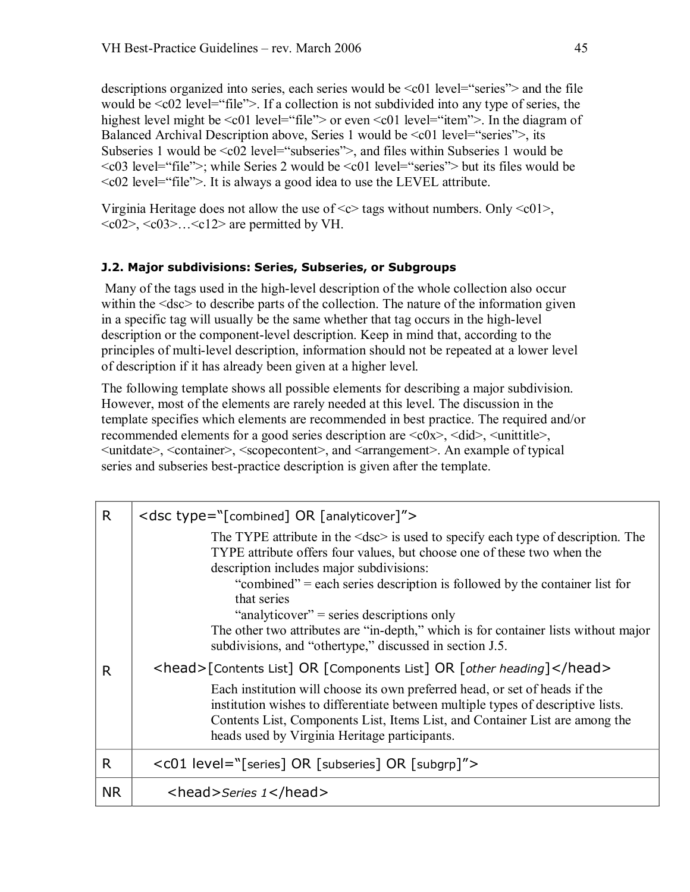descriptions organized into series, each series would be <c01 level="series"> and the file would be <c02 level="file">. If a collection is not subdivided into any type of series, the highest level might be <c01 level="file"> or even <c01 level="item">. In the diagram of Balanced Archival Description above, Series 1 would be <c01 level="series">, its Subseries 1 would be <c02 level="subseries">, and files within Subseries 1 would be <c03 level="file">; while Series 2 would be <c01 level="series"> but its files would be <c02 level="file">. It is always a good idea to use the LEVEL attribute.

Virginia Heritage does not allow the use of <c> tags without numbers. Only <c01>, <c02>, <c03>…<c12> are permitted by VH.

### J.2. Major subdivisions: Series, Subseries, or Subgroups

Many of the tags used in the high-level description of the whole collection also occur within the <dsc> to describe parts of the collection. The nature of the information given in a specific tag will usually be the same whether that tag occurs in the high-level description or the component-level description. Keep in mind that, according to the principles of multi-level description, information should not be repeated at a lower level of description if it has already been given at a higher level.

The following template shows all possible elements for describing a major subdivision. However, most of the elements are rarely needed at this level. The discussion in the template specifies which elements are recommended in best practice. The required and/or recommended elements for a good series description are <c0x>, <did>, <unittitle>, <unitdate>, <container>, <scopecontent>, and <arrangement>. An example of typical series and subseries best-practice description is given after the template.

| | |
|---|---|
| R | <dsc type="[combined] OR [analyticover]"><br><br>The TYPE attribute in the <dsc> is used to specify each type of description. The TYPE attribute offers four values, but choose one of these two when the description includes major subdivisions:<br>"combined" = each series description is followed by the container list for that series<br>"analyticover" = series descriptions only<br>The other two attributes are "in-depth," which is for container lists without major subdivisions, and "othertype," discussed in section J.5. |
| R | <head>[Contents List] OR [Components List] OR [*other heading*]</head><br><br>Each institution will choose its own preferred head, or set of heads if the institution wishes to differentiate between multiple types of descriptive lists. Contents List, Components List, Items List, and Container List are among the heads used by Virginia Heritage participants. |
| R | <c01 level="[series] OR [subseries] OR [subgrp]"> |
| NR | <head>*Series 1*</head> |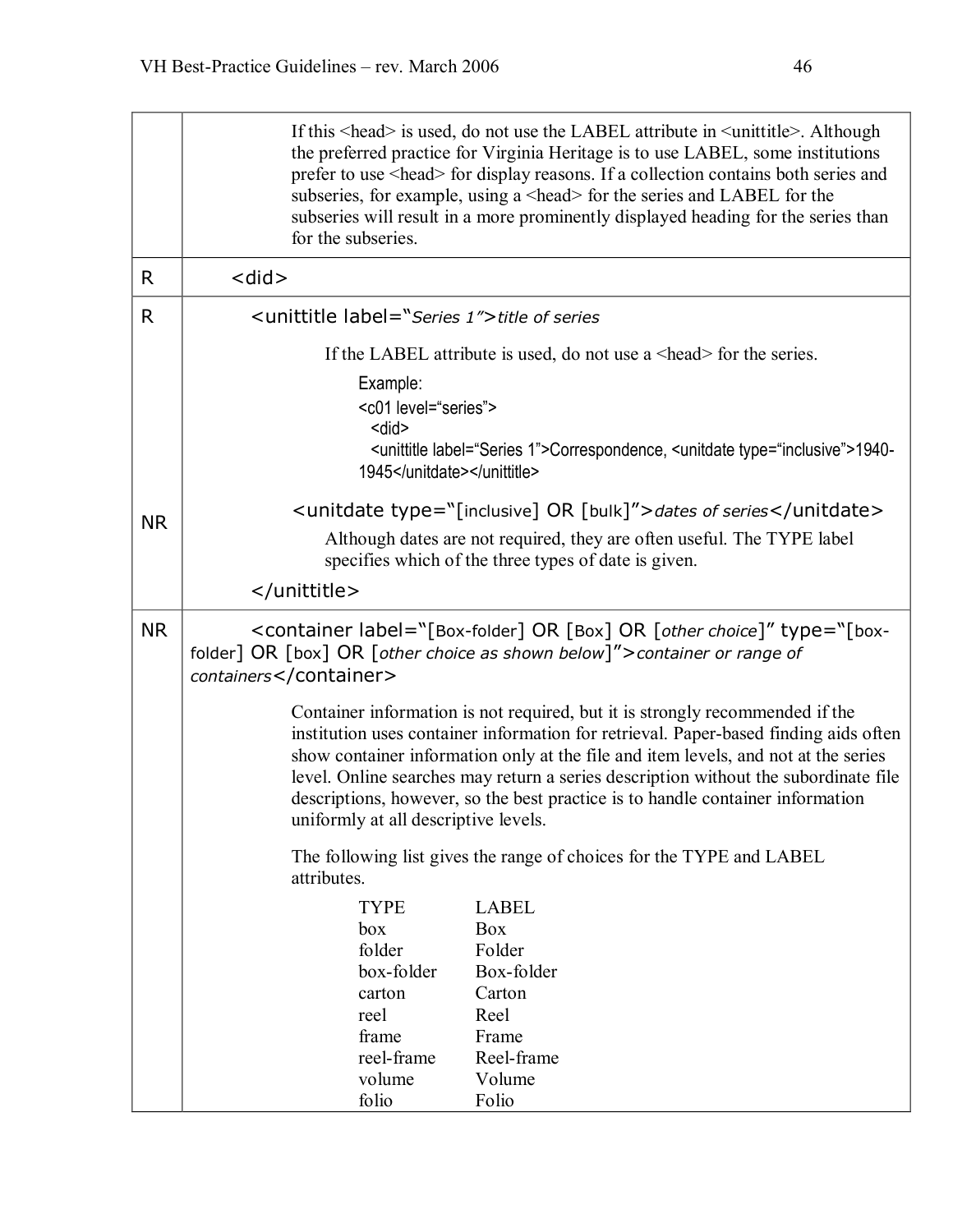| | |
|---|---|
| | If this <head> is used, do not use the LABEL attribute in <unittitle>. Although the preferred practice for Virginia Heritage is to use LABEL, some institutions prefer to use <head> for display reasons. If a collection contains both series and subseries, for example, using a <head> for the series and LABEL for the subseries will result in a more prominently displayed heading for the series than for the subseries. |
| R | <did> |
| R<br><br><br><br><br><br>NR | <unittitle label="*Series 1*">*title of series*<br><br>If the LABEL attribute is used, do not use a <head> for the series.<br><br>Example:<br><c01 level="series"><br><did><br><unittitle label="Series 1">Correspondence, <unitdate type="inclusive">1940-1945</unitdate></unittitle><br><br><unitdate type="[inclusive] OR [bulk]">*dates of series*</unitdate><br><br>Although dates are not required, they are often useful. The TYPE label specifies which of the three types of date is given.<br><br></unittitle> |
| NR | <container label="[Box-folder] OR [Box] OR [*other choice*]" type="[box-folder] OR [box] OR [*other choice as shown below*]">*container or range of containers*</container><br><br>Container information is not required, but it is strongly recommended if the institution uses container information for retrieval. Paper-based finding aids often show container information only at the file and item levels, and not at the series level. Online searches may return a series description without the subordinate file descriptions, however, so the best practice is to handle container information uniformly at all descriptive levels.<br><br>The following list gives the range of choices for the TYPE and LABEL attributes.<br><br>TYPE — LABEL<br>box — Box<br>folder — Folder<br>box-folder — Box-folder<br>carton — Carton<br>reel — Reel<br>frame — Frame<br>reel-frame — Reel-frame<br>volume — Volume<br>folio — Folio |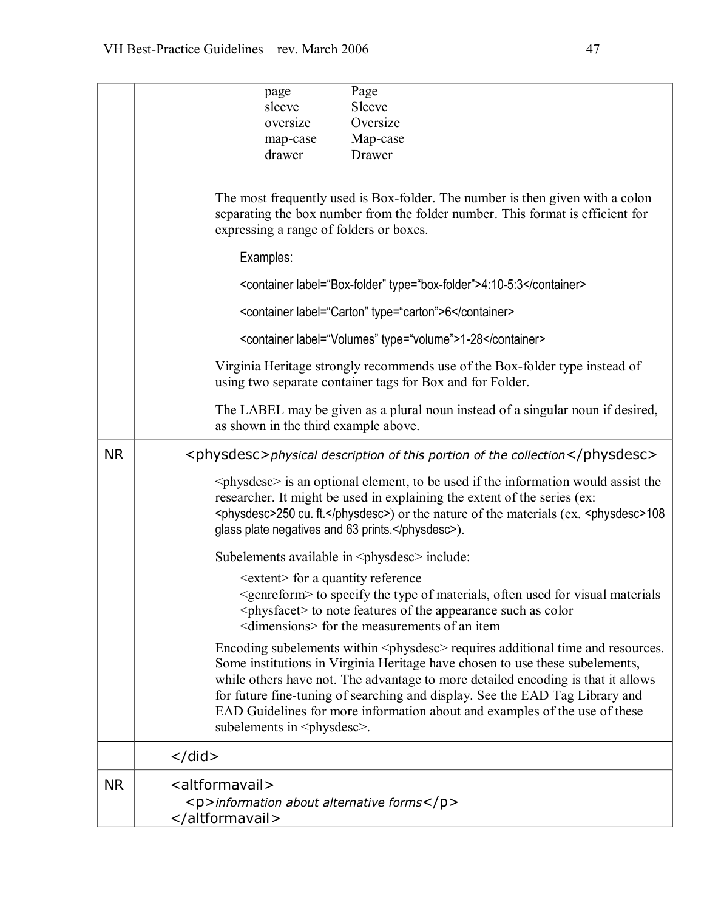| | |
|---|---|
| | page &nbsp;&nbsp;&nbsp; Page<br>sleeve &nbsp;&nbsp;&nbsp; Sleeve<br>oversize &nbsp;&nbsp;&nbsp; Oversize<br>map-case &nbsp;&nbsp;&nbsp; Map-case<br>drawer &nbsp;&nbsp;&nbsp; Drawer<br><br>The most frequently used is Box-folder. The number is then given with a colon separating the box number from the folder number. This format is efficient for expressing a range of folders or boxes.<br><br>Examples:<br><br>`<container label="Box-folder" type="box-folder">4:10-5:3</container>`<br><br>`<container label="Carton" type="carton">6</container>`<br><br>`<container label="Volumes" type="volume">1-28</container>`<br><br>Virginia Heritage strongly recommends use of the Box-folder type instead of using two separate container tags for Box and for Folder.<br><br>The LABEL may be given as a plural noun instead of a singular noun if desired, as shown in the third example above. |
| NR | `<physdesc>`*physical description of this portion of the collection*`</physdesc>`<br><br>`<physdesc>` is an optional element, to be used if the information would assist the researcher. It might be used in explaining the extent of the series (ex: `<physdesc>250 cu. ft.</physdesc>`) or the nature of the materials (ex. `<physdesc>108 glass plate negatives and 63 prints.</physdesc>`).<br><br>Subelements available in `<physdesc>` include:<br><br>`<extent>` for a quantity reference<br>`<genreform>` to specify the type of materials, often used for visual materials<br>`<physfacet>` to note features of the appearance such as color<br>`<dimensions>` for the measurements of an item<br><br>Encoding subelements within `<physdesc>` requires additional time and resources. Some institutions in Virginia Heritage have chosen to use these subelements, while others have not. The advantage to more detailed encoding is that it allows for future fine-tuning of searching and display. See the EAD Tag Library and EAD Guidelines for more information about and examples of the use of these subelements in `<physdesc>`. |
| | `</did>` |
| NR | `<altformavail>`<br>&nbsp;&nbsp;`<p>`*information about alternative forms*`</p>`<br>`</altformavail>` |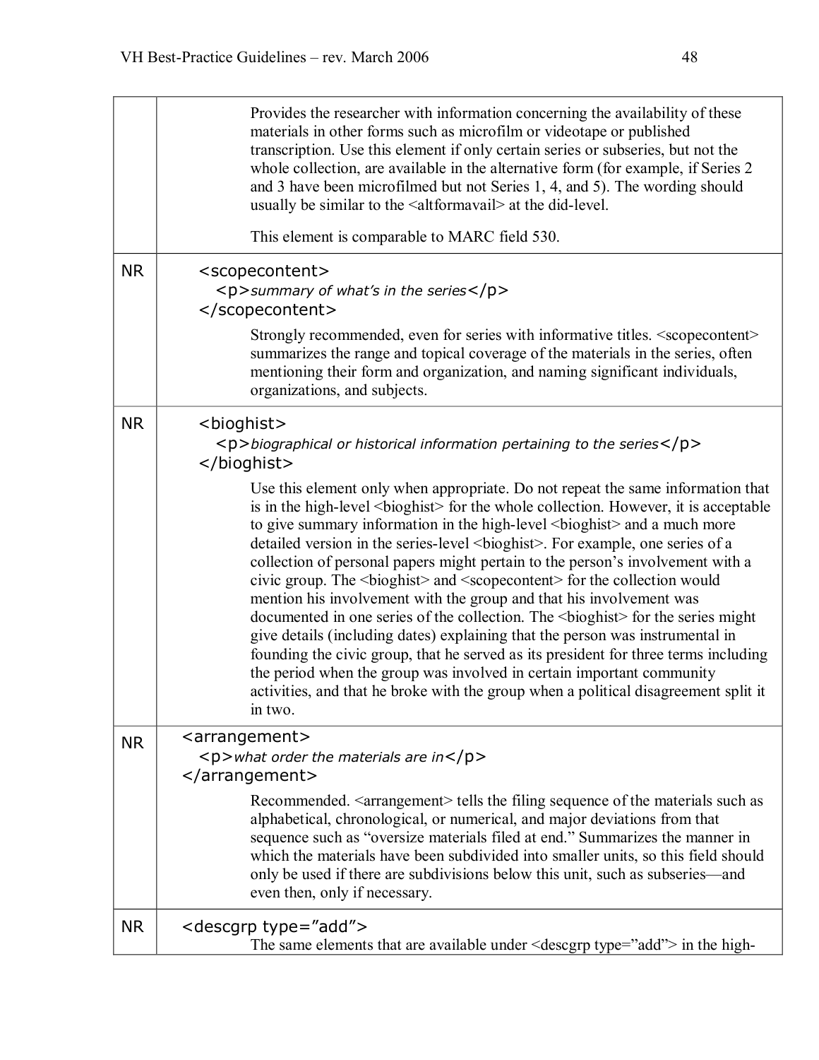| | |
|---|---|
| | Provides the researcher with information concerning the availability of these materials in other forms such as microfilm or videotape or published transcription. Use this element if only certain series or subseries, but not the whole collection, are available in the alternative form (for example, if Series 2 and 3 have been microfilmed but not Series 1, 4, and 5). The wording should usually be similar to the <altformavail> at the did-level.<br><br>This element is comparable to MARC field 530. |
| NR | `<scopecontent>`<br>&nbsp;&nbsp;`<p>`*summary of what's in the series*`</p>`<br>`</scopecontent>`<br><br>Strongly recommended, even for series with informative titles. <scopecontent> summarizes the range and topical coverage of the materials in the series, often mentioning their form and organization, and naming significant individuals, organizations, and subjects. |
| NR | `<bioghist>`<br>&nbsp;&nbsp;`<p>`*biographical or historical information pertaining to the series*`</p>`<br>`</bioghist>`<br><br>Use this element only when appropriate. Do not repeat the same information that is in the high-level <bioghist> for the whole collection. However, it is acceptable to give summary information in the high-level <bioghist> and a much more detailed version in the series-level <bioghist>. For example, one series of a collection of personal papers might pertain to the person's involvement with a civic group. The <bioghist> and <scopecontent> for the collection would mention his involvement with the group and that his involvement was documented in one series of the collection. The <bioghist> for the series might give details (including dates) explaining that the person was instrumental in founding the civic group, that he served as its president for three terms including the period when the group was involved in certain important community activities, and that he broke with the group when a political disagreement split it in two. |
| NR | `<arrangement>`<br>&nbsp;&nbsp;`<p>`*what order the materials are in*`</p>`<br>`</arrangement>`<br><br>Recommended. <arrangement> tells the filing sequence of the materials such as alphabetical, chronological, or numerical, and major deviations from that sequence such as "oversize materials filed at end." Summarizes the manner in which the materials have been subdivided into smaller units, so this field should only be used if there are subdivisions below this unit, such as subseries—and even then, only if necessary. |
| NR | `<descgrp type="add">`<br>The same elements that are available under <descgrp type="add"> in the high- |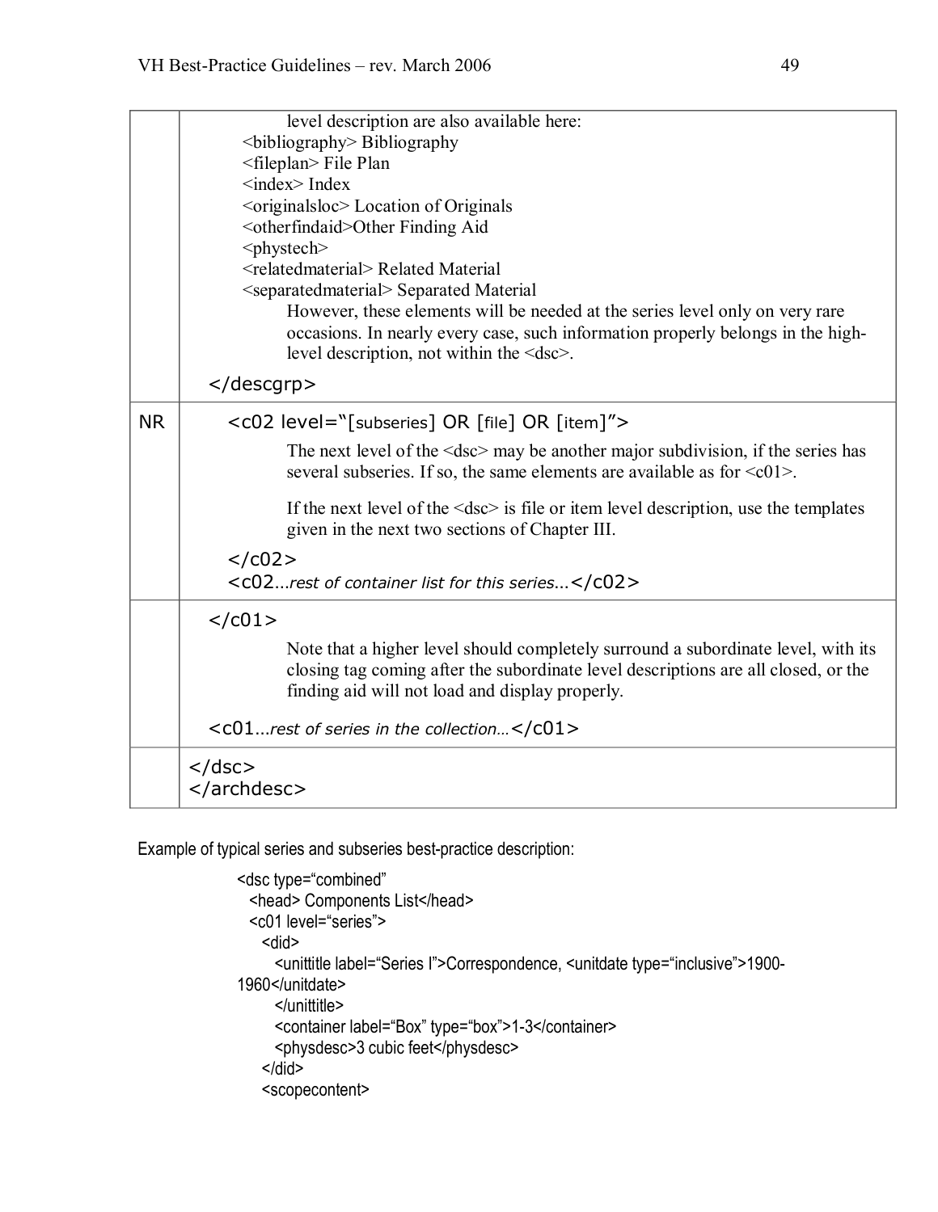| | |
|---|---|
| | level description are also available here:<br>&lt;bibliography&gt; Bibliography<br>&lt;fileplan&gt; File Plan<br>&lt;index&gt; Index<br>&lt;originalsloc&gt; Location of Originals<br>&lt;otherfindaid&gt;Other Finding Aid<br>&lt;phystech&gt;<br>&lt;relatedmaterial&gt; Related Material<br>&lt;separatedmaterial&gt; Separated Material<br>However, these elements will be needed at the series level only on very rare occasions. In nearly every case, such information properly belongs in the high-level description, not within the &lt;dsc&gt;.<br>&lt;/descgrp&gt; |
| NR | &lt;c02 level="[subseries] OR [file] OR [item]"&gt;<br>The next level of the &lt;dsc&gt; may be another major subdivision, if the series has several subseries. If so, the same elements are available as for &lt;c01&gt;.<br>If the next level of the &lt;dsc&gt; is file or item level description, use the templates given in the next two sections of Chapter III.<br>&lt;/c02&gt;<br>&lt;c02*…rest of container list for this series…*&lt;/c02&gt; |
| | &lt;/c01&gt;<br>Note that a higher level should completely surround a subordinate level, with its closing tag coming after the subordinate level descriptions are all closed, or the finding aid will not load and display properly.<br>&lt;c01*…rest of series in the collection…*&lt;/c01&gt; |
| | &lt;/dsc&gt;<br>&lt;/archdesc&gt; |

Example of typical series and subseries best-practice description:

```
<dsc type="combined"
  <head> Components List</head>
  <c01 level="series">
    <did>
      <unittitle label="Series I">Correspondence, <unitdate type="inclusive">1900-
1960</unitdate>
      </unittitle>
      <container label="Box" type="box">1-3</container>
      <physdesc>3 cubic feet</physdesc>
    </did>
    <scopecontent>
```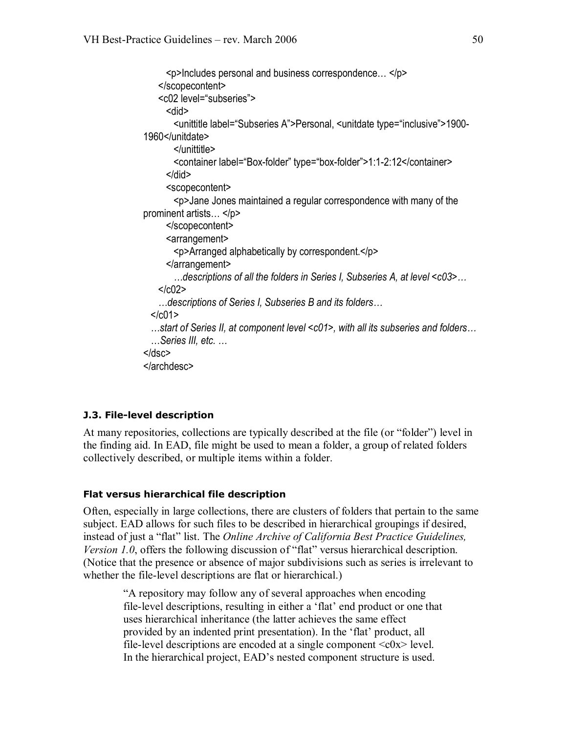```
        <p>Includes personal and business correspondence… </p>
      </scopecontent>
      <c02 level="subseries">
        <did>
          <unittitle label="Subseries A">Personal, <unitdate type="inclusive">1900-1960</unitdate>
          </unittitle>
          <container label="Box-folder" type="box-folder">1:1-2:12</container>
        </did>
        <scopecontent>
          <p>Jane Jones maintained a regular correspondence with many of the prominent artists… </p>
        </scopecontent>
        <arrangement>
          <p>Arranged alphabetically by correspondent.</p>
        </arrangement>
          …descriptions of all the folders in Series I, Subseries A, at level <c03>…
      </c02>
      …descriptions of Series I, Subseries B and its folders…
    </c01>
    …start of Series II, at component level <c01>, with all its subseries and folders…
    …Series III, etc. …
  </dsc>
</archdesc>
```

### J.3. File-level description

At many repositories, collections are typically described at the file (or "folder") level in the finding aid. In EAD, file might be used to mean a folder, a group of related folders collectively described, or multiple items within a folder.

#### Flat versus hierarchical file description

Often, especially in large collections, there are clusters of folders that pertain to the same subject. EAD allows for such files to be described in hierarchical groupings if desired, instead of just a "flat" list. The *Online Archive of California Best Practice Guidelines, Version 1.0*, offers the following discussion of "flat" versus hierarchical description. (Notice that the presence or absence of major subdivisions such as series is irrelevant to whether the file-level descriptions are flat or hierarchical.)

> "A repository may follow any of several approaches when encoding file-level descriptions, resulting in either a 'flat' end product or one that uses hierarchical inheritance (the latter achieves the same effect provided by an indented print presentation). In the 'flat' product, all file-level descriptions are encoded at a single component <c0x> level. In the hierarchical project, EAD's nested component structure is used.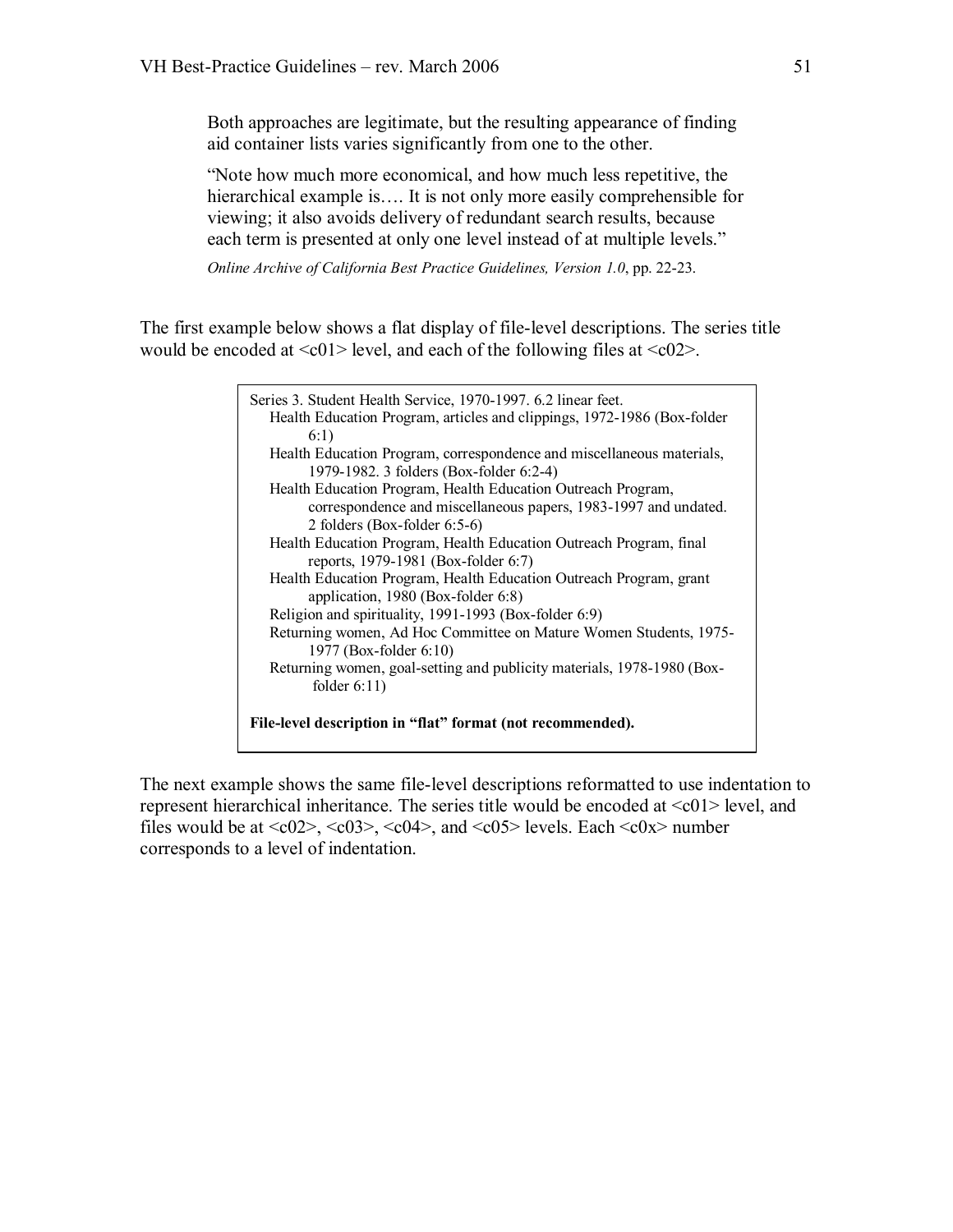> Both approaches are legitimate, but the resulting appearance of finding aid container lists varies significantly from one to the other.
>
> "Note how much more economical, and how much less repetitive, the hierarchical example is…. It is not only more easily comprehensible for viewing; it also avoids delivery of redundant search results, because each term is presented at only one level instead of at multiple levels."
>
> *Online Archive of California Best Practice Guidelines, Version 1.0*, pp. 22-23.

The first example below shows a flat display of file-level descriptions. The series title would be encoded at <c01> level, and each of the following files at <c02>.

```
Series 3. Student Health Service, 1970-1997. 6.2 linear feet.
   Health Education Program, articles and clippings, 1972-1986 (Box-folder
         6:1)
   Health Education Program, correspondence and miscellaneous materials,
         1979-1982. 3 folders (Box-folder 6:2-4)
   Health Education Program, Health Education Outreach Program,
         correspondence and miscellaneous papers, 1983-1997 and undated.
         2 folders (Box-folder 6:5-6)
   Health Education Program, Health Education Outreach Program, final
         reports, 1979-1981 (Box-folder 6:7)
   Health Education Program, Health Education Outreach Program, grant
         application, 1980 (Box-folder 6:8)
   Religion and spirituality, 1991-1993 (Box-folder 6:9)
   Returning women, Ad Hoc Committee on Mature Women Students, 1975-
         1977 (Box-folder 6:10)
   Returning women, goal-setting and publicity materials, 1978-1980 (Box-
         folder 6:11)
```

**File-level description in "flat" format (not recommended).**

The next example shows the same file-level descriptions reformatted to use indentation to represent hierarchical inheritance. The series title would be encoded at <c01> level, and files would be at <c02>, <c03>, <c04>, and <c05> levels. Each <c0x> number corresponds to a level of indentation.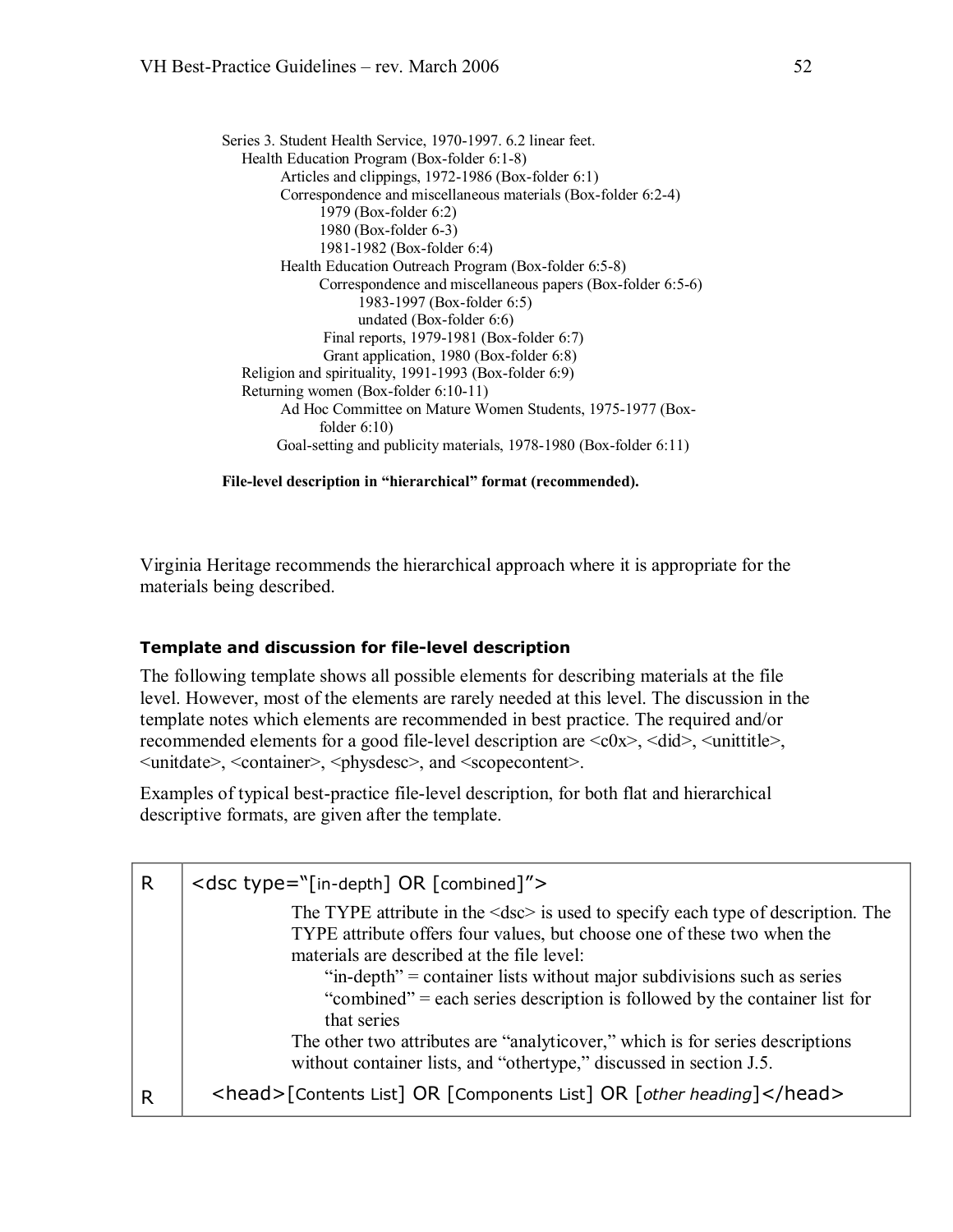Series 3. Student Health Service, 1970-1997. 6.2 linear feet.
- Health Education Program (Box-folder 6:1-8)
  - Articles and clippings, 1972-1986 (Box-folder 6:1)
  - Correspondence and miscellaneous materials (Box-folder 6:2-4)
    - 1979 (Box-folder 6:2)
    - 1980 (Box-folder 6-3)
    - 1981-1982 (Box-folder 6:4)
  - Health Education Outreach Program (Box-folder 6:5-8)
    - Correspondence and miscellaneous papers (Box-folder 6:5-6)
      - 1983-1997 (Box-folder 6:5)
      - undated (Box-folder 6:6)
    - Final reports, 1979-1981 (Box-folder 6:7)
    - Grant application, 1980 (Box-folder 6:8)
- Religion and spirituality, 1991-1993 (Box-folder 6:9)
- Returning women (Box-folder 6:10-11)
  - Ad Hoc Committee on Mature Women Students, 1975-1977 (Box-folder 6:10)
  - Goal-setting and publicity materials, 1978-1980 (Box-folder 6:11)

**File-level description in "hierarchical" format (recommended).**

Virginia Heritage recommends the hierarchical approach where it is appropriate for the materials being described.

### Template and discussion for file-level description

The following template shows all possible elements for describing materials at the file level. However, most of the elements are rarely needed at this level. The discussion in the template notes which elements are recommended in best practice. The required and/or recommended elements for a good file-level description are <c0x>, <did>, <unittitle>, <unitdate>, <container>, <physdesc>, and <scopecontent>.

Examples of typical best-practice file-level description, for both flat and hierarchical descriptive formats, are given after the template.

| | |
|---|---|
| R | <dsc type="[in-depth] OR [combined]"> |
| | The TYPE attribute in the <dsc> is used to specify each type of description. The TYPE attribute offers four values, but choose one of these two when the materials are described at the file level:<br>"in-depth" = container lists without major subdivisions such as series<br>"combined" = each series description is followed by the container list for that series<br>The other two attributes are "analyticover," which is for series descriptions without container lists, and "othertype," discussed in section J.5. |
| R | <head>[Contents List] OR [Components List] OR [*other heading*]</head> |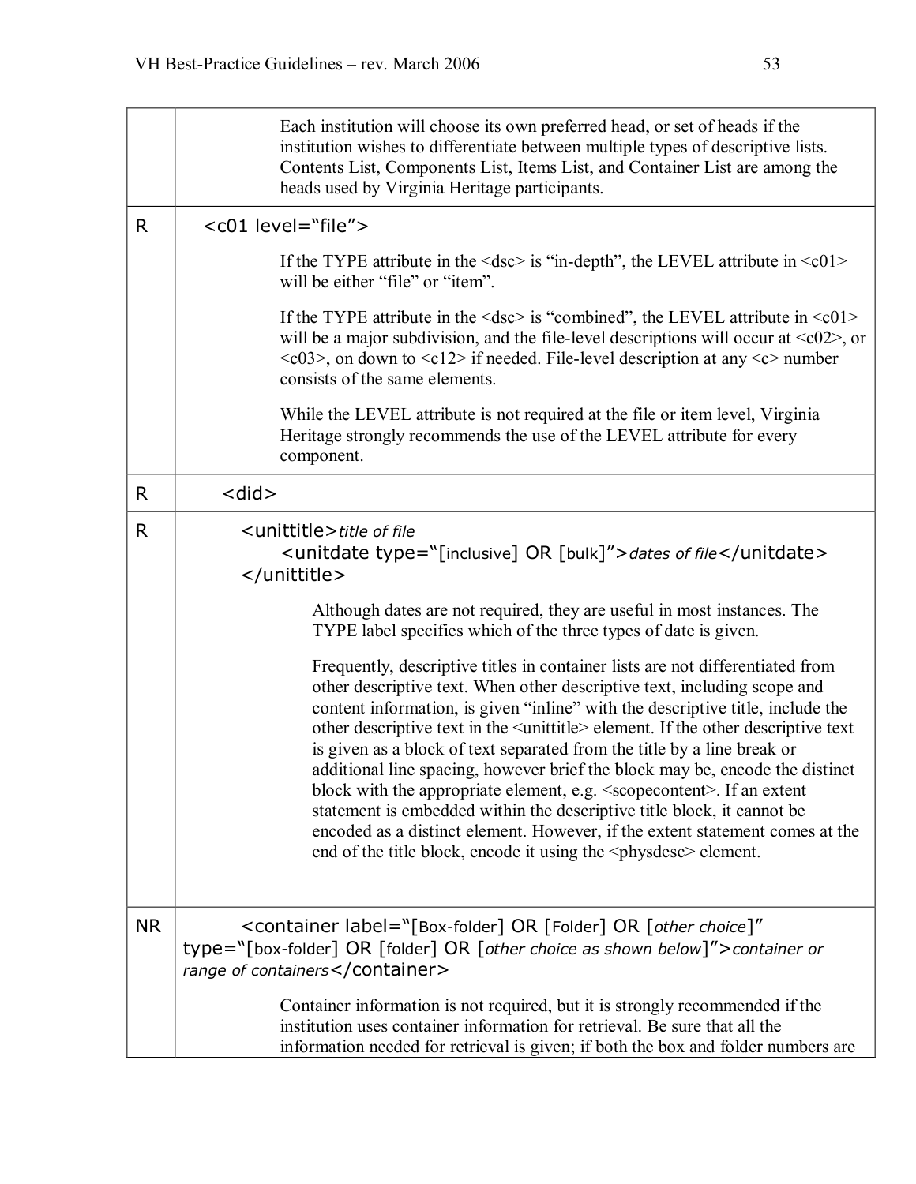| | |
|---|---|
| | Each institution will choose its own preferred head, or set of heads if the institution wishes to differentiate between multiple types of descriptive lists. Contents List, Components List, Items List, and Container List are among the heads used by Virginia Heritage participants. |
| R | `<c01 level="file">`<br><br>If the TYPE attribute in the `<dsc>` is "in-depth", the LEVEL attribute in `<c01>` will be either "file" or "item".<br><br>If the TYPE attribute in the `<dsc>` is "combined", the LEVEL attribute in `<c01>` will be a major subdivision, and the file-level descriptions will occur at `<c02>`, or `<c03>`, on down to `<c12>` if needed. File-level description at any `<c>` number consists of the same elements.<br><br>While the LEVEL attribute is not required at the file or item level, Virginia Heritage strongly recommends the use of the LEVEL attribute for every component. |
| R | `<did>` |
| R | `<unittitle>`*title of file*<br>`<unitdate type="[inclusive] OR [bulk]">`*dates of file*`</unitdate>`<br>`</unittitle>`<br><br>Although dates are not required, they are useful in most instances. The TYPE label specifies which of the three types of date is given.<br><br>Frequently, descriptive titles in container lists are not differentiated from other descriptive text. When other descriptive text, including scope and content information, is given "inline" with the descriptive title, include the other descriptive text in the `<unittitle>` element. If the other descriptive text is given as a block of text separated from the title by a line break or additional line spacing, however brief the block may be, encode the distinct block with the appropriate element, e.g. `<scopecontent>`. If an extent statement is embedded within the descriptive title block, it cannot be encoded as a distinct element. However, if the extent statement comes at the end of the title block, encode it using the `<physdesc>` element. |
| NR | `<container label="[Box-folder] OR [Folder] OR [`*other choice*`]" type="[box-folder] OR [folder] OR [`*other choice as shown below*`]">`*container or range of containers*`</container>`<br><br>Container information is not required, but it is strongly recommended if the institution uses container information for retrieval. Be sure that all the information needed for retrieval is given; if both the box and folder numbers are |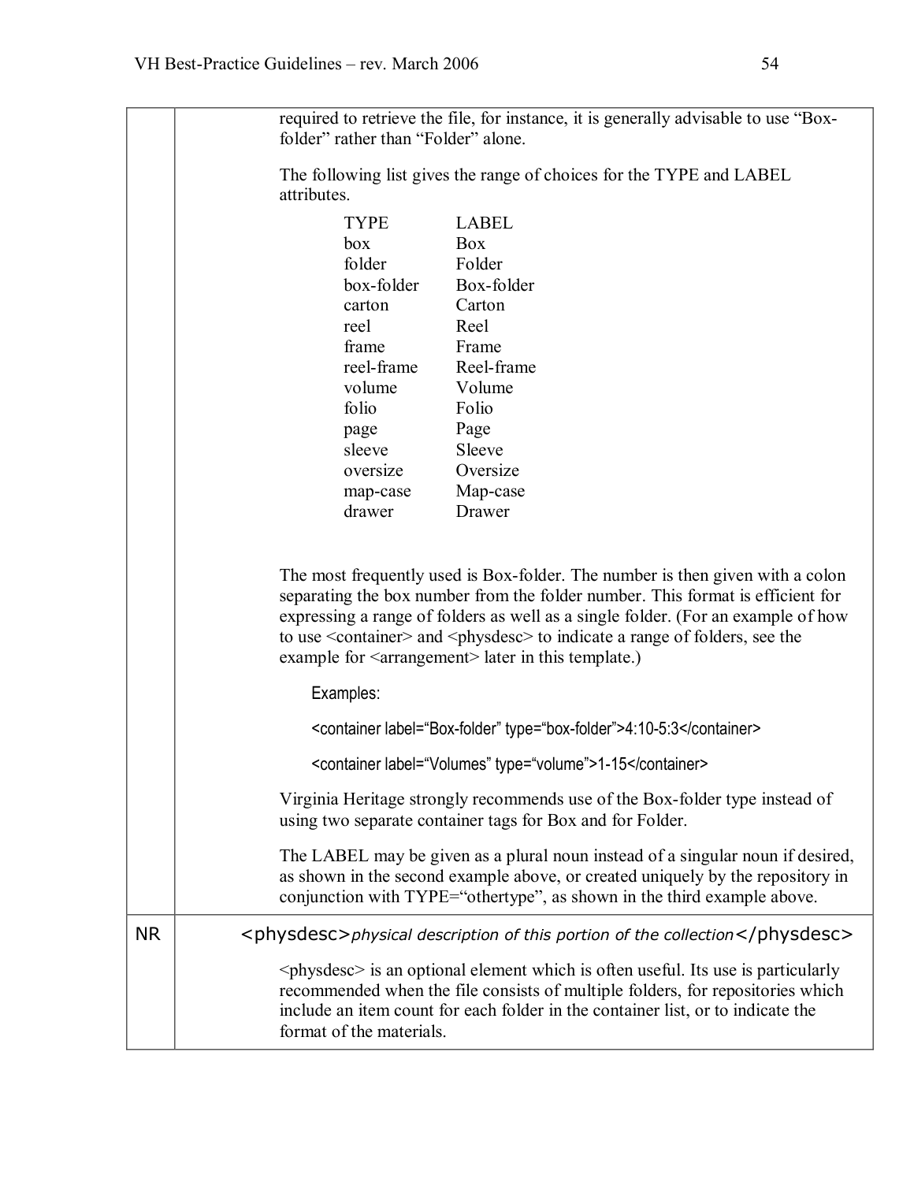|    |    |
|---|---|
| | required to retrieve the file, for instance, it is generally advisable to use "Box-folder" rather than "Folder" alone.<br><br>The following list gives the range of choices for the TYPE and LABEL attributes.<br><br>TYPE — LABEL<br>box — Box<br>folder — Folder<br>box-folder — Box-folder<br>carton — Carton<br>reel — Reel<br>frame — Frame<br>reel-frame — Reel-frame<br>volume — Volume<br>folio — Folio<br>page — Page<br>sleeve — Sleeve<br>oversize — Oversize<br>map-case — Map-case<br>drawer — Drawer<br><br>The most frequently used is Box-folder. The number is then given with a colon separating the box number from the folder number. This format is efficient for expressing a range of folders as well as a single folder. (For an example of how to use <container> and <physdesc> to indicate a range of folders, see the example for <arrangement> later in this template.)<br><br>Examples:<br><br>`<container label="Box-folder" type="box-folder">4:10-5:3</container>`<br><br>`<container label="Volumes" type="volume">1-15</container>`<br><br>Virginia Heritage strongly recommends use of the Box-folder type instead of using two separate container tags for Box and for Folder.<br><br>The LABEL may be given as a plural noun instead of a singular noun if desired, as shown in the second example above, or created uniquely by the repository in conjunction with TYPE="othertype", as shown in the third example above. |
| NR | <physdesc>*physical description of this portion of the collection*</physdesc><br><br><physdesc> is an optional element which is often useful. Its use is particularly recommended when the file consists of multiple folders, for repositories which include an item count for each folder in the container list, or to indicate the format of the materials. |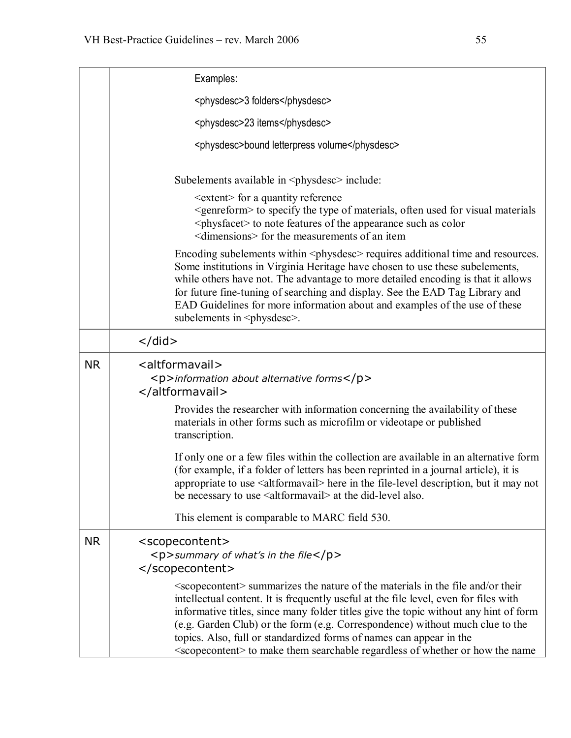|  |  |
|---|---|
|  | Examples:<br><br>`<physdesc>3 folders</physdesc>`<br><br>`<physdesc>23 items</physdesc>`<br><br>`<physdesc>bound letterpress volume</physdesc>`<br><br>Subelements available in <physdesc> include:<br><br><extent> for a quantity reference<br><genreform> to specify the type of materials, often used for visual materials<br><physfacet> to note features of the appearance such as color<br><dimensions> for the measurements of an item<br><br>Encoding subelements within <physdesc> requires additional time and resources. Some institutions in Virginia Heritage have chosen to use these subelements, while others have not. The advantage to more detailed encoding is that it allows for future fine-tuning of searching and display. See the EAD Tag Library and EAD Guidelines for more information about and examples of the use of these subelements in <physdesc>. |
|  | `</did>` |
| NR | `<altformavail>`<br>`<p>`*information about alternative forms*`</p>`<br>`</altformavail>`<br><br>Provides the researcher with information concerning the availability of these materials in other forms such as microfilm or videotape or published transcription.<br><br>If only one or a few files within the collection are available in an alternative form (for example, if a folder of letters has been reprinted in a journal article), it is appropriate to use <altformavail> here in the file-level description, but it may not be necessary to use <altformavail> at the did-level also.<br><br>This element is comparable to MARC field 530. |
| NR | `<scopecontent>`<br>`<p>`*summary of what's in the file*`</p>`<br>`</scopecontent>`<br><br><scopecontent> summarizes the nature of the materials in the file and/or their intellectual content. It is frequently useful at the file level, even for files with informative titles, since many folder titles give the topic without any hint of form (e.g. Garden Club) or the form (e.g. Correspondence) without much clue to the topics. Also, full or standardized forms of names can appear in the <scopecontent> to make them searchable regardless of whether or how the name |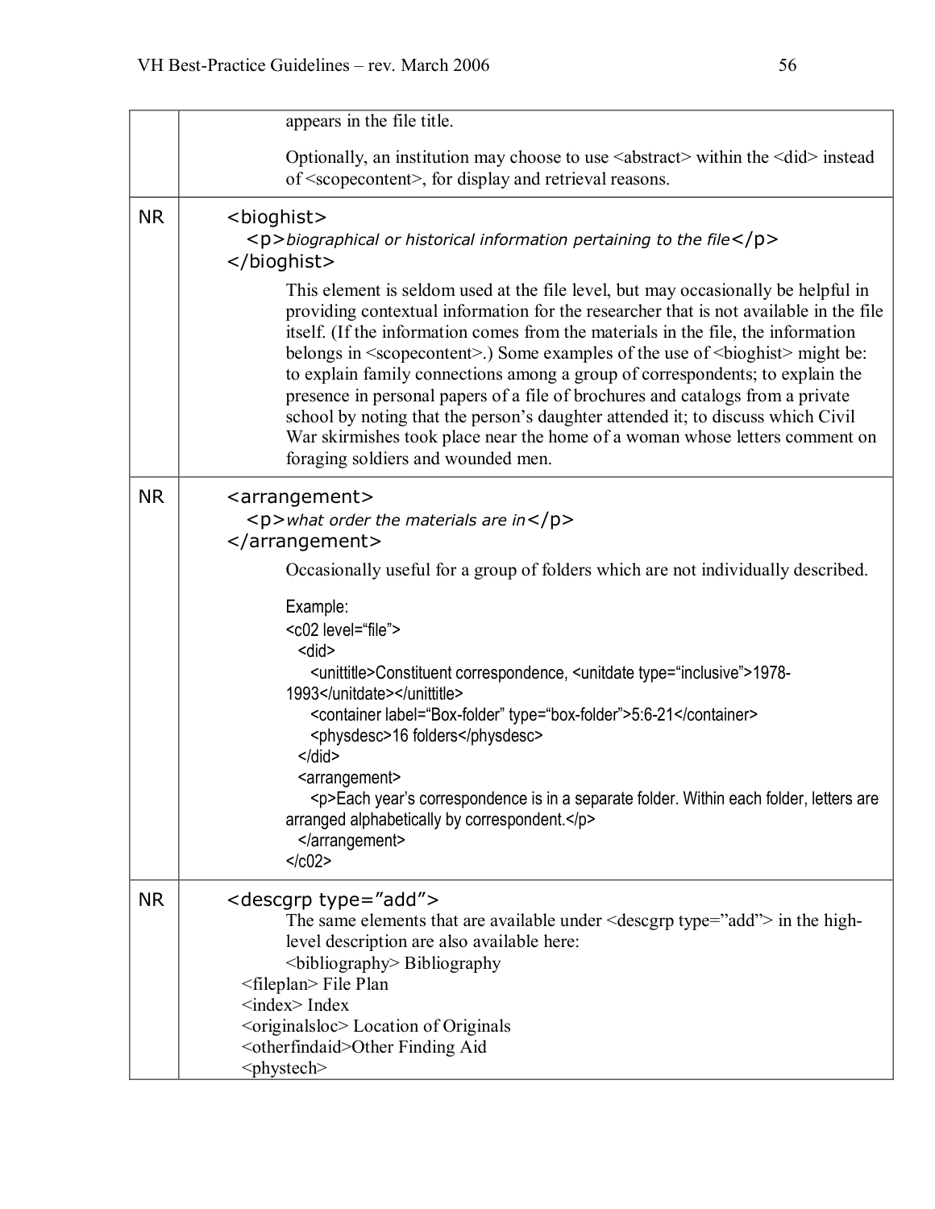| | |
|---|---|
| | appears in the file title.<br><br>Optionally, an institution may choose to use <abstract> within the <did> instead of <scopecontent>, for display and retrieval reasons. |
| NR | <bioghist><br>&nbsp;&nbsp;<p>*biographical or historical information pertaining to the file*</p><br></bioghist><br><br>This element is seldom used at the file level, but may occasionally be helpful in providing contextual information for the researcher that is not available in the file itself. (If the information comes from the materials in the file, the information belongs in <scopecontent>.) Some examples of the use of <bioghist> might be: to explain family connections among a group of correspondents; to explain the presence in personal papers of a file of brochures and catalogs from a private school by noting that the person's daughter attended it; to discuss which Civil War skirmishes took place near the home of a woman whose letters comment on foraging soldiers and wounded men. |
| NR | <arrangement><br>&nbsp;&nbsp;<p>*what order the materials are in*</p><br></arrangement><br><br>Occasionally useful for a group of folders which are not individually described.<br><br>Example:<br><c02 level="file"><br>&nbsp;&nbsp;<did><br>&nbsp;&nbsp;&nbsp;&nbsp;<unittitle>Constituent correspondence, <unitdate type="inclusive">1978-1993</unitdate></unittitle><br>&nbsp;&nbsp;&nbsp;&nbsp;<container label="Box-folder" type="box-folder">5:6-21</container><br>&nbsp;&nbsp;&nbsp;&nbsp;<physdesc>16 folders</physdesc><br>&nbsp;&nbsp;</did><br>&nbsp;&nbsp;<arrangement><br>&nbsp;&nbsp;&nbsp;&nbsp;<p>Each year's correspondence is in a separate folder. Within each folder, letters are arranged alphabetically by correspondent.</p><br>&nbsp;&nbsp;</arrangement><br></c02> |
| NR | <descgrp type="add"><br>The same elements that are available under <descgrp type="add"> in the high-level description are also available here:<br><bibliography> Bibliography<br><fileplan> File Plan<br><index> Index<br><originalsloc> Location of Originals<br><otherfindaid>Other Finding Aid<br><phystech> |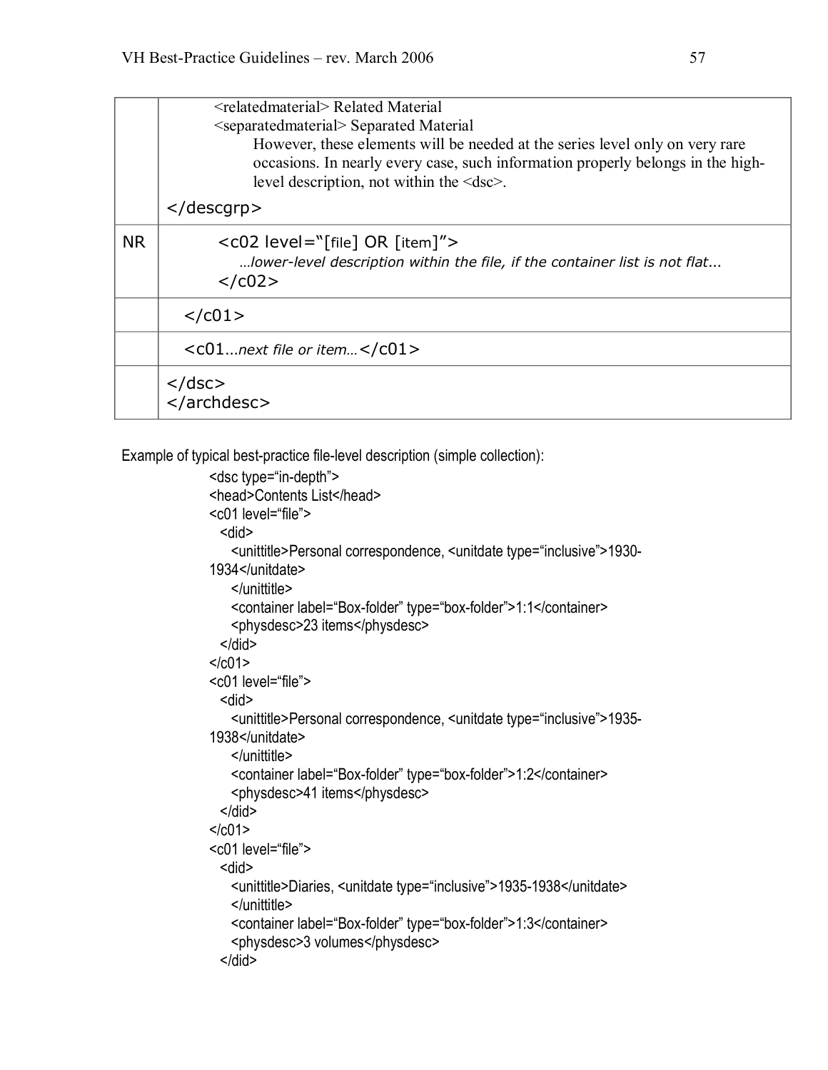| | |
|---|---|
| | <relatedmaterial> Related Material<br><separatedmaterial> Separated Material<br>However, these elements will be needed at the series level only on very rare occasions. In nearly every case, such information properly belongs in the high-level description, not within the <dsc>.<br></descgrp> |
| NR | <c02 level="[file] OR [item]"><br>*…lower-level description within the file, if the container list is not flat…*<br></c02> |
| | </c01> |
| | <c01*…next file or item…*</c01> |
| | </dsc><br></archdesc> |

Example of typical best-practice file-level description (simple collection):

```
<dsc type="in-depth">
<head>Contents List</head>
<c01 level="file">
  <did>
    <unittitle>Personal correspondence, <unitdate type="inclusive">1930-
1934</unitdate>
    </unittitle>
    <container label="Box-folder" type="box-folder">1:1</container>
    <physdesc>23 items</physdesc>
  </did>
</c01>
<c01 level="file">
  <did>
    <unittitle>Personal correspondence, <unitdate type="inclusive">1935-
1938</unitdate>
    </unittitle>
    <container label="Box-folder" type="box-folder">1:2</container>
    <physdesc>41 items</physdesc>
  </did>
</c01>
<c01 level="file">
  <did>
    <unittitle>Diaries, <unitdate type="inclusive">1935-1938</unitdate>
    </unittitle>
    <container label="Box-folder" type="box-folder">1:3</container>
    <physdesc>3 volumes</physdesc>
  </did>
```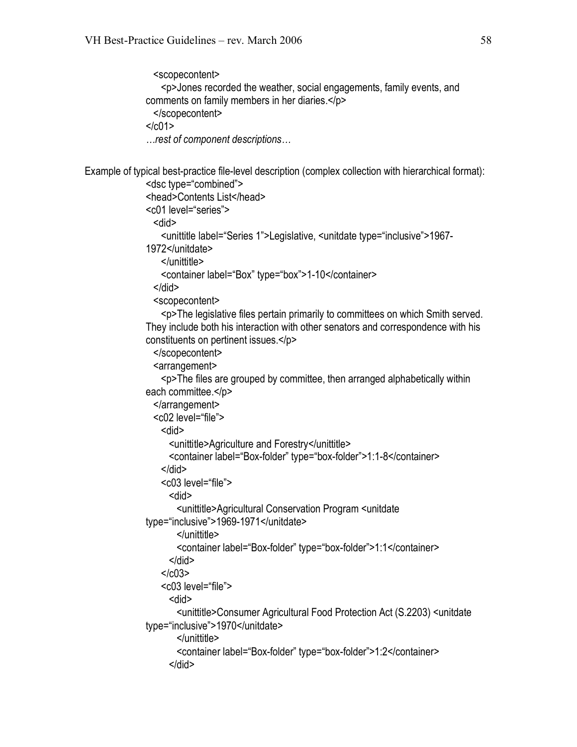```
  <scopecontent>
    <p>Jones recorded the weather, social engagements, family events, and
comments on family members in her diaries.</p>
  </scopecontent>
</c01>
```

*…rest of component descriptions…*

Example of typical best-practice file-level description (complex collection with hierarchical format):

```
<dsc type="combined">
<head>Contents List</head>
<c01 level="series">
  <did>
    <unittitle label="Series 1">Legislative, <unitdate type="inclusive">1967-
1972</unitdate>
    </unittitle>
    <container label="Box" type="box">1-10</container>
  </did>
  <scopecontent>
    <p>The legislative files pertain primarily to committees on which Smith served.
They include both his interaction with other senators and correspondence with his
constituents on pertinent issues.</p>
  </scopecontent>
  <arrangement>
    <p>The files are grouped by committee, then arranged alphabetically within
each committee.</p>
  </arrangement>
  <c02 level="file">
    <did>
      <unittitle>Agriculture and Forestry</unittitle>
      <container label="Box-folder" type="box-folder">1:1-8</container>
    </did>
    <c03 level="file">
      <did>
        <unittitle>Agricultural Conservation Program <unitdate
type="inclusive">1969-1971</unitdate>
        </unittitle>
        <container label="Box-folder" type="box-folder">1:1</container>
      </did>
    </c03>
    <c03 level="file">
      <did>
        <unittitle>Consumer Agricultural Food Protection Act (S.2203) <unitdate
type="inclusive">1970</unitdate>
        </unittitle>
        <container label="Box-folder" type="box-folder">1:2</container>
      </did>
```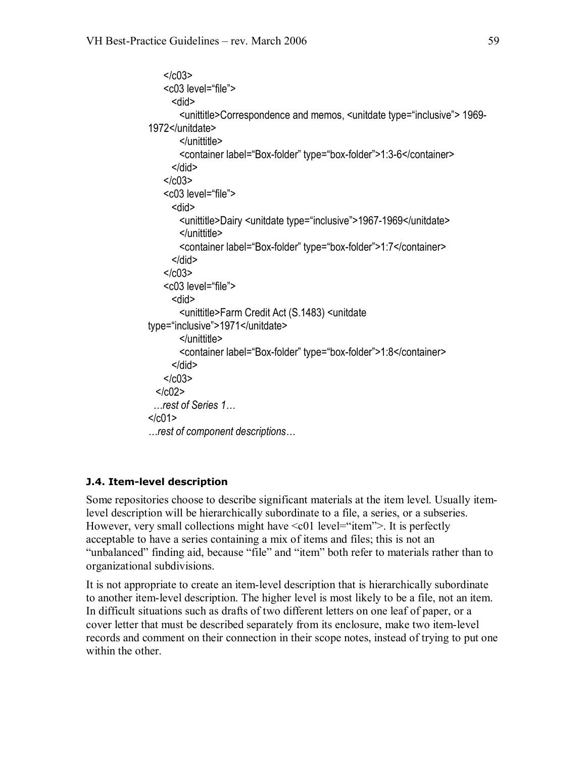```
    </c03>
    <c03 level="file">
      <did>
        <unittitle>Correspondence and memos, <unitdate type="inclusive"> 1969-
1972</unitdate>
        </unittitle>
        <container label="Box-folder" type="box-folder">1:3-6</container>
      </did>
    </c03>
    <c03 level="file">
      <did>
        <unittitle>Dairy <unitdate type="inclusive">1967-1969</unitdate>
        </unittitle>
        <container label="Box-folder" type="box-folder">1:7</container>
      </did>
    </c03>
    <c03 level="file">
      <did>
        <unittitle>Farm Credit Act (S.1483) <unitdate
type="inclusive">1971</unitdate>
        </unittitle>
        <container label="Box-folder" type="box-folder">1:8</container>
      </did>
    </c03>
  </c02>
  …rest of Series 1…
</c01>
…rest of component descriptions…
```

#### J.4. Item-level description

Some repositories choose to describe significant materials at the item level. Usually item-level description will be hierarchically subordinate to a file, a series, or a subseries. However, very small collections might have <c01 level="item">. It is perfectly acceptable to have a series containing a mix of items and files; this is not an "unbalanced" finding aid, because "file" and "item" both refer to materials rather than to organizational subdivisions.

It is not appropriate to create an item-level description that is hierarchically subordinate to another item-level description. The higher level is most likely to be a file, not an item. In difficult situations such as drafts of two different letters on one leaf of paper, or a cover letter that must be described separately from its enclosure, make two item-level records and comment on their connection in their scope notes, instead of trying to put one within the other.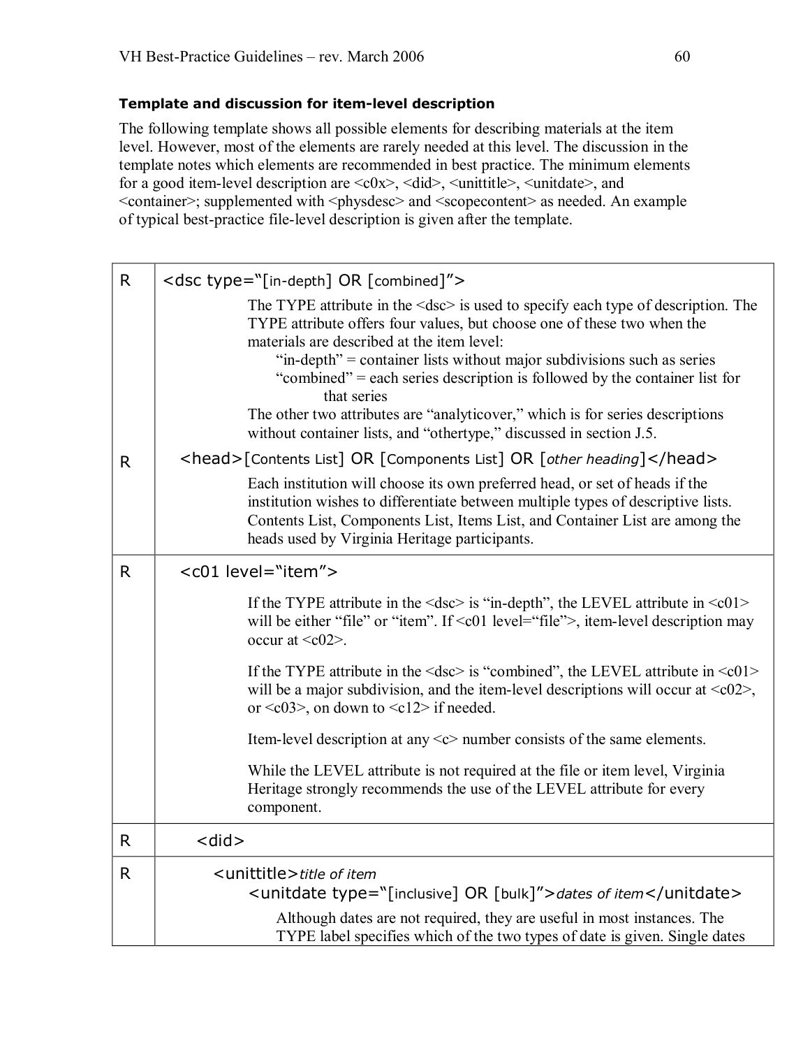**Template and discussion for item-level description**

The following template shows all possible elements for describing materials at the item level. However, most of the elements are rarely needed at this level. The discussion in the template notes which elements are recommended in best practice. The minimum elements for a good item-level description are <c0x>, <did>, <unittitle>, <unitdate>, and <container>; supplemented with <physdesc> and <scopecontent> as needed. An example of typical best-practice file-level description is given after the template.

| | |
|---|---|
| R | <dsc type="[in-depth] OR [combined]"><br><br>The TYPE attribute in the <dsc> is used to specify each type of description. The TYPE attribute offers four values, but choose one of these two when the materials are described at the item level:<br>"in-depth" = container lists without major subdivisions such as series<br>"combined" = each series description is followed by the container list for that series<br>The other two attributes are "analyticover," which is for series descriptions without container lists, and "othertype," discussed in section J.5. |
| R | <head>[Contents List] OR [Components List] OR [*other heading*]</head><br><br>Each institution will choose its own preferred head, or set of heads if the institution wishes to differentiate between multiple types of descriptive lists. Contents List, Components List, Items List, and Container List are among the heads used by Virginia Heritage participants. |
| R | <c01 level="item"><br><br>If the TYPE attribute in the <dsc> is "in-depth", the LEVEL attribute in <c01> will be either "file" or "item". If <c01 level="file">, item-level description may occur at <c02>.<br><br>If the TYPE attribute in the <dsc> is "combined", the LEVEL attribute in <c01> will be a major subdivision, and the item-level descriptions will occur at <c02>, or <c03>, on down to <c12> if needed.<br><br>Item-level description at any <c> number consists of the same elements.<br><br>While the LEVEL attribute is not required at the file or item level, Virginia Heritage strongly recommends the use of the LEVEL attribute for every component. |
| R | <did> |
| R | <unittitle>*title of item*<br><unitdate type="[inclusive] OR [bulk]">*dates of item*</unitdate><br><br>Although dates are not required, they are useful in most instances. The TYPE label specifies which of the two types of date is given. Single dates |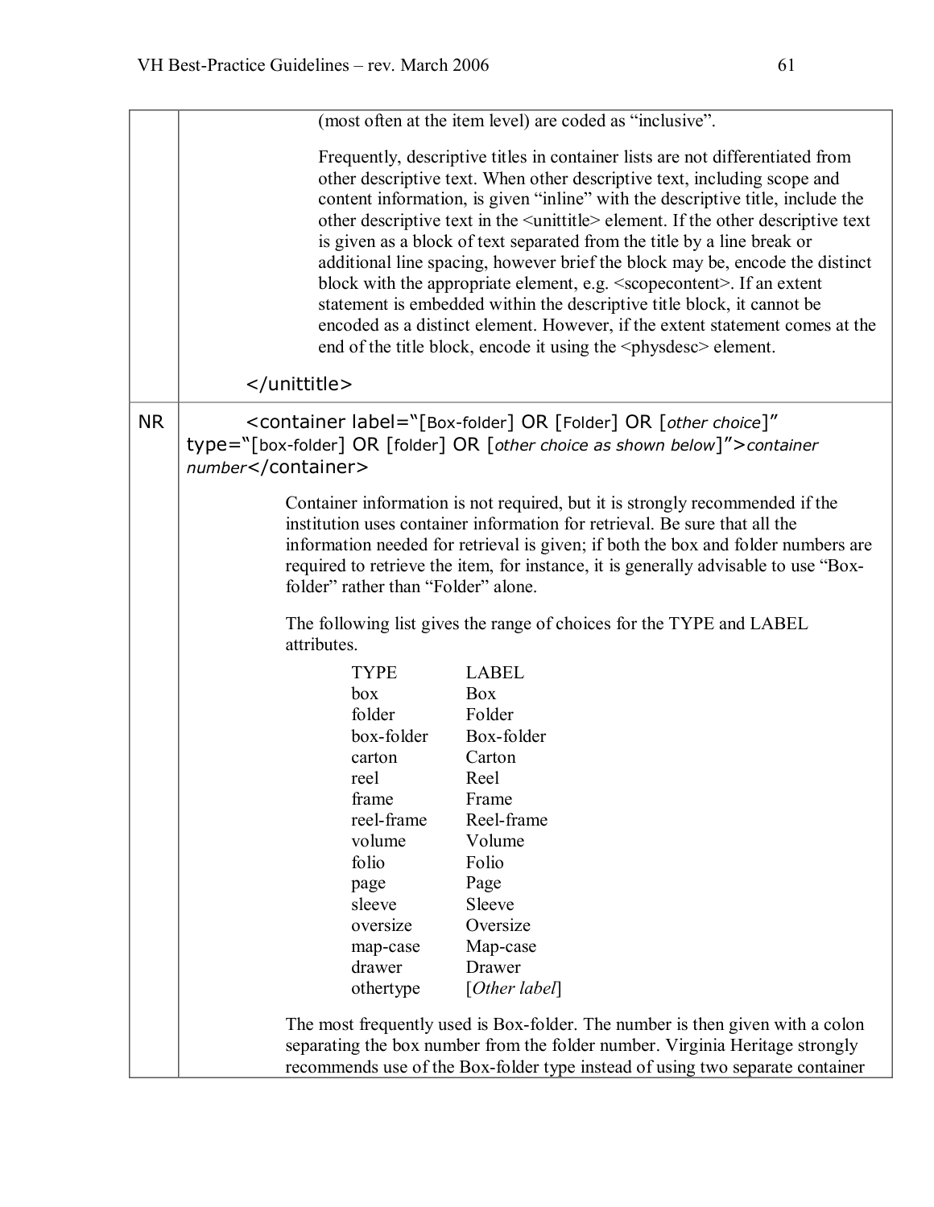| | |
|---|---|
| | (most often at the item level) are coded as “inclusive”.<br><br>Frequently, descriptive titles in container lists are not differentiated from other descriptive text. When other descriptive text, including scope and content information, is given “inline” with the descriptive title, include the other descriptive text in the <unittitle> element. If the other descriptive text is given as a block of text separated from the title by a line break or additional line spacing, however brief the block may be, encode the distinct block with the appropriate element, e.g. <scopecontent>. If an extent statement is embedded within the descriptive title block, it cannot be encoded as a distinct element. However, if the extent statement comes at the end of the title block, encode it using the <physdesc> element.<br><br></unittitle> |
| NR | <container label="[Box-folder] OR [Folder] OR [*other choice*]" type="[box-folder] OR [folder] OR [*other choice as shown below*]">*container number*</container><br><br>Container information is not required, but it is strongly recommended if the institution uses container information for retrieval. Be sure that all the information needed for retrieval is given; if both the box and folder numbers are required to retrieve the item, for instance, it is generally advisable to use “Box-folder” rather than “Folder” alone.<br><br>The following list gives the range of choices for the TYPE and LABEL attributes.<br><br>TYPE — LABEL<br>box — Box<br>folder — Folder<br>box-folder — Box-folder<br>carton — Carton<br>reel — Reel<br>frame — Frame<br>reel-frame — Reel-frame<br>volume — Volume<br>folio — Folio<br>page — Page<br>sleeve — Sleeve<br>oversize — Oversize<br>map-case — Map-case<br>drawer — Drawer<br>othertype — [*Other label*]<br><br>The most frequently used is Box-folder. The number is then given with a colon separating the box number from the folder number. Virginia Heritage strongly recommends use of the Box-folder type instead of using two separate container |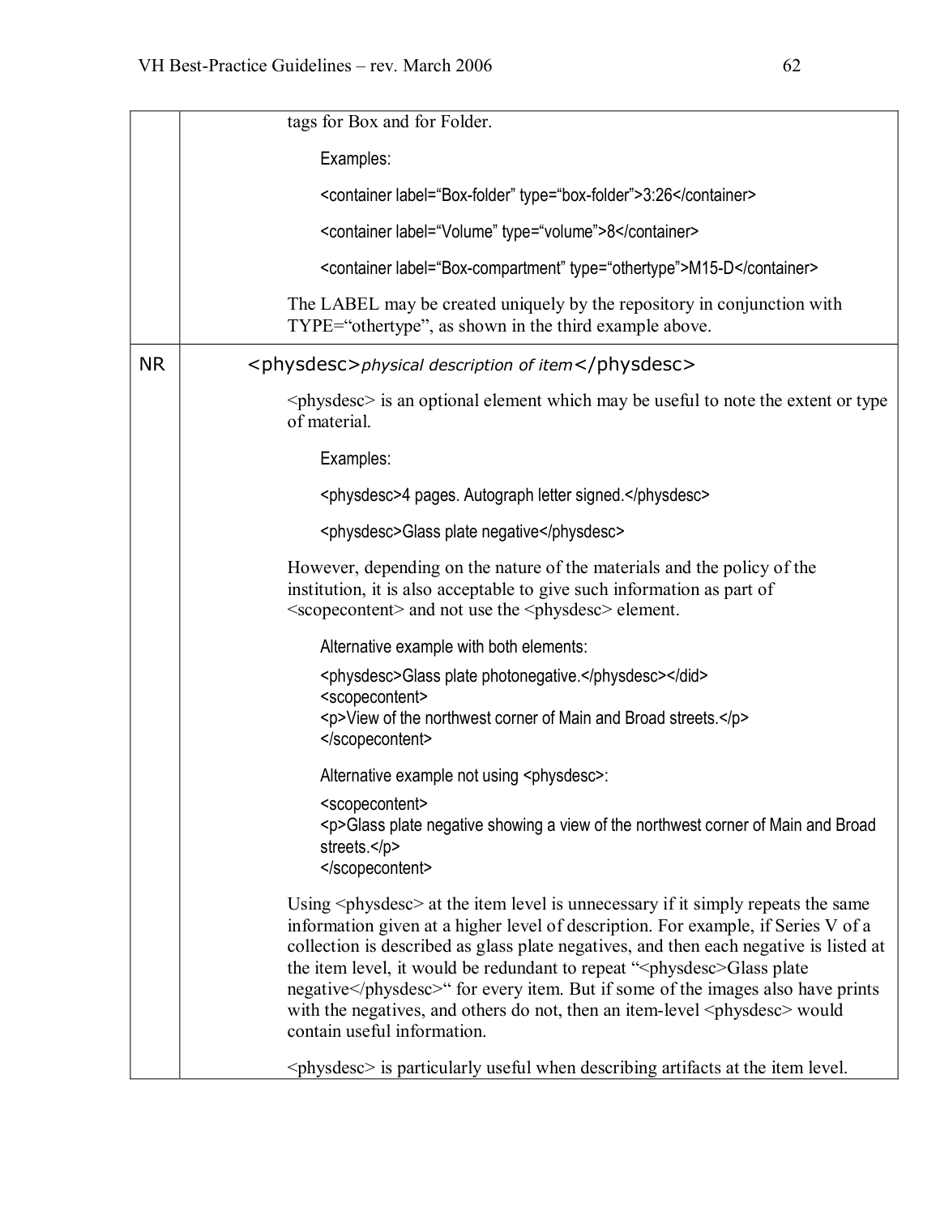| | |
|---|---|
| | tags for Box and for Folder.<br><br>Examples:<br><br>`<container label="Box-folder" type="box-folder">3:26</container>`<br><br>`<container label="Volume" type="volume">8</container>`<br><br>`<container label="Box-compartment" type="othertype">M15-D</container>`<br><br>The LABEL may be created uniquely by the repository in conjunction with TYPE="othertype", as shown in the third example above. |
| NR | `<physdesc>`*physical description of item*`</physdesc>`<br><br>`<physdesc>` is an optional element which may be useful to note the extent or type of material.<br><br>Examples:<br><br>`<physdesc>4 pages. Autograph letter signed.</physdesc>`<br><br>`<physdesc>Glass plate negative</physdesc>`<br><br>However, depending on the nature of the materials and the policy of the institution, it is also acceptable to give such information as part of `<scopecontent>` and not use the `<physdesc>` element.<br><br>Alternative example with both elements:<br><br>`<physdesc>Glass plate photonegative.</physdesc></did>`<br>`<scopecontent>`<br>`<p>View of the northwest corner of Main and Broad streets.</p>`<br>`</scopecontent>`<br><br>Alternative example not using `<physdesc>`:<br><br>`<scopecontent>`<br>`<p>Glass plate negative showing a view of the northwest corner of Main and Broad streets.</p>`<br>`</scopecontent>`<br><br>Using `<physdesc>` at the item level is unnecessary if it simply repeats the same information given at a higher level of description. For example, if Series V of a collection is described as glass plate negatives, and then each negative is listed at the item level, it would be redundant to repeat "`<physdesc>Glass plate negative</physdesc>`" for every item. But if some of the images also have prints with the negatives, and others do not, then an item-level `<physdesc>` would contain useful information.<br><br>`<physdesc>` is particularly useful when describing artifacts at the item level. |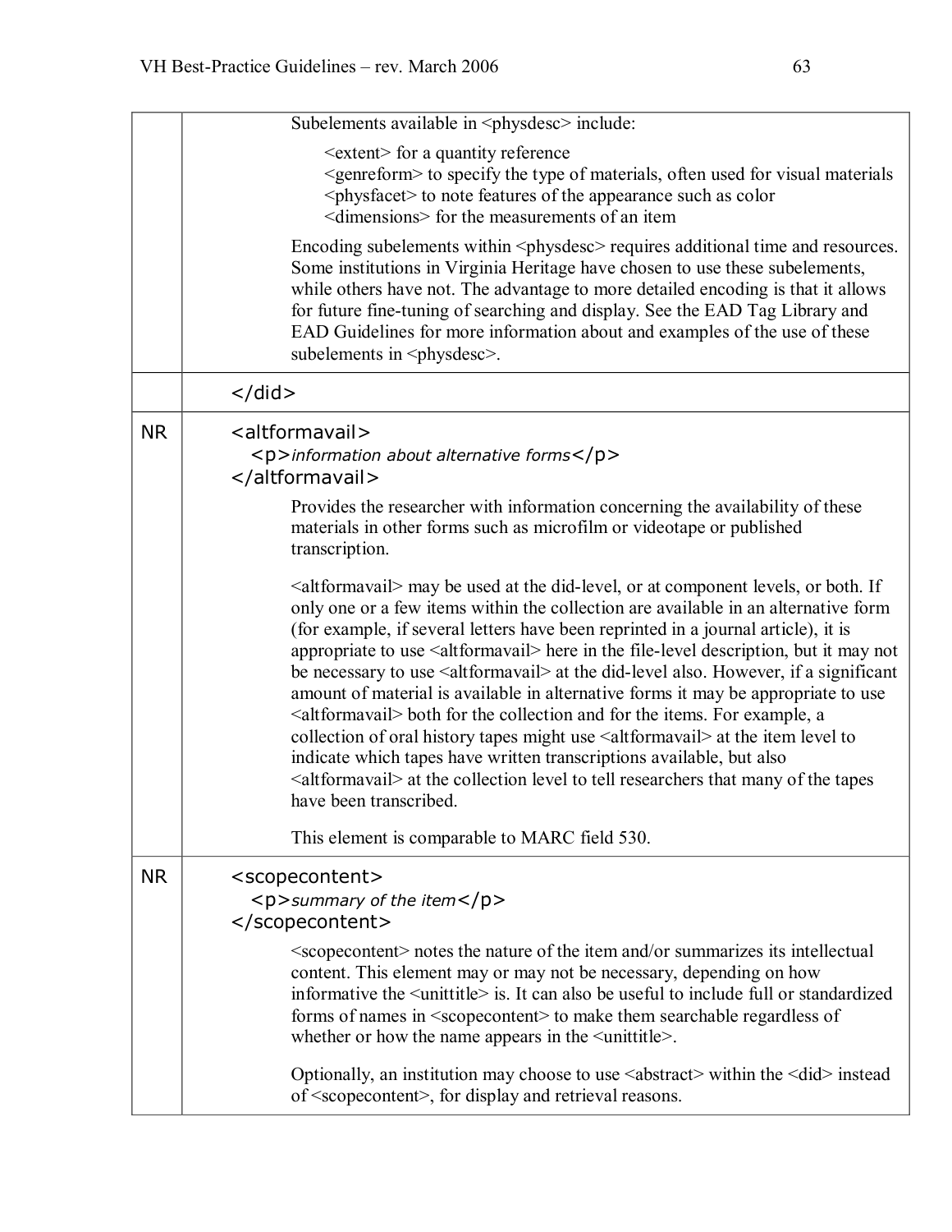| | |
|---|---|
| | Subelements available in &lt;physdesc&gt; include:<br><br>&lt;extent&gt; for a quantity reference<br>&lt;genreform&gt; to specify the type of materials, often used for visual materials<br>&lt;physfacet&gt; to note features of the appearance such as color<br>&lt;dimensions&gt; for the measurements of an item<br><br>Encoding subelements within &lt;physdesc&gt; requires additional time and resources. Some institutions in Virginia Heritage have chosen to use these subelements, while others have not. The advantage to more detailed encoding is that it allows for future fine-tuning of searching and display. See the EAD Tag Library and EAD Guidelines for more information about and examples of the use of these subelements in &lt;physdesc&gt;. |
| | &lt;/did&gt; |
| NR | &lt;altformavail&gt;<br>&lt;p&gt;*information about alternative forms*&lt;/p&gt;<br>&lt;/altformavail&gt;<br><br>Provides the researcher with information concerning the availability of these materials in other forms such as microfilm or videotape or published transcription.<br><br>&lt;altformavail&gt; may be used at the did-level, or at component levels, or both. If only one or a few items within the collection are available in an alternative form (for example, if several letters have been reprinted in a journal article), it is appropriate to use &lt;altformavail&gt; here in the file-level description, but it may not be necessary to use &lt;altformavail&gt; at the did-level also. However, if a significant amount of material is available in alternative forms it may be appropriate to use &lt;altformavail&gt; both for the collection and for the items. For example, a collection of oral history tapes might use &lt;altformavail&gt; at the item level to indicate which tapes have written transcriptions available, but also &lt;altformavail&gt; at the collection level to tell researchers that many of the tapes have been transcribed.<br><br>This element is comparable to MARC field 530. |
| NR | &lt;scopecontent&gt;<br>&lt;p&gt;*summary of the item*&lt;/p&gt;<br>&lt;/scopecontent&gt;<br><br>&lt;scopecontent&gt; notes the nature of the item and/or summarizes its intellectual content. This element may or may not be necessary, depending on how informative the &lt;unittitle&gt; is. It can also be useful to include full or standardized forms of names in &lt;scopecontent&gt; to make them searchable regardless of whether or how the name appears in the &lt;unittitle&gt;.<br><br>Optionally, an institution may choose to use &lt;abstract&gt; within the &lt;did&gt; instead of &lt;scopecontent&gt;, for display and retrieval reasons. |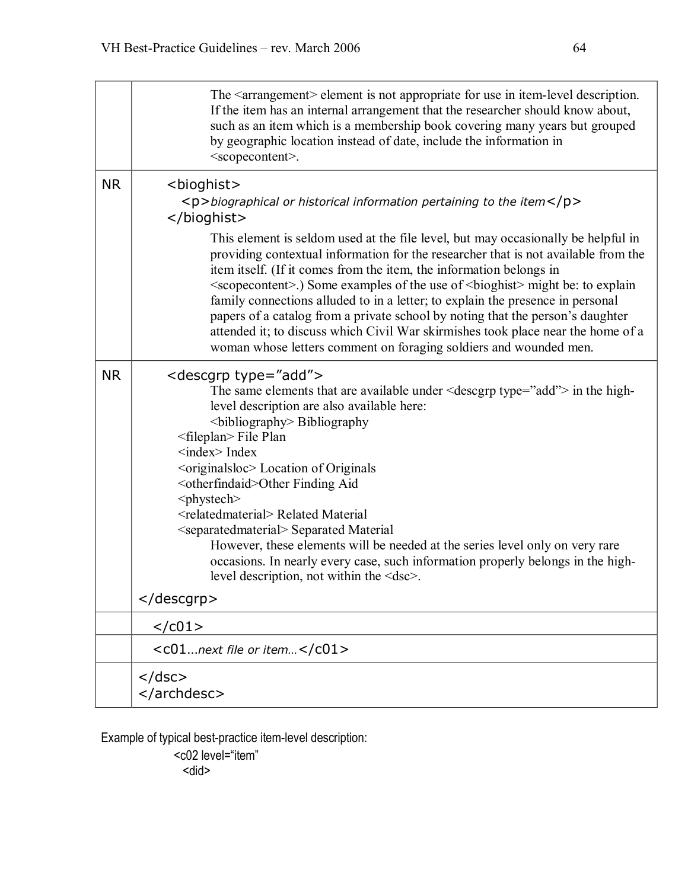| | |
|---|---|
| | The <arrangement> element is not appropriate for use in item-level description. If the item has an internal arrangement that the researcher should know about, such as an item which is a membership book covering many years but grouped by geographic location instead of date, include the information in <scopecontent>. |
| NR | <bioghist><br><p>*biographical or historical information pertaining to the item*</p><br></bioghist><br>This element is seldom used at the file level, but may occasionally be helpful in providing contextual information for the researcher that is not available from the item itself. (If it comes from the item, the information belongs in <scopecontent>.) Some examples of the use of <bioghist> might be: to explain family connections alluded to in a letter; to explain the presence in personal papers of a catalog from a private school by noting that the person's daughter attended it; to discuss which Civil War skirmishes took place near the home of a woman whose letters comment on foraging soldiers and wounded men. |
| NR | <descgrp type="add"><br>The same elements that are available under <descgrp type="add"> in the high-level description are also available here:<br><bibliography> Bibliography<br><fileplan> File Plan<br><index> Index<br><originalsloc> Location of Originals<br><otherfindaid>Other Finding Aid<br><phystech><br><relatedmaterial> Related Material<br><separatedmaterial> Separated Material<br>However, these elements will be needed at the series level only on very rare occasions. In nearly every case, such information properly belongs in the high-level description, not within the <dsc>.<br></descgrp> |
| | </c01> |
| | <c01…*next file or item…*</c01> |
| | </dsc><br></archdesc> |

Example of typical best-practice item-level description:

```
<c02 level="item"
  <did>
```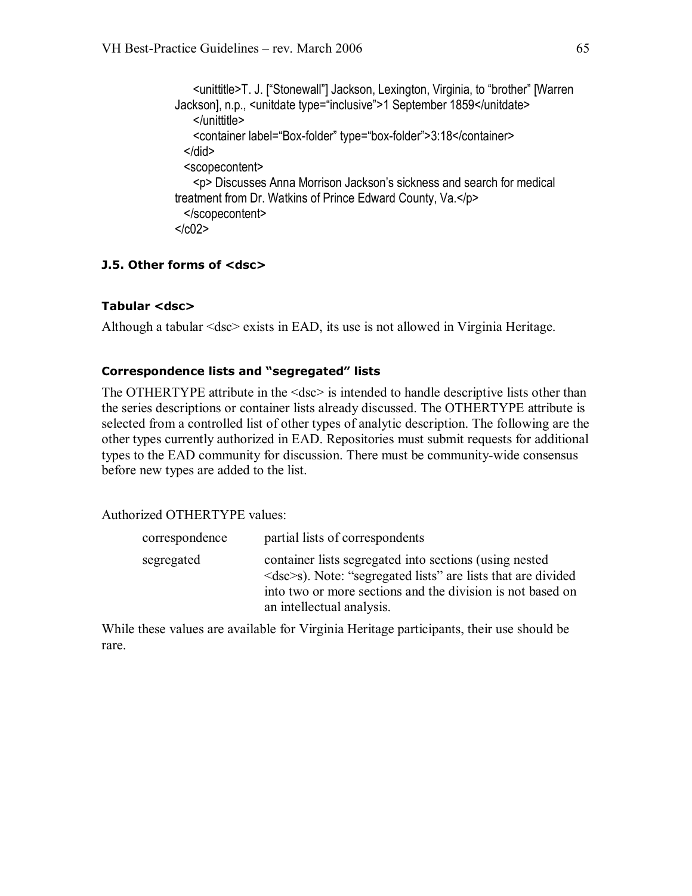```
    <unittitle>T. J. ["Stonewall"] Jackson, Lexington, Virginia, to "brother" [Warren
Jackson], n.p., <unitdate type="inclusive">1 September 1859</unitdate>
    </unittitle>
    <container label="Box-folder" type="box-folder">3:18</container>
  </did>
  <scopecontent>
    <p> Discusses Anna Morrison Jackson's sickness and search for medical
treatment from Dr. Watkins of Prince Edward County, Va.</p>
  </scopecontent>
</c02>
```

### J.5. Other forms of <dsc>

#### Tabular <dsc>

Although a tabular <dsc> exists in EAD, its use is not allowed in Virginia Heritage.

#### Correspondence lists and "segregated" lists

The OTHERTYPE attribute in the <dsc> is intended to handle descriptive lists other than the series descriptions or container lists already discussed. The OTHERTYPE attribute is selected from a controlled list of other types of analytic description. The following are the other types currently authorized in EAD. Repositories must submit requests for additional types to the EAD community for discussion. There must be community-wide consensus before new types are added to the list.

Authorized OTHERTYPE values:

| | |
|---|---|
| correspondence | partial lists of correspondents |
| segregated | container lists segregated into sections (using nested <dsc>s). Note: "segregated lists" are lists that are divided into two or more sections and the division is not based on an intellectual analysis. |

While these values are available for Virginia Heritage participants, their use should be rare.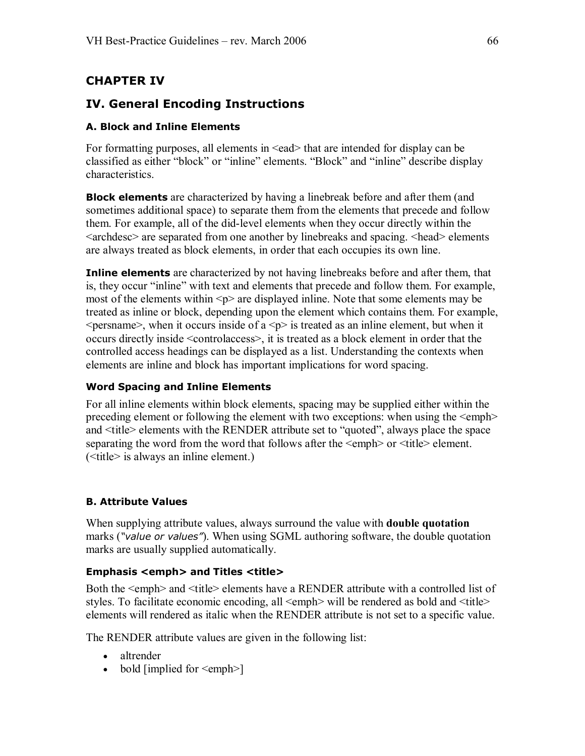# CHAPTER IV

# IV. General Encoding Instructions

### A. Block and Inline Elements

For formatting purposes, all elements in <ead> that are intended for display can be classified as either "block" or "inline" elements. "Block" and "inline" describe display characteristics.

**Block elements** are characterized by having a linebreak before and after them (and sometimes additional space) to separate them from the elements that precede and follow them. For example, all of the did-level elements when they occur directly within the <archdesc> are separated from one another by linebreaks and spacing. <head> elements are always treated as block elements, in order that each occupies its own line.

**Inline elements** are characterized by not having linebreaks before and after them, that is, they occur "inline" with text and elements that precede and follow them. For example, most of the elements within <p> are displayed inline. Note that some elements may be treated as inline or block, depending upon the element which contains them. For example, <persname>, when it occurs inside of a <p> is treated as an inline element, but when it occurs directly inside <controlaccess>, it is treated as a block element in order that the controlled access headings can be displayed as a list. Understanding the contexts when elements are inline and block has important implications for word spacing.

#### Word Spacing and Inline Elements

For all inline elements within block elements, spacing may be supplied either within the preceding element or following the element with two exceptions: when using the <emph> and <title> elements with the RENDER attribute set to "quoted", always place the space separating the word from the word that follows after the <emph> or <title> element. (<title> is always an inline element.)

### B. Attribute Values

When supplying attribute values, always surround the value with **double quotation** marks (*"value or values"*). When using SGML authoring software, the double quotation marks are usually supplied automatically.

#### Emphasis <emph> and Titles <title>

Both the <emph> and <title> elements have a RENDER attribute with a controlled list of styles. To facilitate economic encoding, all <emph> will be rendered as bold and <title> elements will rendered as italic when the RENDER attribute is not set to a specific value.

The RENDER attribute values are given in the following list:

- altrender
- bold [implied for <emph>]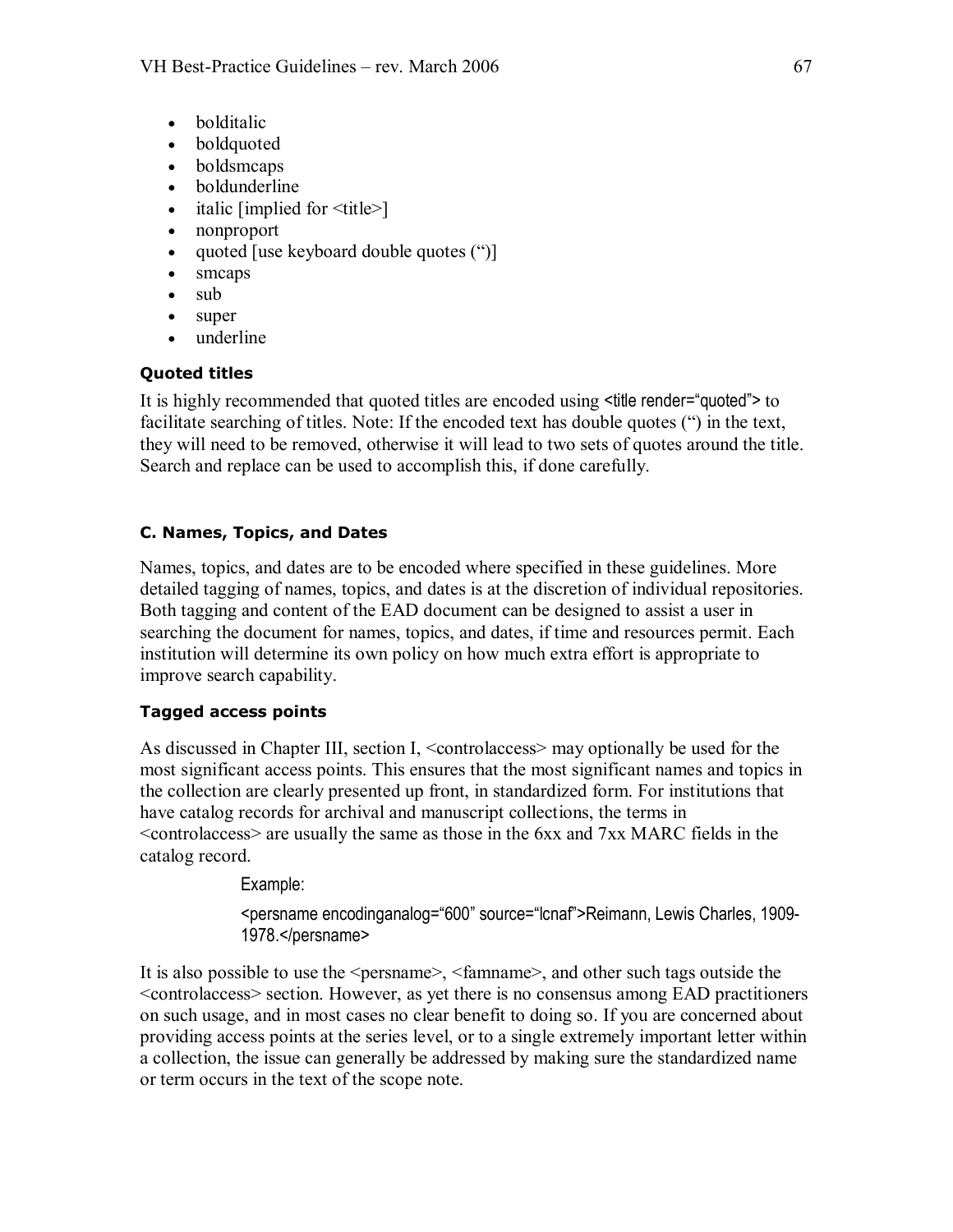- bolditalic
- boldquoted
- boldsmcaps
- boldunderline
- italic [implied for <title>]
- nonproport
- quoted [use keyboard double quotes (")]
- smcaps
- sub
- super
- underline

#### Quoted titles

It is highly recommended that quoted titles are encoded using <title render="quoted"> to facilitate searching of titles. Note: If the encoded text has double quotes (") in the text, they will need to be removed, otherwise it will lead to two sets of quotes around the title. Search and replace can be used to accomplish this, if done carefully.

### C. Names, Topics, and Dates

Names, topics, and dates are to be encoded where specified in these guidelines. More detailed tagging of names, topics, and dates is at the discretion of individual repositories. Both tagging and content of the EAD document can be designed to assist a user in searching the document for names, topics, and dates, if time and resources permit. Each institution will determine its own policy on how much extra effort is appropriate to improve search capability.

#### Tagged access points

As discussed in Chapter III, section I, <controlaccess> may optionally be used for the most significant access points. This ensures that the most significant names and topics in the collection are clearly presented up front, in standardized form. For institutions that have catalog records for archival and manuscript collections, the terms in <controlaccess> are usually the same as those in the 6xx and 7xx MARC fields in the catalog record.

Example:

```
<persname encodinganalog="600" source="lcnaf">Reimann, Lewis Charles, 1909-1978.</persname>
```

It is also possible to use the <persname>, <famname>, and other such tags outside the <controlaccess> section. However, as yet there is no consensus among EAD practitioners on such usage, and in most cases no clear benefit to doing so. If you are concerned about providing access points at the series level, or to a single extremely important letter within a collection, the issue can generally be addressed by making sure the standardized name or term occurs in the text of the scope note.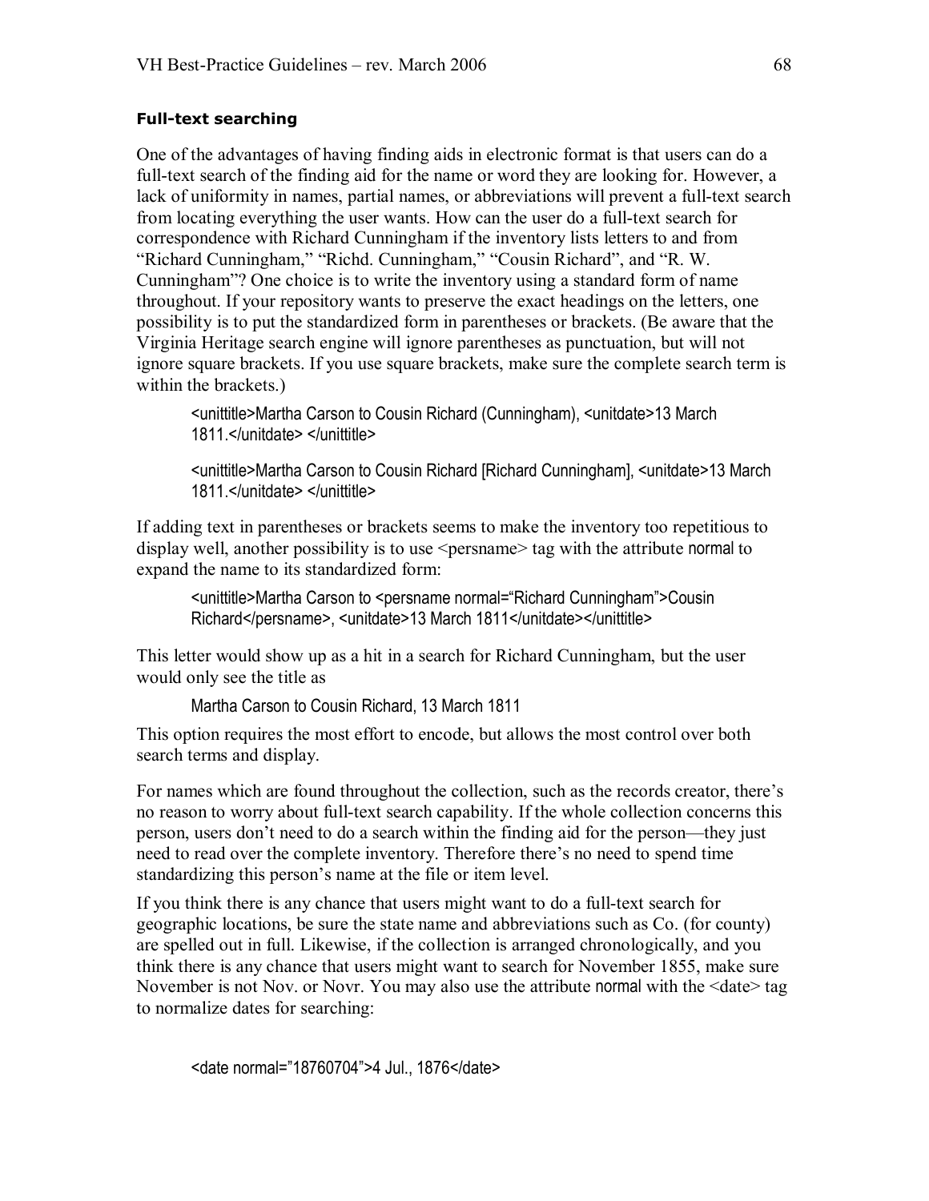### Full-text searching

One of the advantages of having finding aids in electronic format is that users can do a full-text search of the finding aid for the name or word they are looking for. However, a lack of uniformity in names, partial names, or abbreviations will prevent a full-text search from locating everything the user wants. How can the user do a full-text search for correspondence with Richard Cunningham if the inventory lists letters to and from "Richard Cunningham," "Richd. Cunningham," "Cousin Richard", and "R. W. Cunningham"? One choice is to write the inventory using a standard form of name throughout. If your repository wants to preserve the exact headings on the letters, one possibility is to put the standardized form in parentheses or brackets. (Be aware that the Virginia Heritage search engine will ignore parentheses as punctuation, but will not ignore square brackets. If you use square brackets, make sure the complete search term is within the brackets.)

```
<unittitle>Martha Carson to Cousin Richard (Cunningham), <unitdate>13 March 1811.</unitdate> </unittitle>

<unittitle>Martha Carson to Cousin Richard [Richard Cunningham], <unitdate>13 March 1811.</unitdate> </unittitle>
```

If adding text in parentheses or brackets seems to make the inventory too repetitious to display well, another possibility is to use <persname> tag with the attribute normal to expand the name to its standardized form:

```
<unittitle>Martha Carson to <persname normal="Richard Cunningham">Cousin Richard</persname>, <unitdate>13 March 1811</unitdate></unittitle>
```

This letter would show up as a hit in a search for Richard Cunningham, but the user would only see the title as

```
Martha Carson to Cousin Richard, 13 March 1811
```

This option requires the most effort to encode, but allows the most control over both search terms and display.

For names which are found throughout the collection, such as the records creator, there's no reason to worry about full-text search capability. If the whole collection concerns this person, users don't need to do a search within the finding aid for the person—they just need to read over the complete inventory. Therefore there's no need to spend time standardizing this person's name at the file or item level.

If you think there is any chance that users might want to do a full-text search for geographic locations, be sure the state name and abbreviations such as Co. (for county) are spelled out in full. Likewise, if the collection is arranged chronologically, and you think there is any chance that users might want to search for November 1855, make sure November is not Nov. or Novr. You may also use the attribute normal with the <date> tag to normalize dates for searching:

```
<date normal="18760704">4 Jul., 1876</date>
```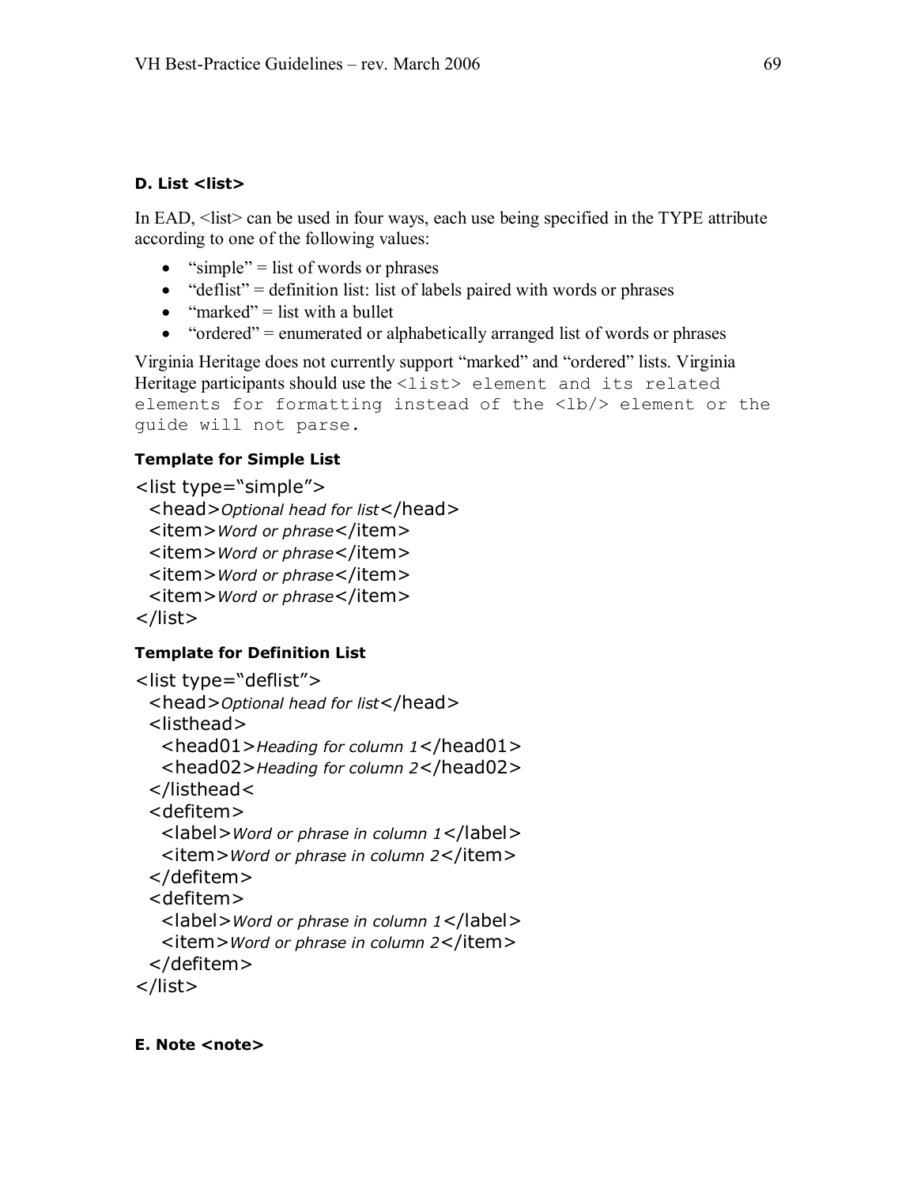#### D. List <list>

In EAD, <list> can be used in four ways, each use being specified in the TYPE attribute according to one of the following values:

- "simple" = list of words or phrases
- "deflist" = definition list: list of labels paired with words or phrases
- "marked" = list with a bullet
- "ordered" = enumerated or alphabetically arranged list of words or phrases

Virginia Heritage does not currently support "marked" and "ordered" lists. Virginia Heritage participants should use the `<list> element and its related elements for formatting instead of the <lb/> element or the guide will not parse.`

#### Template for Simple List

```
<list type="simple">
  <head>Optional head for list</head>
  <item>Word or phrase</item>
  <item>Word or phrase</item>
  <item>Word or phrase</item>
  <item>Word or phrase</item>
</list>
```

#### Template for Definition List

```
<list type="deflist">
  <head>Optional head for list</head>
  <listhead>
    <head01>Heading for column 1</head01>
    <head02>Heading for column 2</head02>
  </listhead<
  <defitem>
    <label>Word or phrase in column 1</label>
    <item>Word or phrase in column 2</item>
  </defitem>
  <defitem>
    <label>Word or phrase in column 1</label>
    <item>Word or phrase in column 2</item>
  </defitem>
</list>
```

#### E. Note <note>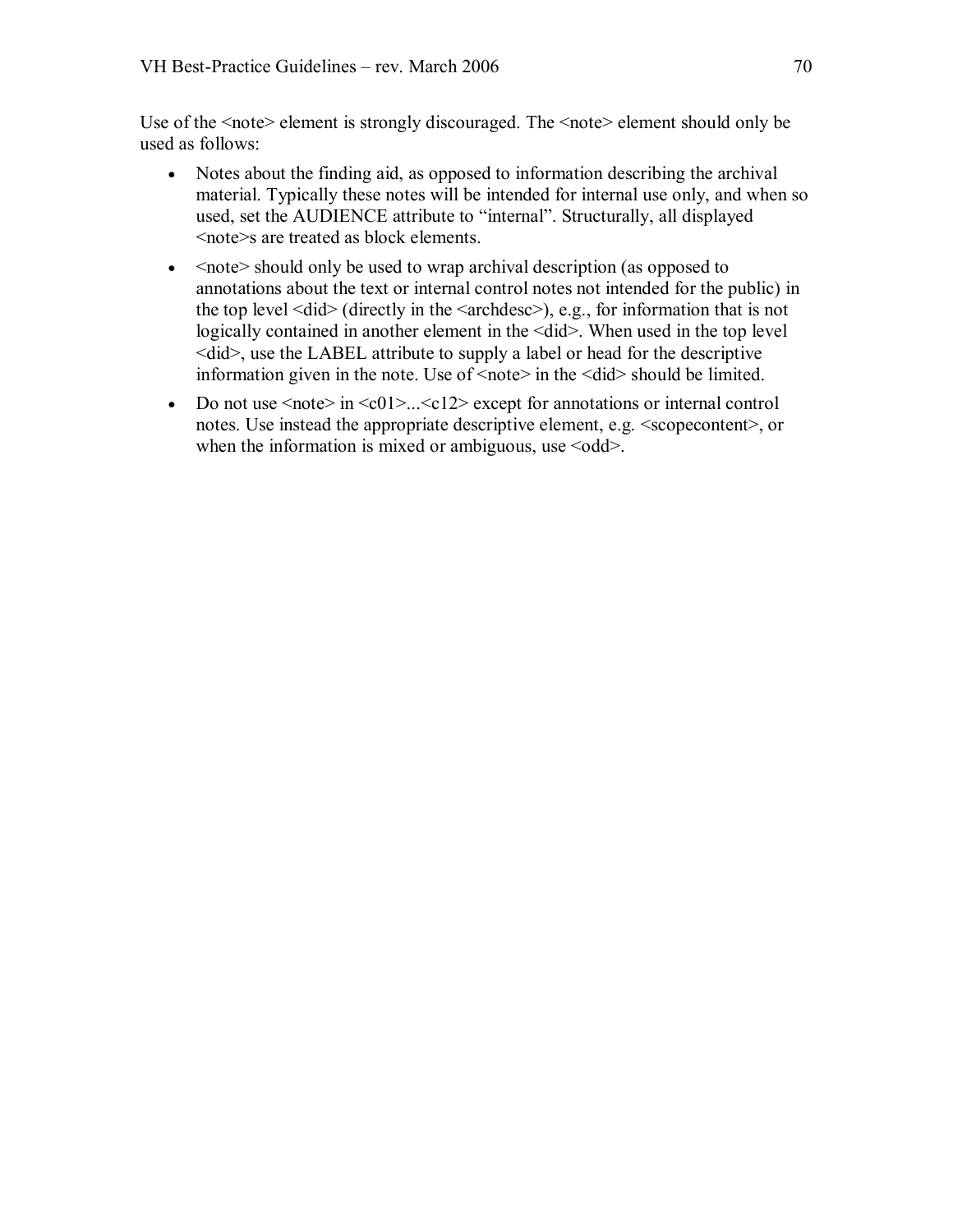Use of the <note> element is strongly discouraged. The <note> element should only be used as follows:

- Notes about the finding aid, as opposed to information describing the archival material. Typically these notes will be intended for internal use only, and when so used, set the AUDIENCE attribute to "internal". Structurally, all displayed <note>s are treated as block elements.
- <note> should only be used to wrap archival description (as opposed to annotations about the text or internal control notes not intended for the public) in the top level <did> (directly in the <archdesc>), e.g., for information that is not logically contained in another element in the <did>. When used in the top level <did>, use the LABEL attribute to supply a label or head for the descriptive information given in the note. Use of <note> in the <did> should be limited.
- Do not use <note> in <c01>...<c12> except for annotations or internal control notes. Use instead the appropriate descriptive element, e.g. <scopecontent>, or when the information is mixed or ambiguous, use <odd>.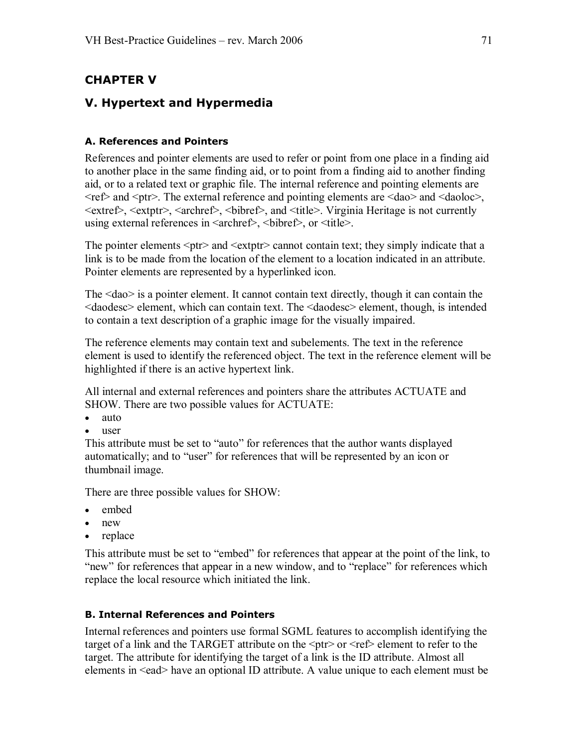# CHAPTER V

## V. Hypertext and Hypermedia

### A. References and Pointers

References and pointer elements are used to refer or point from one place in a finding aid to another place in the same finding aid, or to point from a finding aid to another finding aid, or to a related text or graphic file. The internal reference and pointing elements are <ref> and <ptr>. The external reference and pointing elements are <dao> and <daoloc>, <extref>, <extptr>, <archref>, <bibref>, and <title>. Virginia Heritage is not currently using external references in <archref>, <bibref>, or <title>.

The pointer elements <ptr> and <extptr> cannot contain text; they simply indicate that a link is to be made from the location of the element to a location indicated in an attribute. Pointer elements are represented by a hyperlinked icon.

The <dao> is a pointer element. It cannot contain text directly, though it can contain the <daodesc> element, which can contain text. The <daodesc> element, though, is intended to contain a text description of a graphic image for the visually impaired.

The reference elements may contain text and subelements. The text in the reference element is used to identify the referenced object. The text in the reference element will be highlighted if there is an active hypertext link.

All internal and external references and pointers share the attributes ACTUATE and SHOW. There are two possible values for ACTUATE:

- auto
- user

This attribute must be set to "auto" for references that the author wants displayed automatically; and to "user" for references that will be represented by an icon or thumbnail image.

There are three possible values for SHOW:

- embed
- new
- replace

This attribute must be set to "embed" for references that appear at the point of the link, to "new" for references that appear in a new window, and to "replace" for references which replace the local resource which initiated the link.

### B. Internal References and Pointers

Internal references and pointers use formal SGML features to accomplish identifying the target of a link and the TARGET attribute on the <ptr> or <ref> element to refer to the target. The attribute for identifying the target of a link is the ID attribute. Almost all elements in <ead> have an optional ID attribute. A value unique to each element must be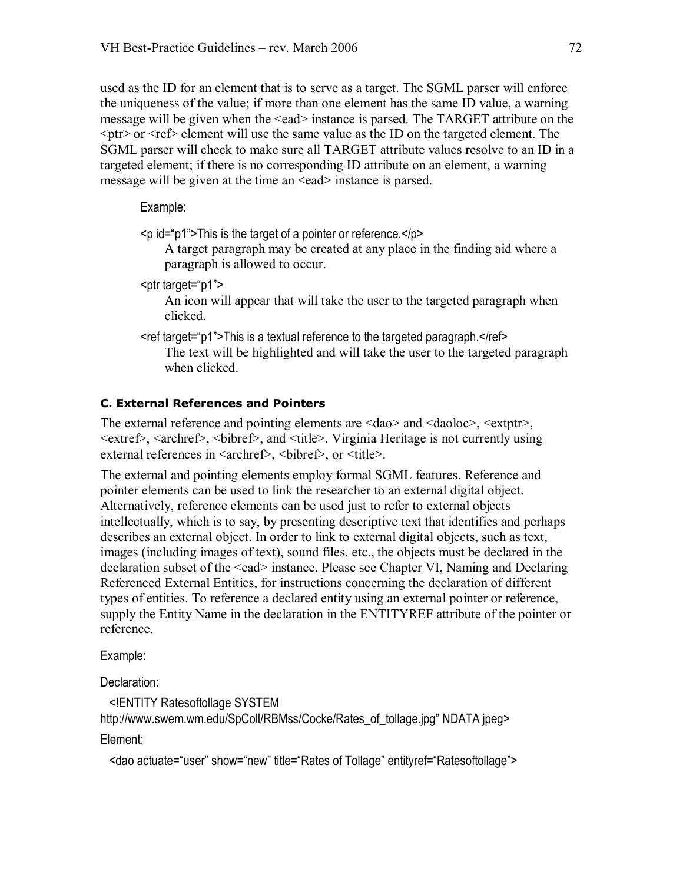used as the ID for an element that is to serve as a target. The SGML parser will enforce the uniqueness of the value; if more than one element has the same ID value, a warning message will be given when the <ead> instance is parsed. The TARGET attribute on the <ptr> or <ref> element will use the same value as the ID on the targeted element. The SGML parser will check to make sure all TARGET attribute values resolve to an ID in a targeted element; if there is no corresponding ID attribute on an element, a warning message will be given at the time an <ead> instance is parsed.

Example:

<p id="p1">This is the target of a pointer or reference.</p>

A target paragraph may be created at any place in the finding aid where a paragraph is allowed to occur.

<ptr target="p1">

An icon will appear that will take the user to the targeted paragraph when clicked.

<ref target="p1">This is a textual reference to the targeted paragraph.</ref>

The text will be highlighted and will take the user to the targeted paragraph when clicked.

### C. External References and Pointers

The external reference and pointing elements are <dao> and <daoloc>, <extptr>, <extref>, <archref>, <bibref>, and <title>. Virginia Heritage is not currently using external references in <archref>, <bibref>, or <title>.

The external and pointing elements employ formal SGML features. Reference and pointer elements can be used to link the researcher to an external digital object. Alternatively, reference elements can be used just to refer to external objects intellectually, which is to say, by presenting descriptive text that identifies and perhaps describes an external object. In order to link to external digital objects, such as text, images (including images of text), sound files, etc., the objects must be declared in the declaration subset of the <ead> instance. Please see Chapter VI, Naming and Declaring Referenced External Entities, for instructions concerning the declaration of different types of entities. To reference a declared entity using an external pointer or reference, supply the Entity Name in the declaration in the ENTITYREF attribute of the pointer or reference.

Example:

Declaration:

<!ENTITY Ratesoftollage SYSTEM http://www.swem.wm.edu/SpColl/RBMss/Cocke/Rates_of_tollage.jpg" NDATA jpeg>

Element:

<dao actuate="user" show="new" title="Rates of Tollage" entityref="Ratesoftollage">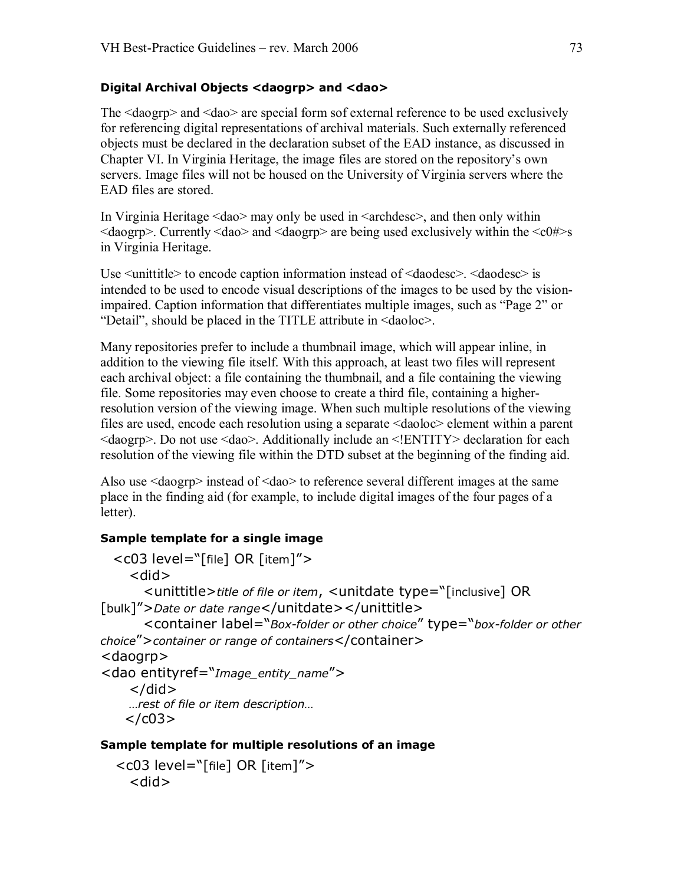**Digital Archival Objects <daogrp> and <dao>**

The <daogrp> and <dao> are special form sof external reference to be used exclusively for referencing digital representations of archival materials. Such externally referenced objects must be declared in the declaration subset of the EAD instance, as discussed in Chapter VI. In Virginia Heritage, the image files are stored on the repository's own servers. Image files will not be housed on the University of Virginia servers where the EAD files are stored.

In Virginia Heritage <dao> may only be used in <archdesc>, and then only within <daogrp>. Currently <dao> and <daogrp> are being used exclusively within the <c0#>s in Virginia Heritage.

Use <unittitle> to encode caption information instead of <daodesc>. <daodesc> is intended to be used to encode visual descriptions of the images to be used by the vision-impaired. Caption information that differentiates multiple images, such as "Page 2" or "Detail", should be placed in the TITLE attribute in <daoloc>.

Many repositories prefer to include a thumbnail image, which will appear inline, in addition to the viewing file itself. With this approach, at least two files will represent each archival object: a file containing the thumbnail, and a file containing the viewing file. Some repositories may even choose to create a third file, containing a higher-resolution version of the viewing image. When such multiple resolutions of the viewing files are used, encode each resolution using a separate <daoloc> element within a parent <daogrp>. Do not use <dao>. Additionally include an <!ENTITY> declaration for each resolution of the viewing file within the DTD subset at the beginning of the finding aid.

Also use <daogrp> instead of <dao> to reference several different images at the same place in the finding aid (for example, to include digital images of the four pages of a letter).

**Sample template for a single image**

```
  <c03 level="[file] OR [item]">
    <did>
      <unittitle>title of file or item, <unitdate type="[inclusive] OR
[bulk]">Date or date range</unitdate></unittitle>
      <container label="Box-folder or other choice" type="box-folder or other
choice">container or range of containers</container>
<daogrp>
<dao entityref="Image_entity_name">
    </did>
    …rest of file or item description…
   </c03>
```

**Sample template for multiple resolutions of an image**

```
  <c03 level="[file] OR [item]">
    <did>
```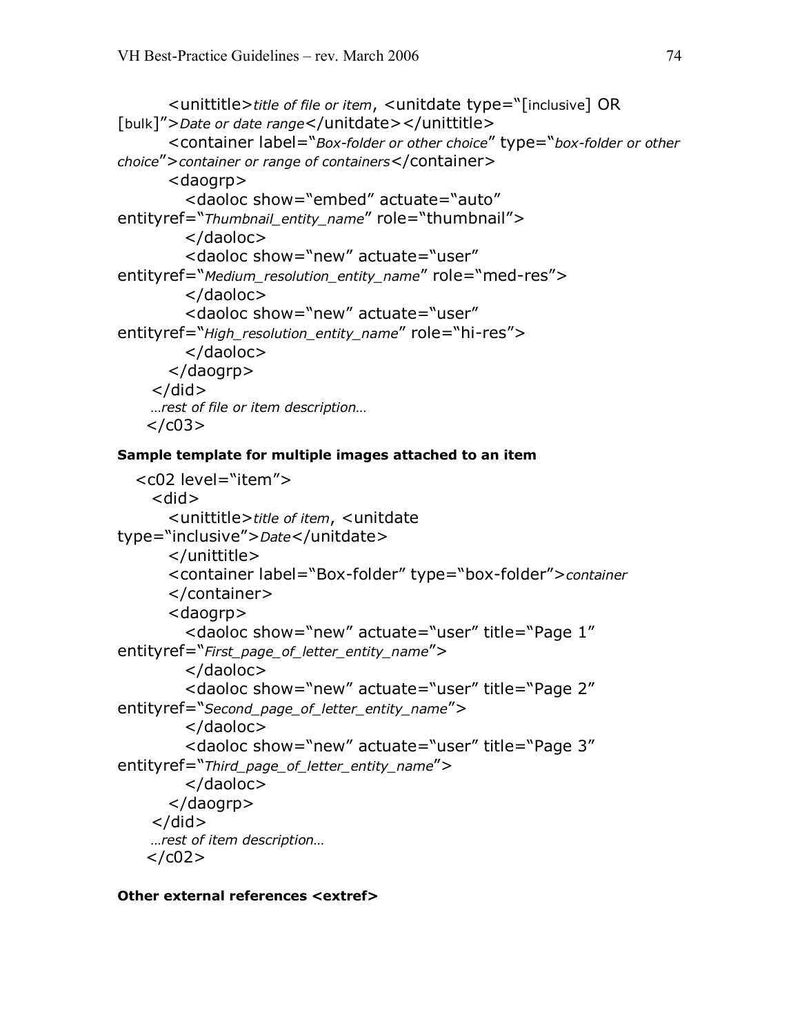```
        <unittitle>title of file or item, <unitdate type="[inclusive] OR
[bulk]">Date or date range</unitdate></unittitle>
        <container label="Box-folder or other choice" type="box-folder or other
choice">container or range of containers</container>
        <daogrp>
          <daoloc show="embed" actuate="auto"
entityref="Thumbnail_entity_name" role="thumbnail">
          </daoloc>
          <daoloc show="new" actuate="user"
entityref="Medium_resolution_entity_name" role="med-res">
          </daoloc>
          <daoloc show="new" actuate="user"
entityref="High_resolution_entity_name" role="hi-res">
          </daoloc>
        </daogrp>
      </did>
      …rest of file or item description…
    </c03>
```

**Sample template for multiple images attached to an item**

```
  <c02 level="item">
    <did>
      <unittitle>title of item, <unitdate
type="inclusive">Date</unitdate>
      </unittitle>
      <container label="Box-folder" type="box-folder">container
      </container>
      <daogrp>
        <daoloc show="new" actuate="user" title="Page 1"
entityref="First_page_of_letter_entity_name">
        </daoloc>
        <daoloc show="new" actuate="user" title="Page 2"
entityref="Second_page_of_letter_entity_name">
        </daoloc>
        <daoloc show="new" actuate="user" title="Page 3"
entityref="Third_page_of_letter_entity_name">
        </daoloc>
      </daogrp>
    </did>
    …rest of item description…
  </c02>
```

**Other external references <extref>**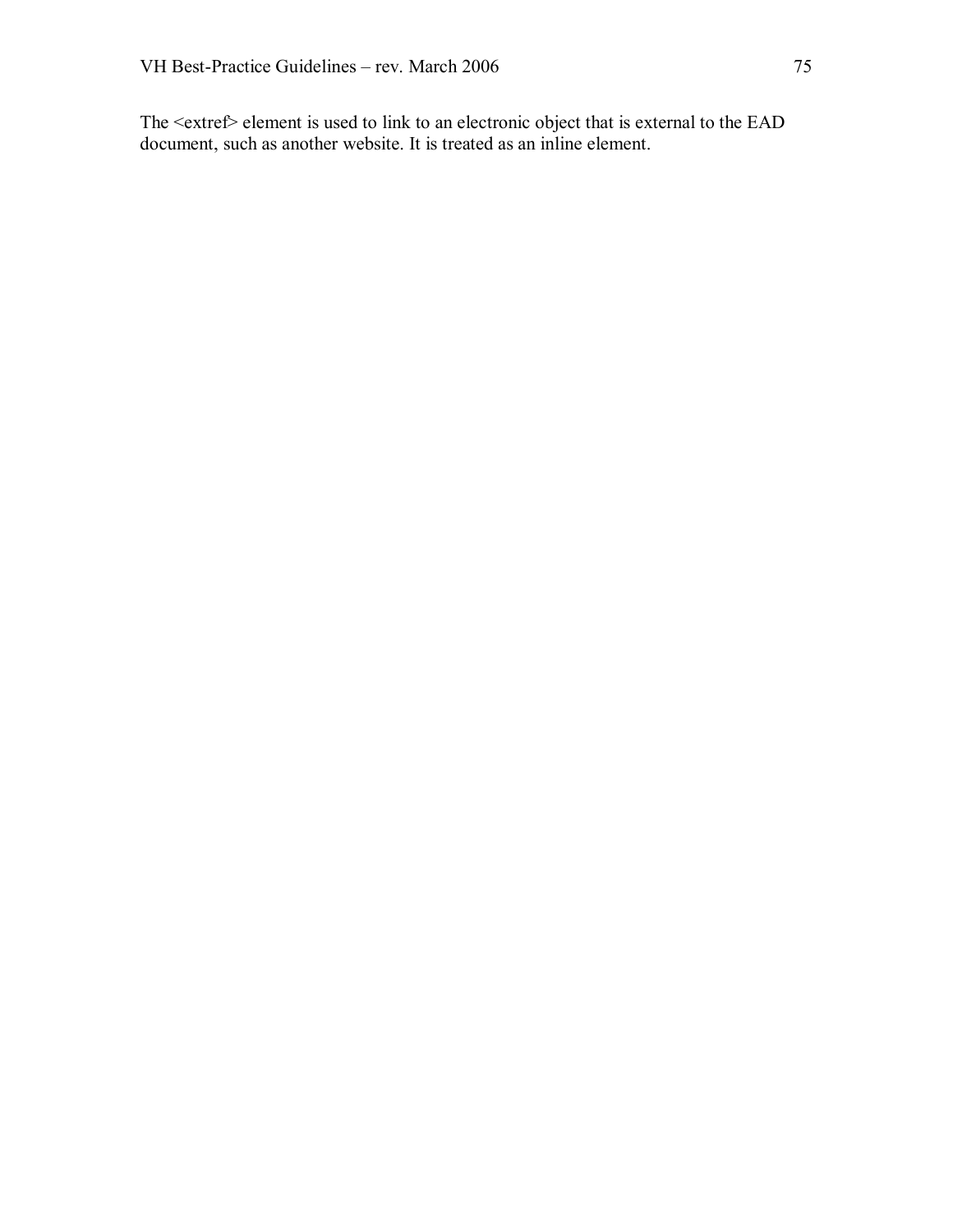The <extref> element is used to link to an electronic object that is external to the EAD document, such as another website. It is treated as an inline element.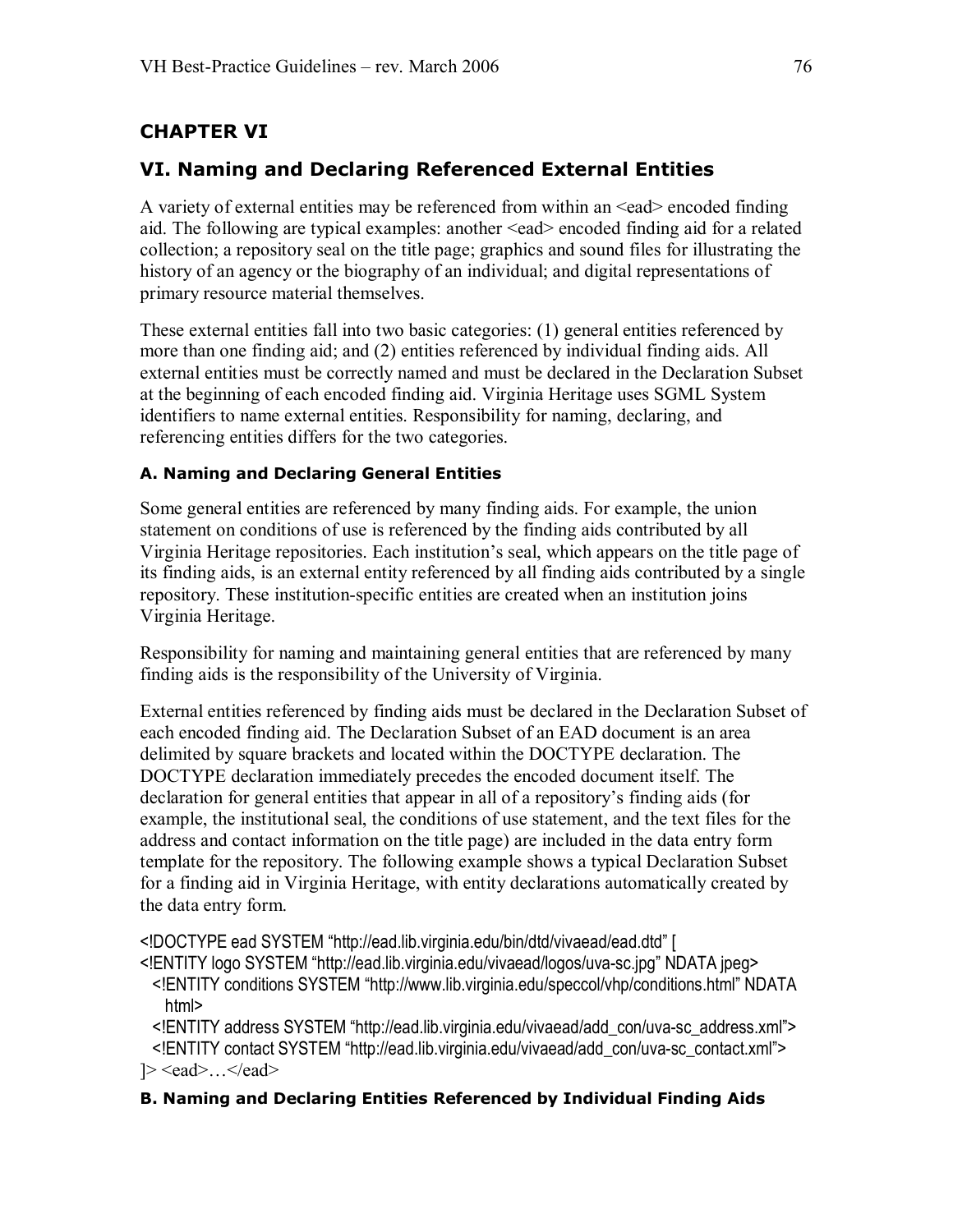# CHAPTER VI

## VI. Naming and Declaring Referenced External Entities

A variety of external entities may be referenced from within an <ead> encoded finding aid. The following are typical examples: another <ead> encoded finding aid for a related collection; a repository seal on the title page; graphics and sound files for illustrating the history of an agency or the biography of an individual; and digital representations of primary resource material themselves.

These external entities fall into two basic categories: (1) general entities referenced by more than one finding aid; and (2) entities referenced by individual finding aids. All external entities must be correctly named and must be declared in the Declaration Subset at the beginning of each encoded finding aid. Virginia Heritage uses SGML System identifiers to name external entities. Responsibility for naming, declaring, and referencing entities differs for the two categories.

### A. Naming and Declaring General Entities

Some general entities are referenced by many finding aids. For example, the union statement on conditions of use is referenced by the finding aids contributed by all Virginia Heritage repositories. Each institution's seal, which appears on the title page of its finding aids, is an external entity referenced by all finding aids contributed by a single repository. These institution-specific entities are created when an institution joins Virginia Heritage.

Responsibility for naming and maintaining general entities that are referenced by many finding aids is the responsibility of the University of Virginia.

External entities referenced by finding aids must be declared in the Declaration Subset of each encoded finding aid. The Declaration Subset of an EAD document is an area delimited by square brackets and located within the DOCTYPE declaration. The DOCTYPE declaration immediately precedes the encoded document itself. The declaration for general entities that appear in all of a repository's finding aids (for example, the institutional seal, the conditions of use statement, and the text files for the address and contact information on the title page) are included in the data entry form template for the repository. The following example shows a typical Declaration Subset for a finding aid in Virginia Heritage, with entity declarations automatically created by the data entry form.

```
<!DOCTYPE ead SYSTEM "http://ead.lib.virginia.edu/bin/dtd/vivaead/ead.dtd" [
<!ENTITY logo SYSTEM "http://ead.lib.virginia.edu/vivaead/logos/uva-sc.jpg" NDATA jpeg>
  <!ENTITY conditions SYSTEM "http://www.lib.virginia.edu/speccol/vhp/conditions.html" NDATA
    html>
  <!ENTITY address SYSTEM "http://ead.lib.virginia.edu/vivaead/add_con/uva-sc_address.xml">
  <!ENTITY contact SYSTEM "http://ead.lib.virginia.edu/vivaead/add_con/uva-sc_contact.xml">
]> <ead>…</ead>
```

### B. Naming and Declaring Entities Referenced by Individual Finding Aids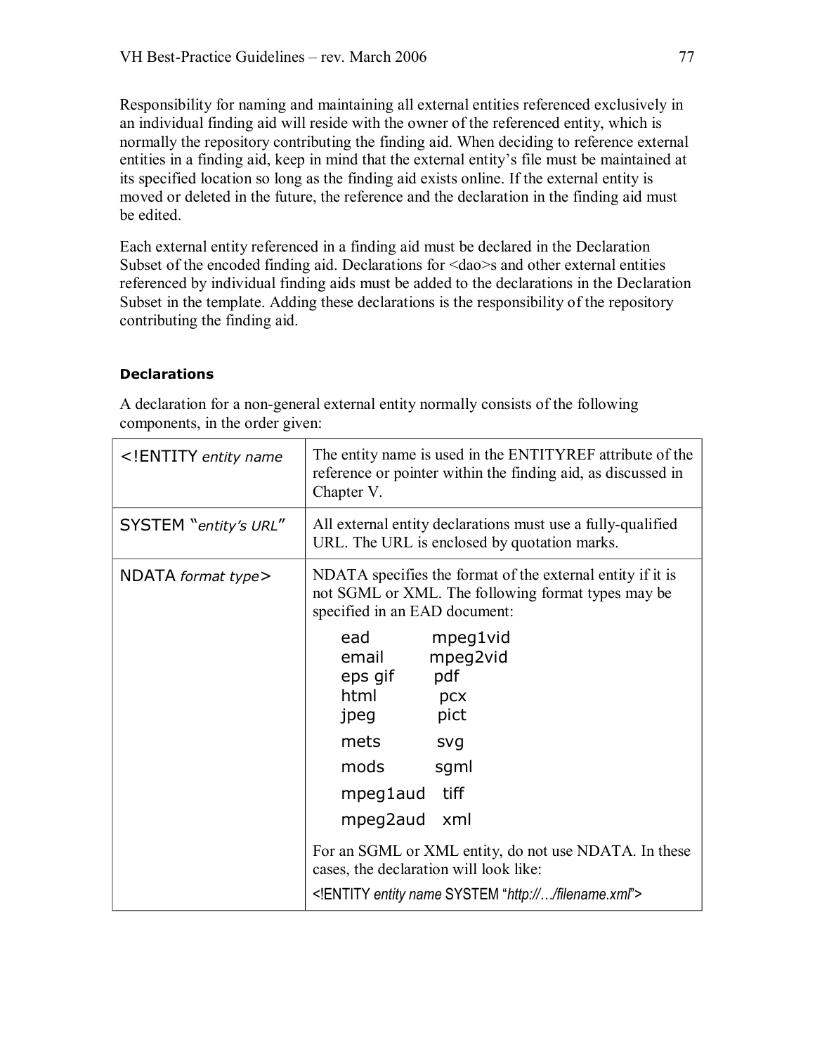Responsibility for naming and maintaining all external entities referenced exclusively in an individual finding aid will reside with the owner of the referenced entity, which is normally the repository contributing the finding aid. When deciding to reference external entities in a finding aid, keep in mind that the external entity's file must be maintained at its specified location so long as the finding aid exists online. If the external entity is moved or deleted in the future, the reference and the declaration in the finding aid must be edited.

Each external entity referenced in a finding aid must be declared in the Declaration Subset of the encoded finding aid. Declarations for <dao>s and other external entities referenced by individual finding aids must be added to the declarations in the Declaration Subset in the template. Adding these declarations is the responsibility of the repository contributing the finding aid.

### Declarations

A declaration for a non-general external entity normally consists of the following components, in the order given:

| | |
|---|---|
| <!ENTITY *entity name* | The entity name is used in the ENTITYREF attribute of the reference or pointer within the finding aid, as discussed in Chapter V. |
| SYSTEM "*entity's URL*" | All external entity declarations must use a fully-qualified URL. The URL is enclosed by quotation marks. |
| NDATA *format type*> | NDATA specifies the format of the external entity if it is not SGML or XML. The following format types may be specified in an EAD document:<br><br>ead mpeg1vid<br>email mpeg2vid<br>eps gif pdf<br>html pcx<br>jpeg pict<br>mets svg<br>mods sgml<br>mpeg1aud tiff<br>mpeg2aud xml<br><br>For an SGML or XML entity, do not use NDATA. In these cases, the declaration will look like:<br><br><!ENTITY *entity name* SYSTEM "*http://…/filename.xml*"> |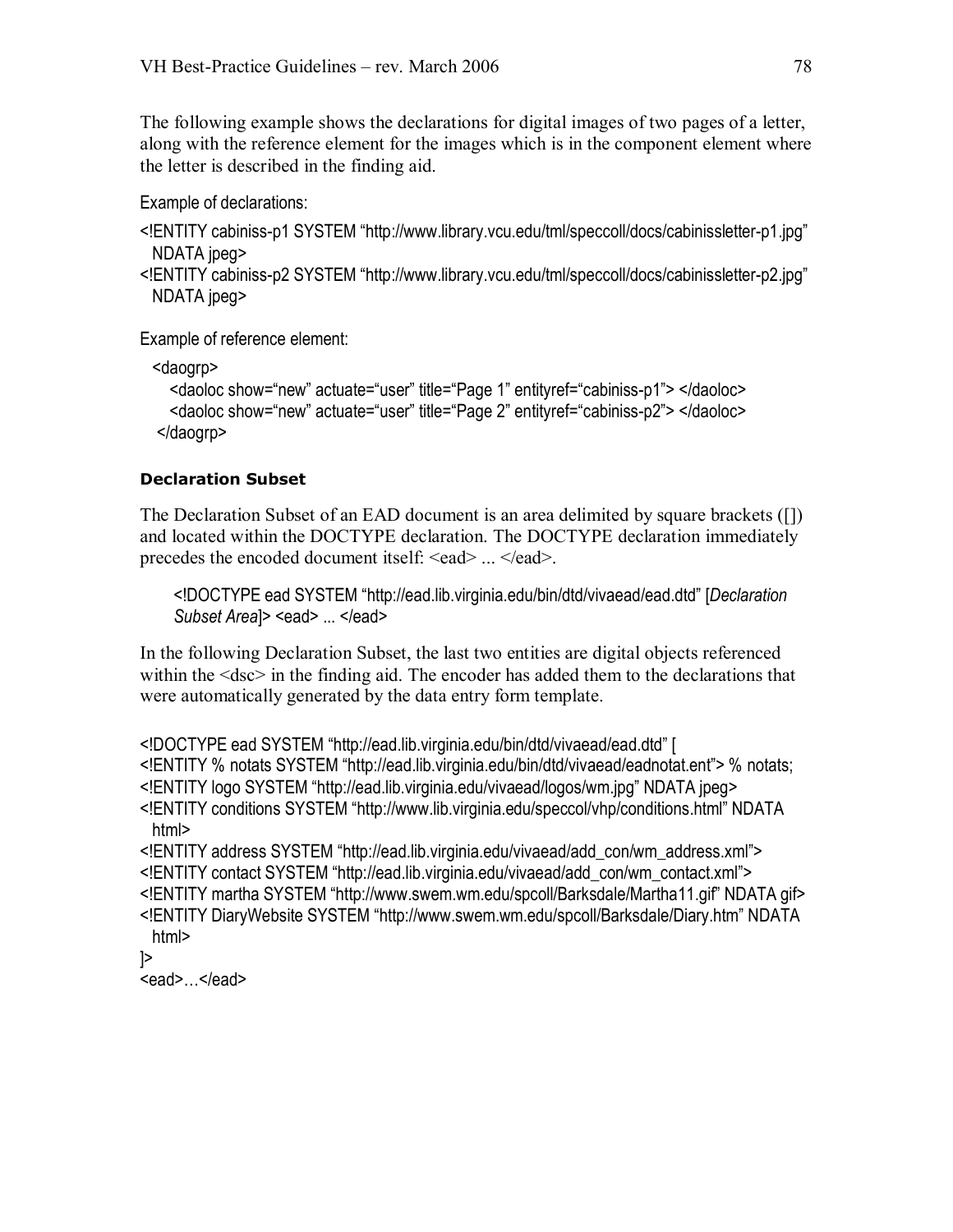The following example shows the declarations for digital images of two pages of a letter, along with the reference element for the images which is in the component element where the letter is described in the finding aid.

Example of declarations:

```
<!ENTITY cabiniss-p1 SYSTEM “http://www.library.vcu.edu/tml/speccoll/docs/cabinissletter-p1.jpg”
  NDATA jpeg>
<!ENTITY cabiniss-p2 SYSTEM “http://www.library.vcu.edu/tml/speccoll/docs/cabinissletter-p2.jpg”
  NDATA jpeg>
```

Example of reference element:

```
<daogrp>
   <daoloc show=“new” actuate=“user” title=“Page 1” entityref=“cabiniss-p1”> </daoloc>
   <daoloc show=“new” actuate=“user” title=“Page 2” entityref=“cabiniss-p2”> </daoloc>
</daogrp>
```

#### Declaration Subset

The Declaration Subset of an EAD document is an area delimited by square brackets ([]) and located within the DOCTYPE declaration. The DOCTYPE declaration immediately precedes the encoded document itself: <ead> ... </ead>.

> <!DOCTYPE ead SYSTEM “http://ead.lib.virginia.edu/bin/dtd/vivaead/ead.dtd” [*Declaration Subset Area*]> <ead> ... </ead>

In the following Declaration Subset, the last two entities are digital objects referenced within the <dsc> in the finding aid. The encoder has added them to the declarations that were automatically generated by the data entry form template.

```
<!DOCTYPE ead SYSTEM “http://ead.lib.virginia.edu/bin/dtd/vivaead/ead.dtd” [
<!ENTITY % notats SYSTEM “http://ead.lib.virginia.edu/bin/dtd/vivaead/eadnotat.ent”> % notats;
<!ENTITY logo SYSTEM “http://ead.lib.virginia.edu/vivaead/logos/wm.jpg” NDATA jpeg>
<!ENTITY conditions SYSTEM “http://www.lib.virginia.edu/speccol/vhp/conditions.html” NDATA
  html>
<!ENTITY address SYSTEM “http://ead.lib.virginia.edu/vivaead/add_con/wm_address.xml”>
<!ENTITY contact SYSTEM “http://ead.lib.virginia.edu/vivaead/add_con/wm_contact.xml”>
<!ENTITY martha SYSTEM “http://www.swem.wm.edu/spcoll/Barksdale/Martha11.gif” NDATA gif>
<!ENTITY DiaryWebsite SYSTEM “http://www.swem.wm.edu/spcoll/Barksdale/Diary.htm” NDATA
  html>
]>
<ead>…</ead>
```